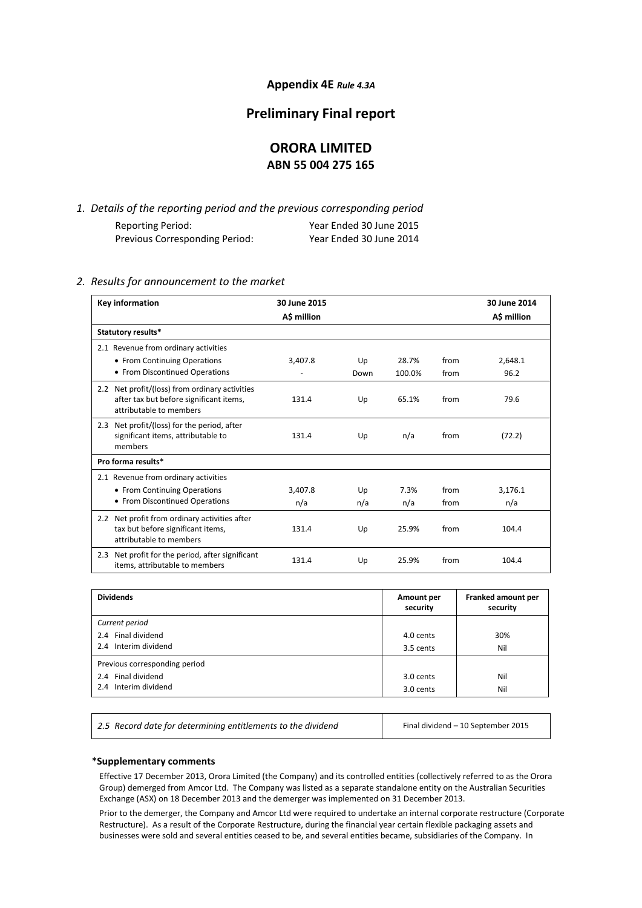**Appendix 4E** *Rule 4.3A*

# Preliminary Final report

## ORORA LIMITED
### ABN 55 004 275 165

*1. Details of the reporting period and the previous corresponding period*

| | |
|---|---|
| Reporting Period: | Year Ended 30 June 2015 |
| Previous Corresponding Period: | Year Ended 30 June 2014 |

*2. Results for announcement to the market*

| Key information | 30 June 2015 A$ million | | | | 30 June 2014 A$ million |
|---|---|---|---|---|---|
| **Statutory results*** | | | | | |
| 2.1 Revenue from ordinary activities | | | | | |
| • From Continuing Operations | 3,407.8 | Up | 28.7% | from | 2,648.1 |
| • From Discontinued Operations | - | Down | 100.0% | from | 96.2 |
| 2.2 Net profit/(loss) from ordinary activities after tax but before significant items, attributable to members | 131.4 | Up | 65.1% | from | 79.6 |
| 2.3 Net profit/(loss) for the period, after significant items, attributable to members | 131.4 | Up | n/a | from | (72.2) |
| **Pro forma results*** | | | | | |
| 2.1 Revenue from ordinary activities | | | | | |
| • From Continuing Operations | 3,407.8 | Up | 7.3% | from | 3,176.1 |
| • From Discontinued Operations | n/a | n/a | n/a | from | n/a |
| 2.2 Net profit from ordinary activities after tax but before significant items, attributable to members | 131.4 | Up | 25.9% | from | 104.4 |
| 2.3 Net profit for the period, after significant items, attributable to members | 131.4 | Up | 25.9% | from | 104.4 |

| Dividends | Amount per security | Franked amount per security |
|---|---|---|
| *Current period* | | |
| 2.4 Final dividend | 4.0 cents | 30% |
| 2.4 Interim dividend | 3.5 cents | Nil |
| Previous corresponding period | | |
| 2.4 Final dividend | 3.0 cents | Nil |
| 2.4 Interim dividend | 3.0 cents | Nil |

| | |
|---|---|
| *2.5 Record date for determining entitlements to the dividend* | Final dividend – 10 September 2015 |

**\*Supplementary comments**

Effective 17 December 2013, Orora Limited (the Company) and its controlled entities (collectively referred to as the Orora Group) demerged from Amcor Ltd. The Company was listed as a separate standalone entity on the Australian Securities Exchange (ASX) on 18 December 2013 and the demerger was implemented on 31 December 2013.

Prior to the demerger, the Company and Amcor Ltd were required to undertake an internal corporate restructure (Corporate Restructure). As a result of the Corporate Restructure, during the financial year certain flexible packaging assets and businesses were sold and several entities ceased to be, and several entities became, subsidiaries of the Company. In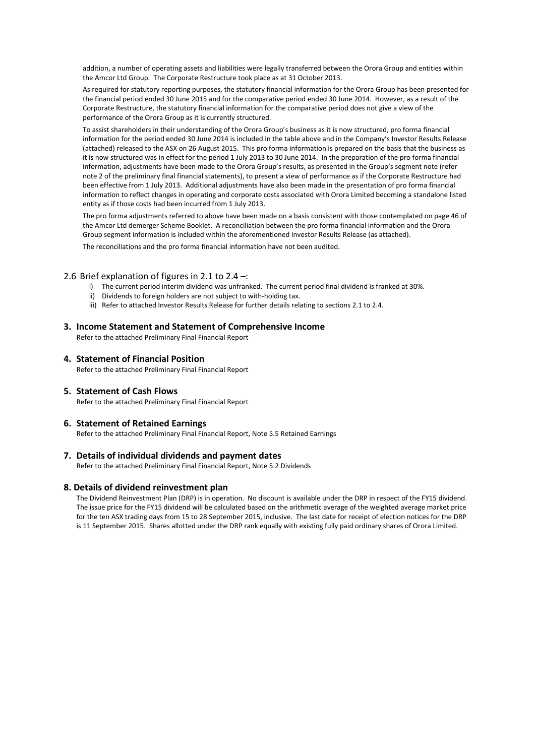addition, a number of operating assets and liabilities were legally transferred between the Orora Group and entities within the Amcor Ltd Group. The Corporate Restructure took place as at 31 October 2013.

As required for statutory reporting purposes, the statutory financial information for the Orora Group has been presented for the financial period ended 30 June 2015 and for the comparative period ended 30 June 2014. However, as a result of the Corporate Restructure, the statutory financial information for the comparative period does not give a view of the performance of the Orora Group as it is currently structured.

To assist shareholders in their understanding of the Orora Group's business as it is now structured, pro forma financial information for the period ended 30 June 2014 is included in the table above and in the Company's Investor Results Release (attached) released to the ASX on 26 August 2015. This pro forma information is prepared on the basis that the business as it is now structured was in effect for the period 1 July 2013 to 30 June 2014. In the preparation of the pro forma financial information, adjustments have been made to the Orora Group's results, as presented in the Group's segment note (refer note 2 of the preliminary final financial statements), to present a view of performance as if the Corporate Restructure had been effective from 1 July 2013. Additional adjustments have also been made in the presentation of pro forma financial information to reflect changes in operating and corporate costs associated with Orora Limited becoming a standalone listed entity as if those costs had been incurred from 1 July 2013.

The pro forma adjustments referred to above have been made on a basis consistent with those contemplated on page 46 of the Amcor Ltd demerger Scheme Booklet. A reconciliation between the pro forma financial information and the Orora Group segment information is included within the aforementioned Investor Results Release (as attached).

The reconciliations and the pro forma financial information have not been audited.

## 2.6 Brief explanation of figures in 2.1 to 2.4 –:

i) The current period interim dividend was unfranked. The current period final dividend is franked at 30%.
ii) Dividends to foreign holders are not subject to with-holding tax.
iii) Refer to attached Investor Results Release for further details relating to sections 2.1 to 2.4.

## 3. Income Statement and Statement of Comprehensive Income

Refer to the attached Preliminary Final Financial Report

## 4. Statement of Financial Position

Refer to the attached Preliminary Final Financial Report

## 5. Statement of Cash Flows

Refer to the attached Preliminary Final Financial Report

## 6. Statement of Retained Earnings

Refer to the attached Preliminary Final Financial Report, Note 5.5 Retained Earnings

## 7. Details of individual dividends and payment dates

Refer to the attached Preliminary Final Financial Report, Note 5.2 Dividends

## 8. Details of dividend reinvestment plan

The Dividend Reinvestment Plan (DRP) is in operation. No discount is available under the DRP in respect of the FY15 dividend. The issue price for the FY15 dividend will be calculated based on the arithmetic average of the weighted average market price for the ten ASX trading days from 15 to 28 September 2015, inclusive. The last date for receipt of election notices for the DRP is 11 September 2015. Shares allotted under the DRP rank equally with existing fully paid ordinary shares of Orora Limited.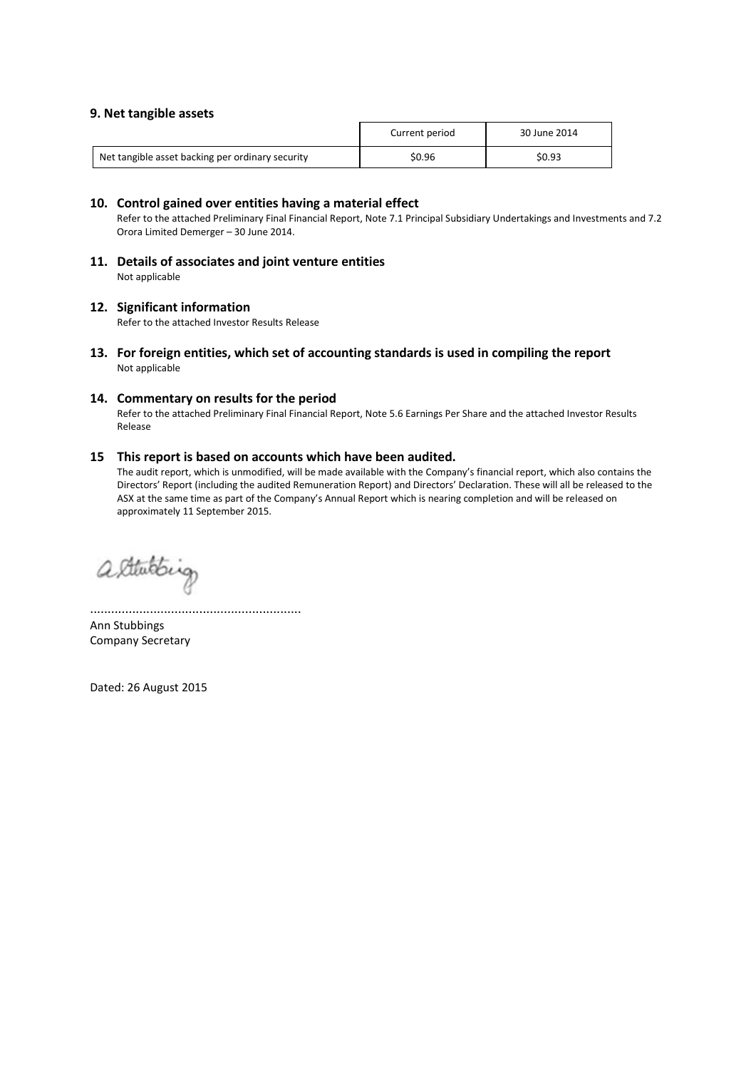## 9. Net tangible assets

| | Current period | 30 June 2014 |
|---|---|---|
| Net tangible asset backing per ordinary security | $0.96 | $0.93 |

## 10. Control gained over entities having a material effect

Refer to the attached Preliminary Final Financial Report, Note 7.1 Principal Subsidiary Undertakings and Investments and 7.2 Orora Limited Demerger – 30 June 2014.

## 11. Details of associates and joint venture entities

Not applicable

## 12. Significant information

Refer to the attached Investor Results Release

## 13. For foreign entities, which set of accounting standards is used in compiling the report

Not applicable

## 14. Commentary on results for the period

Refer to the attached Preliminary Final Financial Report, Note 5.6 Earnings Per Share and the attached Investor Results Release

## 15 This report is based on accounts which have been audited.

The audit report, which is unmodified, will be made available with the Company's financial report, which also contains the Directors' Report (including the audited Remuneration Report) and Directors' Declaration. These will all be released to the ASX at the same time as part of the Company's Annual Report which is nearing completion and will be released on approximately 11 September 2015.

...........................................................

Ann Stubbings
Company Secretary

Dated: 26 August 2015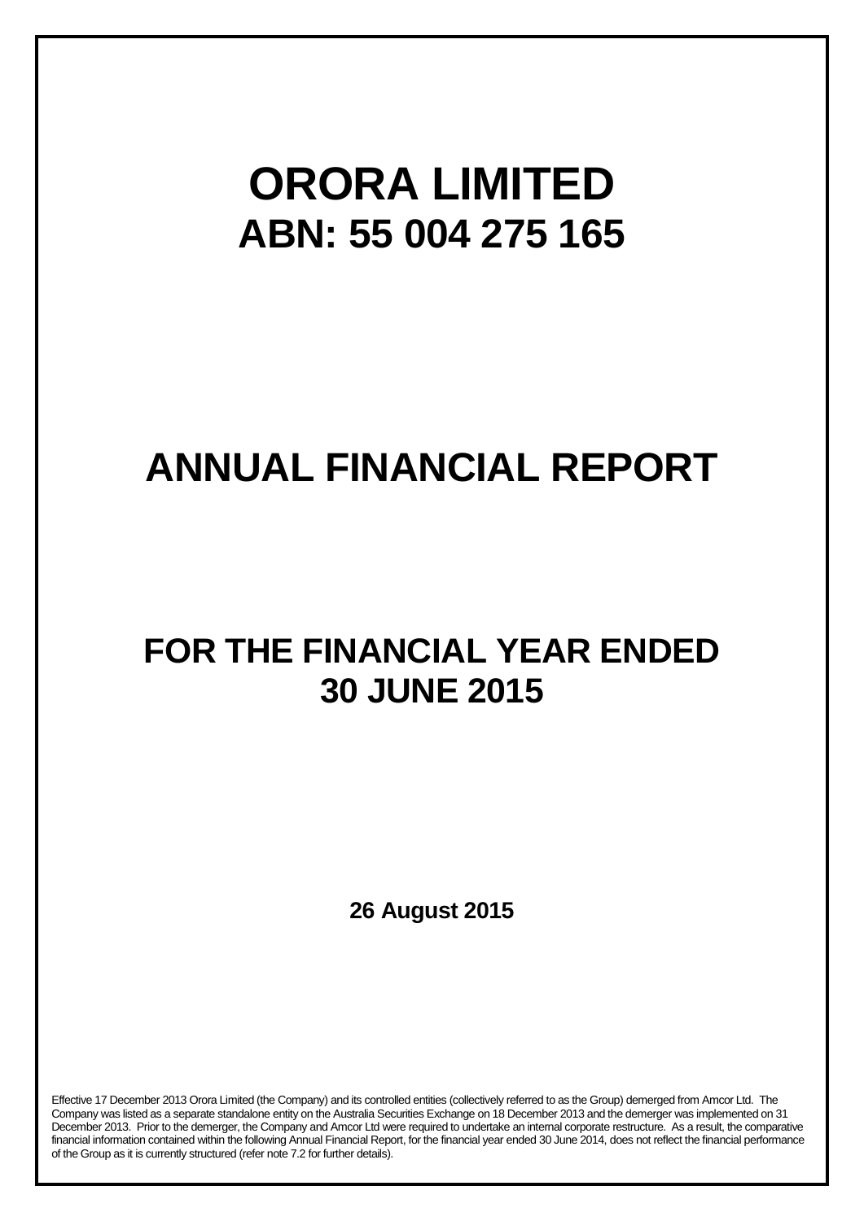# ORORA LIMITED

## ABN: 55 004 275 165

# ANNUAL FINANCIAL REPORT

## FOR THE FINANCIAL YEAR ENDED 30 JUNE 2015

**26 August 2015**

Effective 17 December 2013 Orora Limited (the Company) and its controlled entities (collectively referred to as the Group) demerged from Amcor Ltd. The Company was listed as a separate standalone entity on the Australia Securities Exchange on 18 December 2013 and the demerger was implemented on 31 December 2013. Prior to the demerger, the Company and Amcor Ltd were required to undertake an internal corporate restructure. As a result, the comparative financial information contained within the following Annual Financial Report, for the financial year ended 30 June 2014, does not reflect the financial performance of the Group as it is currently structured (refer note 7.2 for further details).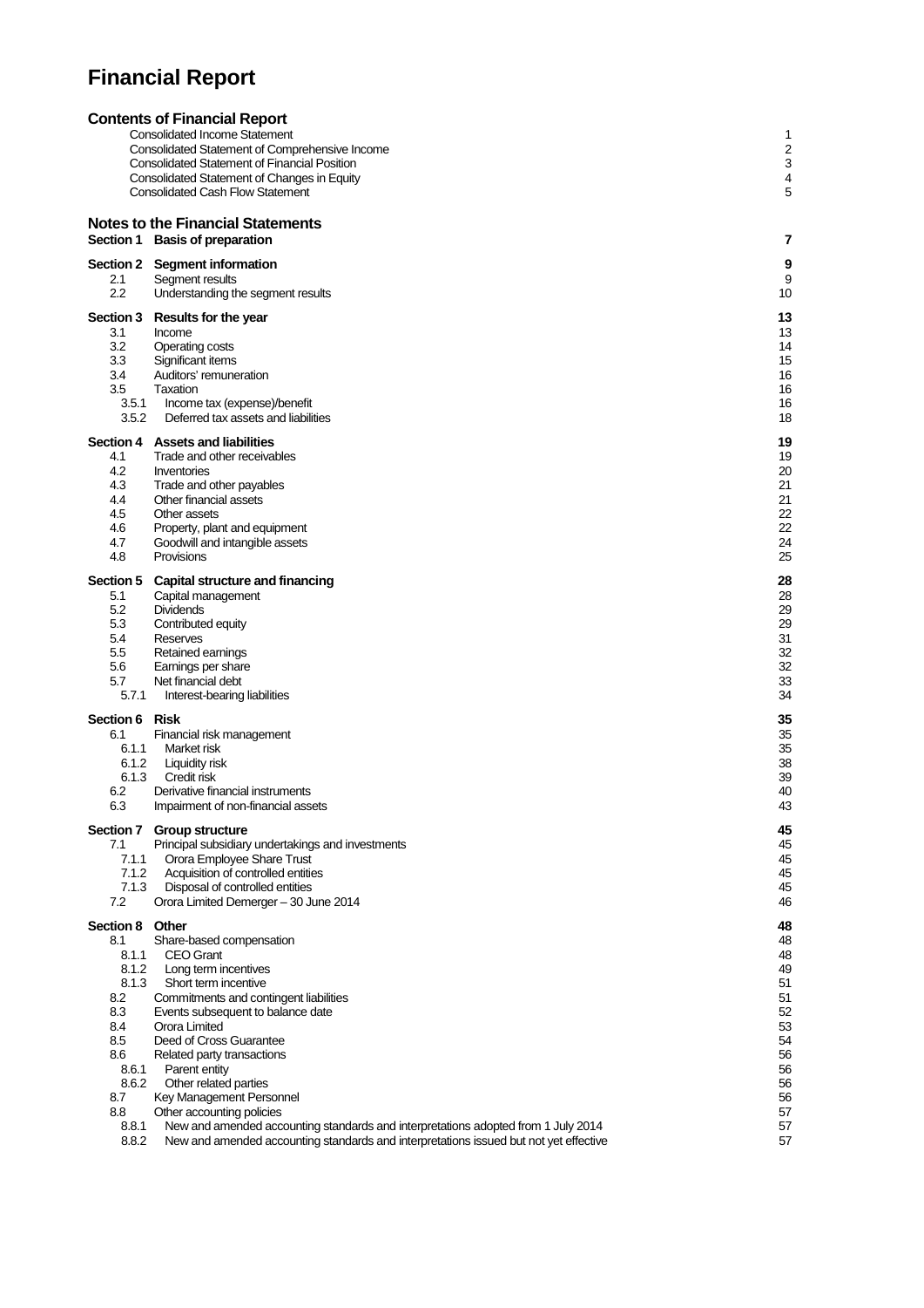# Financial Report

## Contents of Financial Report

| | | |
|---|---|---|
| | Consolidated Income Statement | 1 |
| | Consolidated Statement of Comprehensive Income | 2 |
| | Consolidated Statement of Financial Position | 3 |
| | Consolidated Statement of Changes in Equity | 4 |
| | Consolidated Cash Flow Statement | 5 |

## Notes to the Financial Statements

| | | |
|---|---|---|
| **Section 1** | **Basis of preparation** | **7** |
| **Section 2** | **Segment information** | **9** |
| 2.1 | Segment results | 9 |
| 2.2 | Understanding the segment results | 10 |
| **Section 3** | **Results for the year** | **13** |
| 3.1 | Income | 13 |
| 3.2 | Operating costs | 14 |
| 3.3 | Significant items | 15 |
| 3.4 | Auditors' remuneration | 16 |
| 3.5 | Taxation | 16 |
| 3.5.1 | Income tax (expense)/benefit | 16 |
| 3.5.2 | Deferred tax assets and liabilities | 18 |
| **Section 4** | **Assets and liabilities** | **19** |
| 4.1 | Trade and other receivables | 19 |
| 4.2 | Inventories | 20 |
| 4.3 | Trade and other payables | 21 |
| 4.4 | Other financial assets | 21 |
| 4.5 | Other assets | 22 |
| 4.6 | Property, plant and equipment | 22 |
| 4.7 | Goodwill and intangible assets | 24 |
| 4.8 | Provisions | 25 |
| **Section 5** | **Capital structure and financing** | **28** |
| 5.1 | Capital management | 28 |
| 5.2 | Dividends | 29 |
| 5.3 | Contributed equity | 29 |
| 5.4 | Reserves | 31 |
| 5.5 | Retained earnings | 32 |
| 5.6 | Earnings per share | 32 |
| 5.7 | Net financial debt | 33 |
| 5.7.1 | Interest-bearing liabilities | 34 |
| **Section 6** | **Risk** | **35** |
| 6.1 | Financial risk management | 35 |
| 6.1.1 | Market risk | 35 |
| 6.1.2 | Liquidity risk | 38 |
| 6.1.3 | Credit risk | 39 |
| 6.2 | Derivative financial instruments | 40 |
| 6.3 | Impairment of non-financial assets | 43 |
| **Section 7** | **Group structure** | **45** |
| 7.1 | Principal subsidiary undertakings and investments | 45 |
| 7.1.1 | Orora Employee Share Trust | 45 |
| 7.1.2 | Acquisition of controlled entities | 45 |
| 7.1.3 | Disposal of controlled entities | 45 |
| 7.2 | Orora Limited Demerger – 30 June 2014 | 46 |
| **Section 8** | **Other** | **48** |
| 8.1 | Share-based compensation | 48 |
| 8.1.1 | CEO Grant | 48 |
| 8.1.2 | Long term incentives | 49 |
| 8.1.3 | Short term incentive | 51 |
| 8.2 | Commitments and contingent liabilities | 51 |
| 8.3 | Events subsequent to balance date | 52 |
| 8.4 | Orora Limited | 53 |
| 8.5 | Deed of Cross Guarantee | 54 |
| 8.6 | Related party transactions | 56 |
| 8.6.1 | Parent entity | 56 |
| 8.6.2 | Other related parties | 56 |
| 8.7 | Key Management Personnel | 56 |
| 8.8 | Other accounting policies | 57 |
| 8.8.1 | New and amended accounting standards and interpretations adopted from 1 July 2014 | 57 |
| 8.8.2 | New and amended accounting standards and interpretations issued but not yet effective | 57 |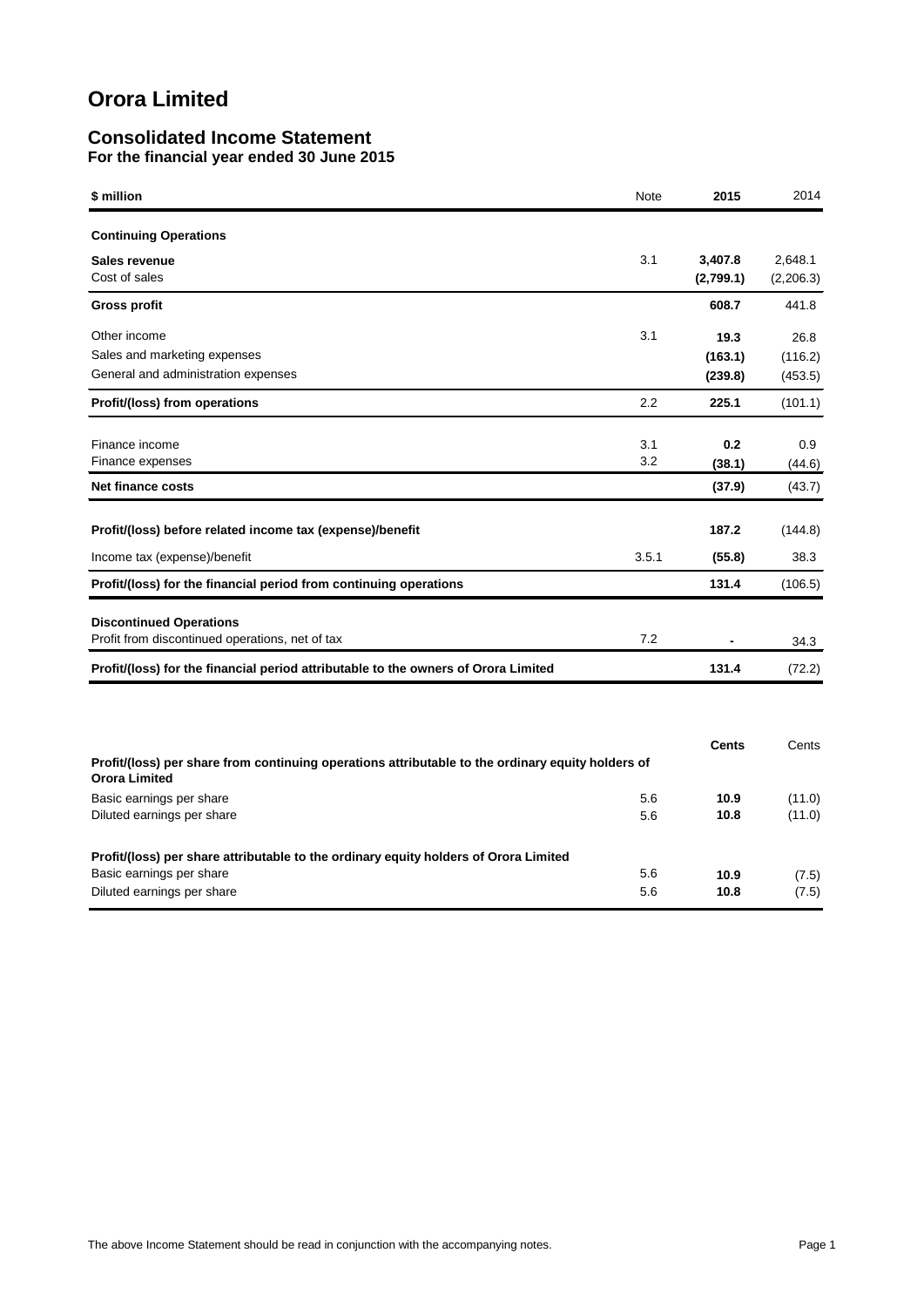# Orora Limited

## Consolidated Income Statement

**For the financial year ended 30 June 2015**

| $ million | Note | 2015 | 2014 |
|---|---|---|---|
| **Continuing Operations** | | | |
| **Sales revenue** | 3.1 | **3,407.8** | 2,648.1 |
| Cost of sales | | **(2,799.1)** | (2,206.3) |
| **Gross profit** | | **608.7** | 441.8 |
| Other income | 3.1 | **19.3** | 26.8 |
| Sales and marketing expenses | | **(163.1)** | (116.2) |
| General and administration expenses | | **(239.8)** | (453.5) |
| **Profit/(loss) from operations** | 2.2 | **225.1** | (101.1) |
| Finance income | 3.1 | **0.2** | 0.9 |
| Finance expenses | 3.2 | **(38.1)** | (44.6) |
| **Net finance costs** | | **(37.9)** | (43.7) |
| **Profit/(loss) before related income tax (expense)/benefit** | | **187.2** | (144.8) |
| Income tax (expense)/benefit | 3.5.1 | **(55.8)** | 38.3 |
| **Profit/(loss) for the financial period from continuing operations** | | **131.4** | (106.5) |
| **Discontinued Operations** | | | |
| Profit from discontinued operations, net of tax | 7.2 | **-** | 34.3 |
| **Profit/(loss) for the financial period attributable to the owners of Orora Limited** | | **131.4** | (72.2) |

| | | **Cents** | Cents |
|---|---|---|---|
| **Profit/(loss) per share from continuing operations attributable to the ordinary equity holders of Orora Limited** | | | |
| Basic earnings per share | 5.6 | **10.9** | (11.0) |
| Diluted earnings per share | 5.6 | **10.8** | (11.0) |
| **Profit/(loss) per share attributable to the ordinary equity holders of Orora Limited** | | | |
| Basic earnings per share | 5.6 | **10.9** | (7.5) |
| Diluted earnings per share | 5.6 | **10.8** | (7.5) |

The above Income Statement should be read in conjunction with the accompanying notes.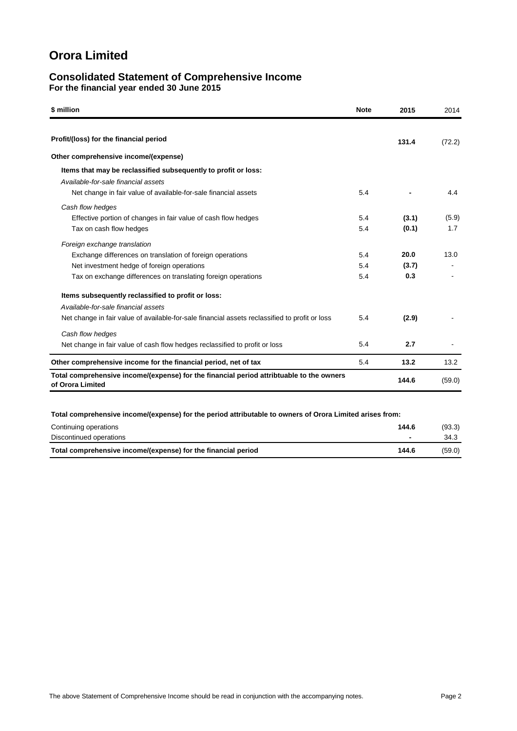# Orora Limited

## Consolidated Statement of Comprehensive Income

**For the financial year ended 30 June 2015**

| $ million | Note | 2015 | 2014 |
|---|---|---|---|
| **Profit/(loss) for the financial period** | | **131.4** | (72.2) |
| **Other comprehensive income/(expense)** | | | |
| **Items that may be reclassified subsequently to profit or loss:** | | | |
| *Available-for-sale financial assets* | | | |
| Net change in fair value of available-for-sale financial assets | 5.4 | **-** | 4.4 |
| *Cash flow hedges* | | | |
| Effective portion of changes in fair value of cash flow hedges | 5.4 | **(3.1)** | (5.9) |
| Tax on cash flow hedges | 5.4 | **(0.1)** | 1.7 |
| *Foreign exchange translation* | | | |
| Exchange differences on translation of foreign operations | 5.4 | **20.0** | 13.0 |
| Net investment hedge of foreign operations | 5.4 | **(3.7)** | - |
| Tax on exchange differences on translating foreign operations | 5.4 | **0.3** | - |
| **Items subsequently reclassified to profit or loss:** | | | |
| *Available-for-sale financial assets* | | | |
| Net change in fair value of available-for-sale financial assets reclassified to profit or loss | 5.4 | **(2.9)** | - |
| *Cash flow hedges* | | | |
| Net change in fair value of cash flow hedges reclassified to profit or loss | 5.4 | **2.7** | - |
| **Other comprehensive income for the financial period, net of tax** | 5.4 | **13.2** | 13.2 |
| **Total comprehensive income/(expense) for the financial period attribtuable to the owners of Orora Limited** | | **144.6** | (59.0) |

| **Total comprehensive income/(expense) for the period attributable to owners of Orora Limited arises from:** | | |
|---|---|---|
| Continuing operations | **144.6** | (93.3) |
| Discontinued operations | **-** | 34.3 |
| **Total comprehensive income/(expense) for the financial period** | **144.6** | (59.0) |

The above Statement of Comprehensive Income should be read in conjunction with the accompanying notes.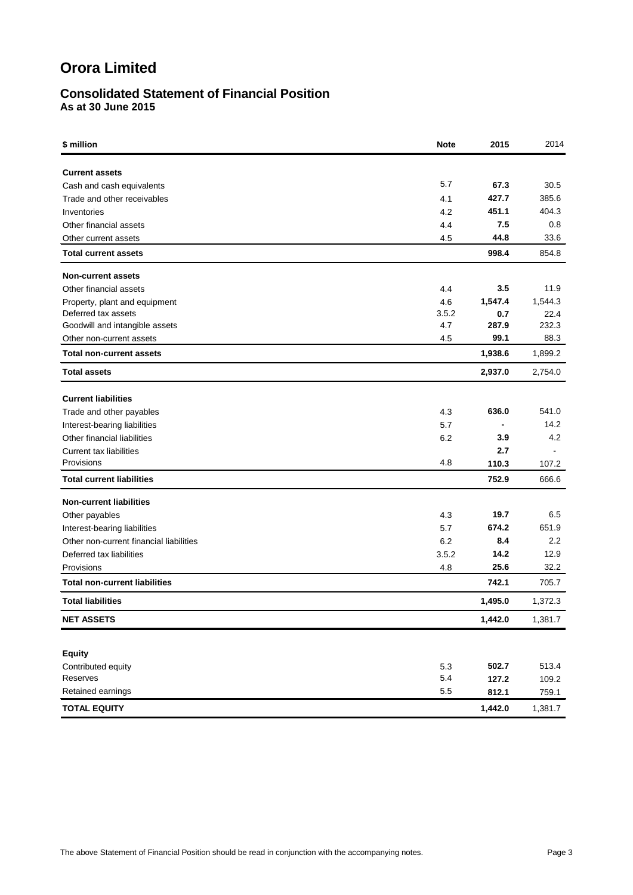# Orora Limited

## Consolidated Statement of Financial Position

**As at 30 June 2015**

| **$ million** | **Note** | **2015** | 2014 |
|---|---|---|---|
| **Current assets** | | | |
| Cash and cash equivalents | 5.7 | **67.3** | 30.5 |
| Trade and other receivables | 4.1 | **427.7** | 385.6 |
| Inventories | 4.2 | **451.1** | 404.3 |
| Other financial assets | 4.4 | **7.5** | 0.8 |
| Other current assets | 4.5 | **44.8** | 33.6 |
| **Total current assets** | | **998.4** | 854.8 |
| **Non-current assets** | | | |
| Other financial assets | 4.4 | **3.5** | 11.9 |
| Property, plant and equipment | 4.6 | **1,547.4** | 1,544.3 |
| Deferred tax assets | 3.5.2 | **0.7** | 22.4 |
| Goodwill and intangible assets | 4.7 | **287.9** | 232.3 |
| Other non-current assets | 4.5 | **99.1** | 88.3 |
| **Total non-current assets** | | **1,938.6** | 1,899.2 |
| **Total assets** | | **2,937.0** | 2,754.0 |
| **Current liabilities** | | | |
| Trade and other payables | 4.3 | **636.0** | 541.0 |
| Interest-bearing liabilities | 5.7 | **-** | 14.2 |
| Other financial liabilities | 6.2 | **3.9** | 4.2 |
| Current tax liabilities | | **2.7** | - |
| Provisions | 4.8 | **110.3** | 107.2 |
| **Total current liabilities** | | **752.9** | 666.6 |
| **Non-current liabilities** | | | |
| Other payables | 4.3 | **19.7** | 6.5 |
| Interest-bearing liabilities | 5.7 | **674.2** | 651.9 |
| Other non-current financial liabilities | 6.2 | **8.4** | 2.2 |
| Deferred tax liabilities | 3.5.2 | **14.2** | 12.9 |
| Provisions | 4.8 | **25.6** | 32.2 |
| **Total non-current liabilities** | | **742.1** | 705.7 |
| **Total liabilities** | | **1,495.0** | 1,372.3 |
| **NET ASSETS** | | **1,442.0** | 1,381.7 |
| **Equity** | | | |
| Contributed equity | 5.3 | **502.7** | 513.4 |
| Reserves | 5.4 | **127.2** | 109.2 |
| Retained earnings | 5.5 | **812.1** | 759.1 |
| **TOTAL EQUITY** | | **1,442.0** | 1,381.7 |

The above Statement of Financial Position should be read in conjunction with the accompanying notes.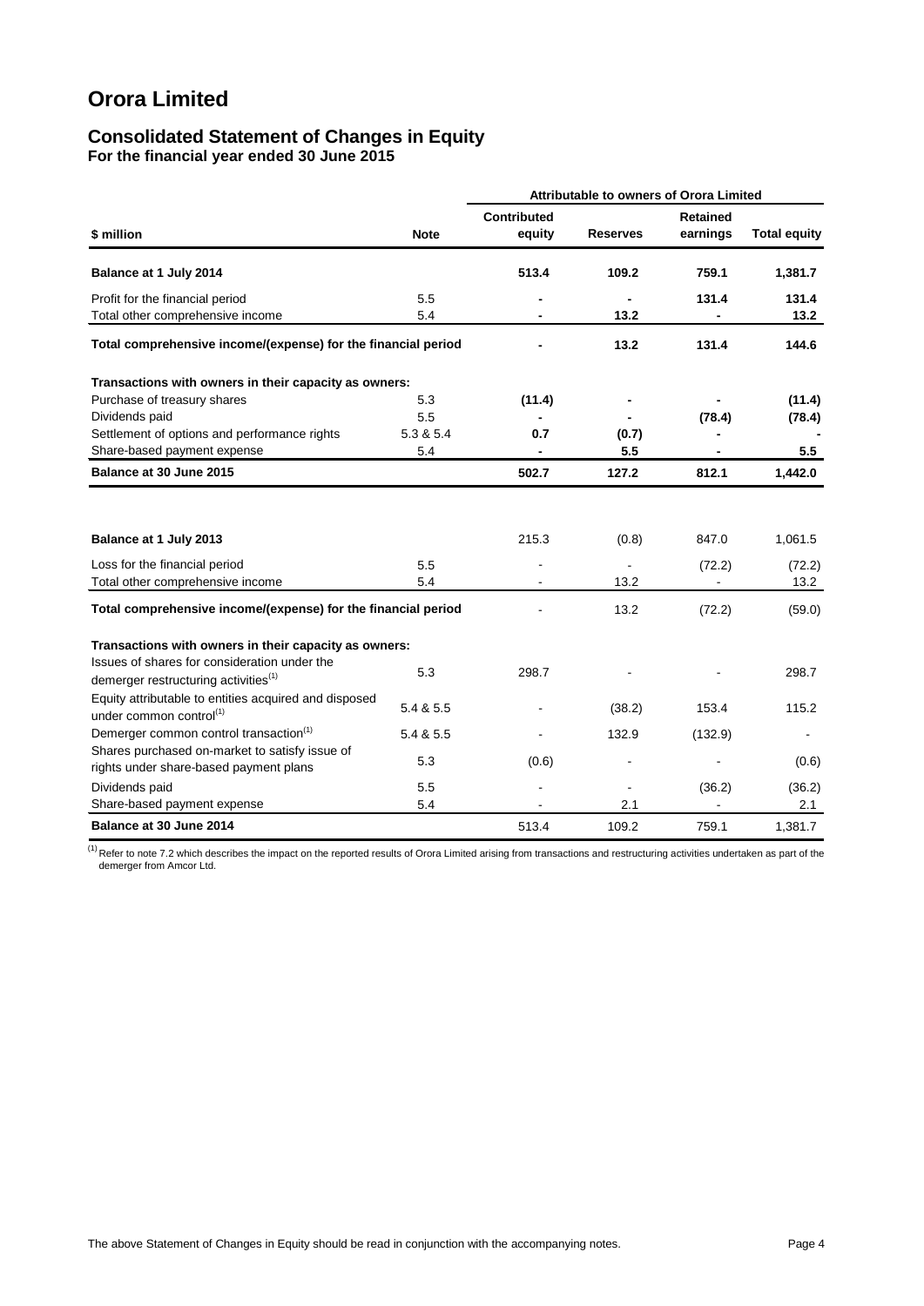# Orora Limited

## Consolidated Statement of Changes in Equity

**For the financial year ended 30 June 2015**

| | | Attributable to owners of Orora Limited | | | |
|---|---|---|---|---|---|
| **$ million** | **Note** | **Contributed equity** | **Reserves** | **Retained earnings** | **Total equity** |
| **Balance at 1 July 2014** | | **513.4** | **109.2** | **759.1** | **1,381.7** |
| Profit for the financial period | 5.5 | **-** | **-** | **131.4** | **131.4** |
| Total other comprehensive income | 5.4 | **-** | **13.2** | **-** | **13.2** |
| **Total comprehensive income/(expense) for the financial period** | | **-** | **13.2** | **131.4** | **144.6** |
| **Transactions with owners in their capacity as owners:** | | | | | |
| Purchase of treasury shares | 5.3 | **(11.4)** | **-** | **-** | **(11.4)** |
| Dividends paid | 5.5 | **-** | **-** | **(78.4)** | **(78.4)** |
| Settlement of options and performance rights | 5.3 & 5.4 | **0.7** | **(0.7)** | **-** | **-** |
| Share-based payment expense | 5.4 | **-** | **5.5** | **-** | **5.5** |
| **Balance at 30 June 2015** | | **502.7** | **127.2** | **812.1** | **1,442.0** |
| | | | | | |
| **Balance at 1 July 2013** | | 215.3 | (0.8) | 847.0 | 1,061.5 |
| Loss for the financial period | 5.5 | - | - | (72.2) | (72.2) |
| Total other comprehensive income | 5.4 | - | 13.2 | - | 13.2 |
| **Total comprehensive income/(expense) for the financial period** | | - | 13.2 | (72.2) | (59.0) |
| **Transactions with owners in their capacity as owners:** | | | | | |
| Issues of shares for consideration under the demerger restructuring activities[(1)] | 5.3 | 298.7 | - | - | 298.7 |
| Equity attributable to entities acquired and disposed under common control[(1)] | 5.4 & 5.5 | - | (38.2) | 153.4 | 115.2 |
| Demerger common control transaction[(1)] | 5.4 & 5.5 | - | 132.9 | (132.9) | - |
| Shares purchased on-market to satisfy issue of rights under share-based payment plans | 5.3 | (0.6) | - | - | (0.6) |
| Dividends paid | 5.5 | - | - | (36.2) | (36.2) |
| Share-based payment expense | 5.4 | - | 2.1 | - | 2.1 |
| **Balance at 30 June 2014** | | 513.4 | 109.2 | 759.1 | 1,381.7 |

[(1)] Refer to note 7.2 which describes the impact on the reported results of Orora Limited arising from transactions and restructuring activities undertaken as part of the demerger from Amcor Ltd.

The above Statement of Changes in Equity should be read in conjunction with the accompanying notes.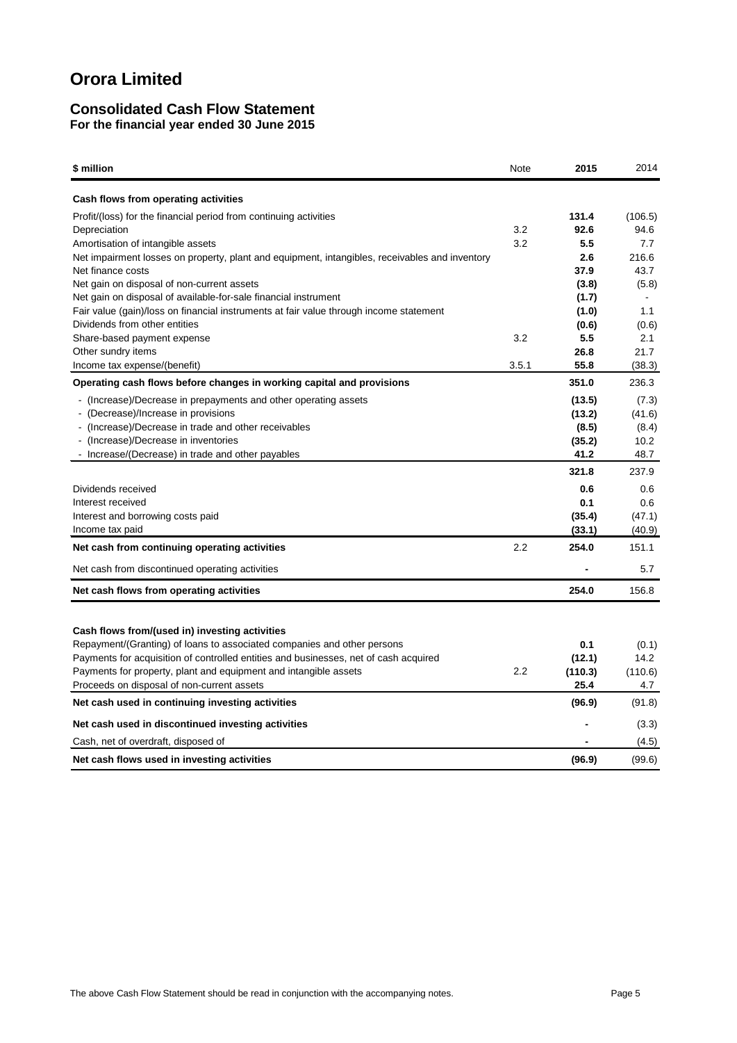# Orora Limited

## Consolidated Cash Flow Statement

**For the financial year ended 30 June 2015**

| $ million | Note | 2015 | 2014 |
|---|---|---|---|
| **Cash flows from operating activities** | | | |
| Profit/(loss) for the financial period from continuing activities | | **131.4** | (106.5) |
| Depreciation | 3.2 | **92.6** | 94.6 |
| Amortisation of intangible assets | 3.2 | **5.5** | 7.7 |
| Net impairment losses on property, plant and equipment, intangibles, receivables and inventory | | **2.6** | 216.6 |
| Net finance costs | | **37.9** | 43.7 |
| Net gain on disposal of non-current assets | | **(3.8)** | (5.8) |
| Net gain on disposal of available-for-sale financial instrument | | **(1.7)** | - |
| Fair value (gain)/loss on financial instruments at fair value through income statement | | **(1.0)** | 1.1 |
| Dividends from other entities | | **(0.6)** | (0.6) |
| Share-based payment expense | 3.2 | **5.5** | 2.1 |
| Other sundry items | | **26.8** | 21.7 |
| Income tax expense/(benefit) | 3.5.1 | **55.8** | (38.3) |
| **Operating cash flows before changes in working capital and provisions** | | **351.0** | 236.3 |
| - (Increase)/Decrease in prepayments and other operating assets | | **(13.5)** | (7.3) |
| - (Decrease)/Increase in provisions | | **(13.2)** | (41.6) |
| - (Increase)/Decrease in trade and other receivables | | **(8.5)** | (8.4) |
| - (Increase)/Decrease in inventories | | **(35.2)** | 10.2 |
| - Increase/(Decrease) in trade and other payables | | **41.2** | 48.7 |
| | | **321.8** | 237.9 |
| Dividends received | | **0.6** | 0.6 |
| Interest received | | **0.1** | 0.6 |
| Interest and borrowing costs paid | | **(35.4)** | (47.1) |
| Income tax paid | | **(33.1)** | (40.9) |
| **Net cash from continuing operating activities** | 2.2 | **254.0** | 151.1 |
| Net cash from discontinued operating activities | | **-** | 5.7 |
| **Net cash flows from operating activities** | | **254.0** | 156.8 |
| | | | |
| **Cash flows from/(used in) investing activities** | | | |
| Repayment/(Granting) of loans to associated companies and other persons | | **0.1** | (0.1) |
| Payments for acquisition of controlled entities and businesses, net of cash acquired | | **(12.1)** | 14.2 |
| Payments for property, plant and equipment and intangible assets | 2.2 | **(110.3)** | (110.6) |
| Proceeds on disposal of non-current assets | | **25.4** | 4.7 |
| **Net cash used in continuing investing activities** | | **(96.9)** | (91.8) |
| **Net cash used in discontinued investing activities** | | **-** | (3.3) |
| Cash, net of overdraft, disposed of | | **-** | (4.5) |
| **Net cash flows used in investing activities** | | **(96.9)** | (99.6) |

The above Cash Flow Statement should be read in conjunction with the accompanying notes.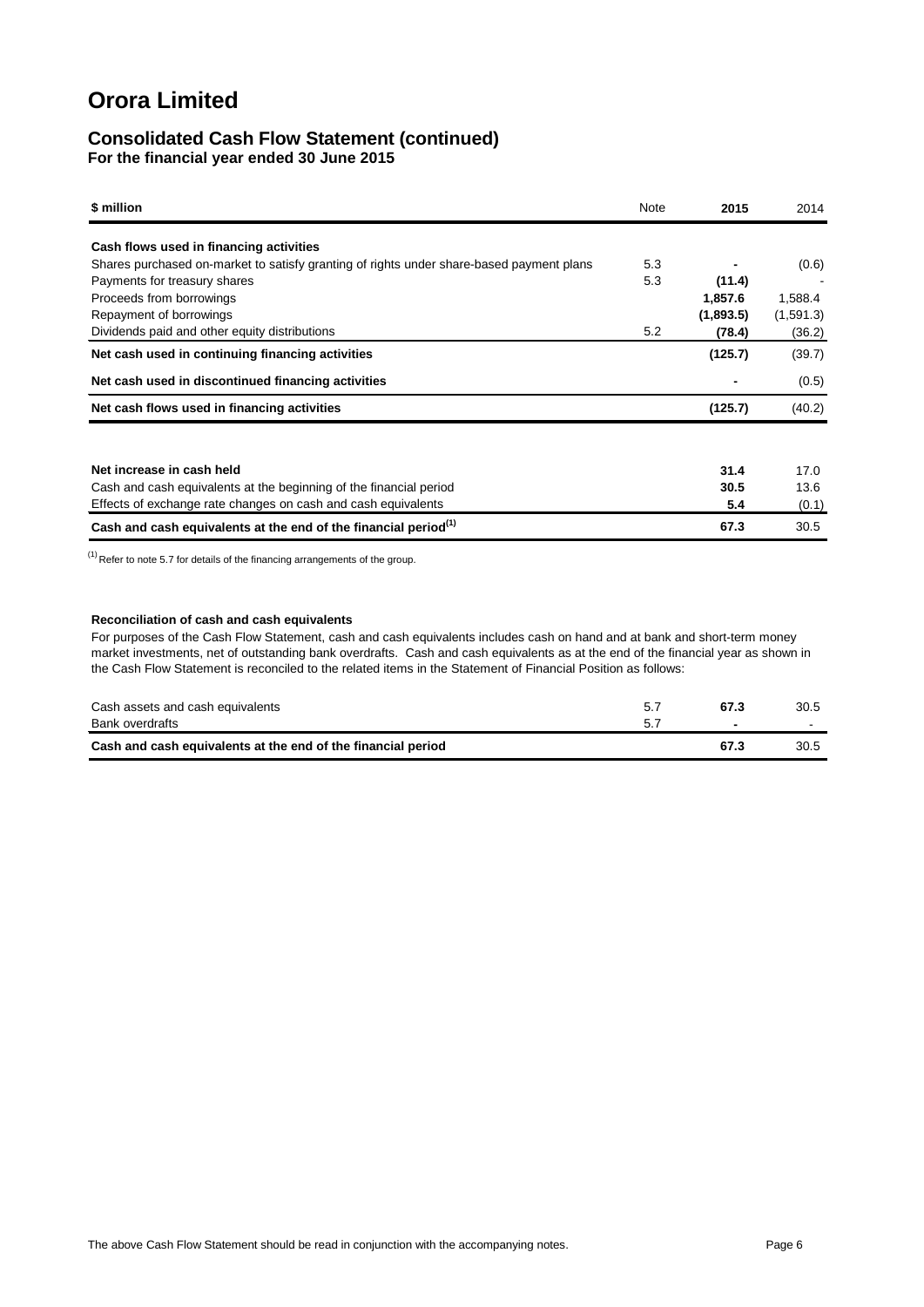# Orora Limited

## Consolidated Cash Flow Statement (continued)

**For the financial year ended 30 June 2015**

| $ million | Note | 2015 | 2014 |
|---|---|---|---|
| **Cash flows used in financing activities** | | | |
| Shares purchased on-market to satisfy granting of rights under share-based payment plans | 5.3 | **-** | (0.6) |
| Payments for treasury shares | 5.3 | **(11.4)** | - |
| Proceeds from borrowings | | **1,857.6** | 1,588.4 |
| Repayment of borrowings | | **(1,893.5)** | (1,591.3) |
| Dividends paid and other equity distributions | 5.2 | **(78.4)** | (36.2) |
| **Net cash used in continuing financing activities** | | **(125.7)** | (39.7) |
| **Net cash used in discontinued financing activities** | | **-** | (0.5) |
| **Net cash flows used in financing activities** | | **(125.7)** | (40.2) |
| | | | |
| **Net increase in cash held** | | **31.4** | 17.0 |
| Cash and cash equivalents at the beginning of the financial period | | **30.5** | 13.6 |
| Effects of exchange rate changes on cash and cash equivalents | | **5.4** | (0.1) |
| **Cash and cash equivalents at the end of the financial period[1]** | | **67.3** | 30.5 |

[1] Refer to note 5.7 for details of the financing arrangements of the group.

**Reconciliation of cash and cash equivalents**

For purposes of the Cash Flow Statement, cash and cash equivalents includes cash on hand and at bank and short-term money market investments, net of outstanding bank overdrafts. Cash and cash equivalents as at the end of the financial year as shown in the Cash Flow Statement is reconciled to the related items in the Statement of Financial Position as follows:

| | Note | 2015 | 2014 |
|---|---|---|---|
| Cash assets and cash equivalents | 5.7 | **67.3** | 30.5 |
| Bank overdrafts | 5.7 | **-** | - |
| **Cash and cash equivalents at the end of the financial period** | | **67.3** | 30.5 |

The above Cash Flow Statement should be read in conjunction with the accompanying notes.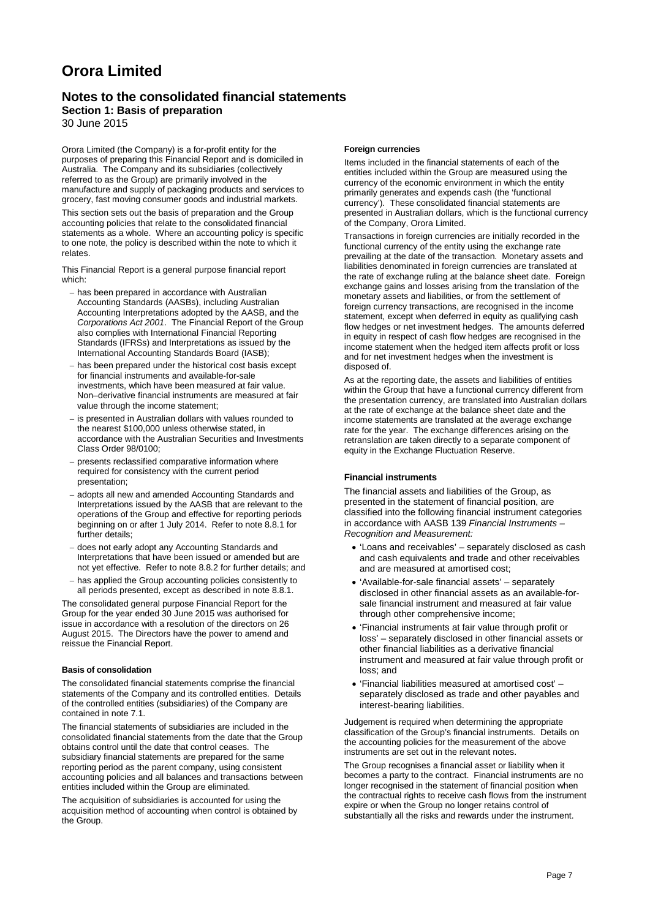# Orora Limited

## Notes to the consolidated financial statements

### Section 1: Basis of preparation

30 June 2015

Orora Limited (the Company) is a for-profit entity for the purposes of preparing this Financial Report and is domiciled in Australia. The Company and its subsidiaries (collectively referred to as the Group) are primarily involved in the manufacture and supply of packaging products and services to grocery, fast moving consumer goods and industrial markets.

This section sets out the basis of preparation and the Group accounting policies that relate to the consolidated financial statements as a whole. Where an accounting policy is specific to one note, the policy is described within the note to which it relates.

This Financial Report is a general purpose financial report which:

- has been prepared in accordance with Australian Accounting Standards (AASBs), including Australian Accounting Interpretations adopted by the AASB, and the *Corporations Act 2001*. The Financial Report of the Group also complies with International Financial Reporting Standards (IFRSs) and Interpretations as issued by the International Accounting Standards Board (IASB);
- has been prepared under the historical cost basis except for financial instruments and available-for-sale investments, which have been measured at fair value. Non–derivative financial instruments are measured at fair value through the income statement;
- is presented in Australian dollars with values rounded to the nearest $100,000 unless otherwise stated, in accordance with the Australian Securities and Investments Class Order 98/0100;
- presents reclassified comparative information where required for consistency with the current period presentation;
- adopts all new and amended Accounting Standards and Interpretations issued by the AASB that are relevant to the operations of the Group and effective for reporting periods beginning on or after 1 July 2014. Refer to note 8.8.1 for further details;
- does not early adopt any Accounting Standards and Interpretations that have been issued or amended but are not yet effective. Refer to note 8.8.2 for further details; and
- has applied the Group accounting policies consistently to all periods presented, except as described in note 8.8.1.

The consolidated general purpose Financial Report for the Group for the year ended 30 June 2015 was authorised for issue in accordance with a resolution of the directors on 26 August 2015. The Directors have the power to amend and reissue the Financial Report.

**Basis of consolidation**

The consolidated financial statements comprise the financial statements of the Company and its controlled entities. Details of the controlled entities (subsidiaries) of the Company are contained in note 7.1.

The financial statements of subsidiaries are included in the consolidated financial statements from the date that the Group obtains control until the date that control ceases. The subsidiary financial statements are prepared for the same reporting period as the parent company, using consistent accounting policies and all balances and transactions between entities included within the Group are eliminated.

The acquisition of subsidiaries is accounted for using the acquisition method of accounting when control is obtained by the Group.

**Foreign currencies**

Items included in the financial statements of each of the entities included within the Group are measured using the currency of the economic environment in which the entity primarily generates and expends cash (the 'functional currency'). These consolidated financial statements are presented in Australian dollars, which is the functional currency of the Company, Orora Limited.

Transactions in foreign currencies are initially recorded in the functional currency of the entity using the exchange rate prevailing at the date of the transaction. Monetary assets and liabilities denominated in foreign currencies are translated at the rate of exchange ruling at the balance sheet date. Foreign exchange gains and losses arising from the translation of the monetary assets and liabilities, or from the settlement of foreign currency transactions, are recognised in the income statement, except when deferred in equity as qualifying cash flow hedges or net investment hedges. The amounts deferred in equity in respect of cash flow hedges are recognised in the income statement when the hedged item affects profit or loss and for net investment hedges when the investment is disposed of.

As at the reporting date, the assets and liabilities of entities within the Group that have a functional currency different from the presentation currency, are translated into Australian dollars at the rate of exchange at the balance sheet date and the income statements are translated at the average exchange rate for the year. The exchange differences arising on the retranslation are taken directly to a separate component of equity in the Exchange Fluctuation Reserve.

**Financial instruments**

The financial assets and liabilities of the Group, as presented in the statement of financial position, are classified into the following financial instrument categories in accordance with AASB 139 *Financial Instruments – Recognition and Measurement:*

- 'Loans and receivables' – separately disclosed as cash and cash equivalents and trade and other receivables and are measured at amortised cost;
- 'Available-for-sale financial assets' – separately disclosed in other financial assets as an available-for-sale financial instrument and measured at fair value through other comprehensive income;
- 'Financial instruments at fair value through profit or loss' – separately disclosed in other financial assets or other financial liabilities as a derivative financial instrument and measured at fair value through profit or loss; and
- 'Financial liabilities measured at amortised cost' – separately disclosed as trade and other payables and interest-bearing liabilities.

Judgement is required when determining the appropriate classification of the Group's financial instruments. Details on the accounting policies for the measurement of the above instruments are set out in the relevant notes.

The Group recognises a financial asset or liability when it becomes a party to the contract. Financial instruments are no longer recognised in the statement of financial position when the contractual rights to receive cash flows from the instrument expire or when the Group no longer retains control of substantially all the risks and rewards under the instrument.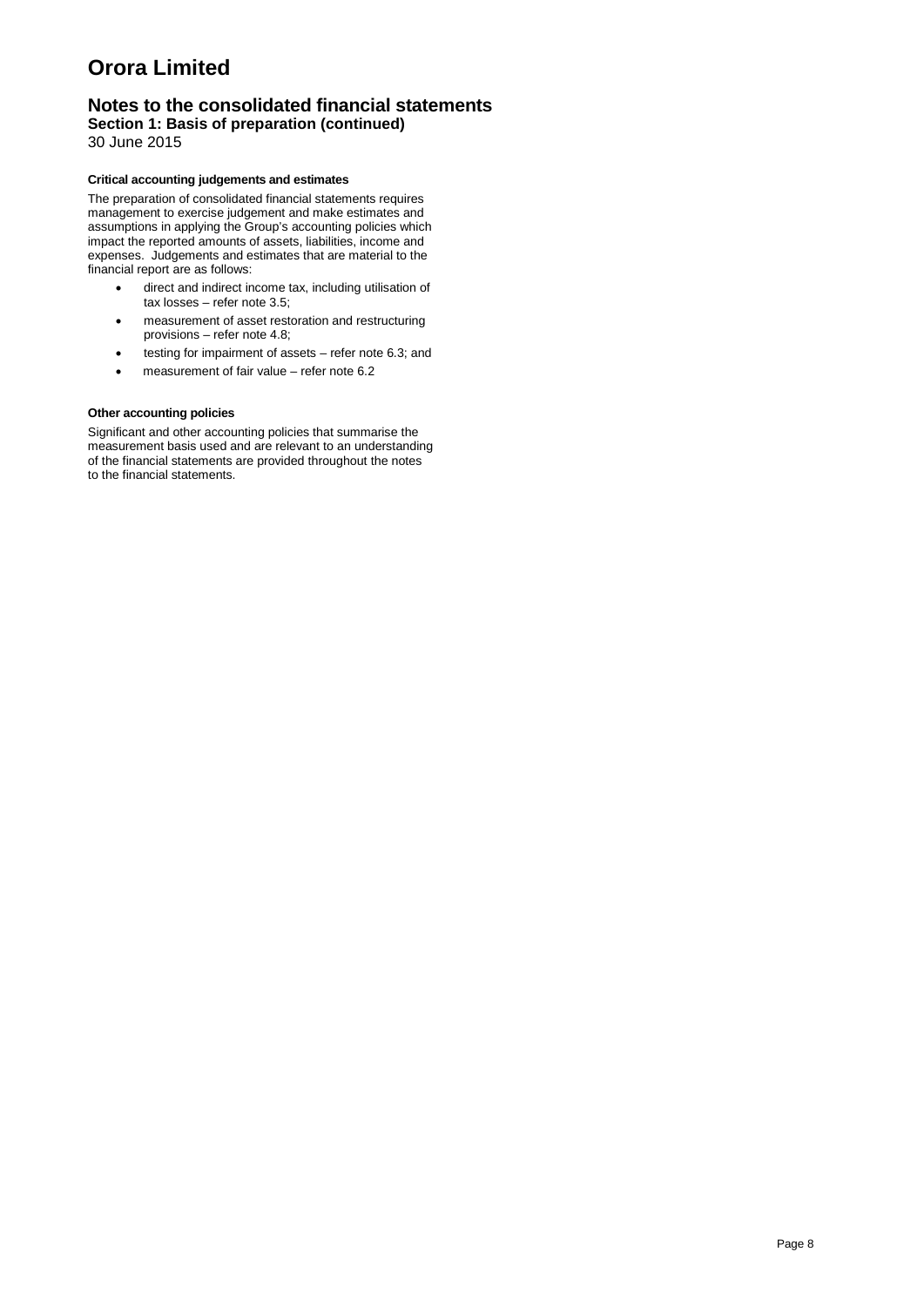# Orora Limited

## Notes to the consolidated financial statements

### Section 1: Basis of preparation (continued)

30 June 2015

#### Critical accounting judgements and estimates

The preparation of consolidated financial statements requires management to exercise judgement and make estimates and assumptions in applying the Group's accounting policies which impact the reported amounts of assets, liabilities, income and expenses. Judgements and estimates that are material to the financial report are as follows:

- direct and indirect income tax, including utilisation of tax losses – refer note 3.5;
- measurement of asset restoration and restructuring provisions – refer note 4.8;
- testing for impairment of assets – refer note 6.3; and
- measurement of fair value – refer note 6.2

#### Other accounting policies

Significant and other accounting policies that summarise the measurement basis used and are relevant to an understanding of the financial statements are provided throughout the notes to the financial statements.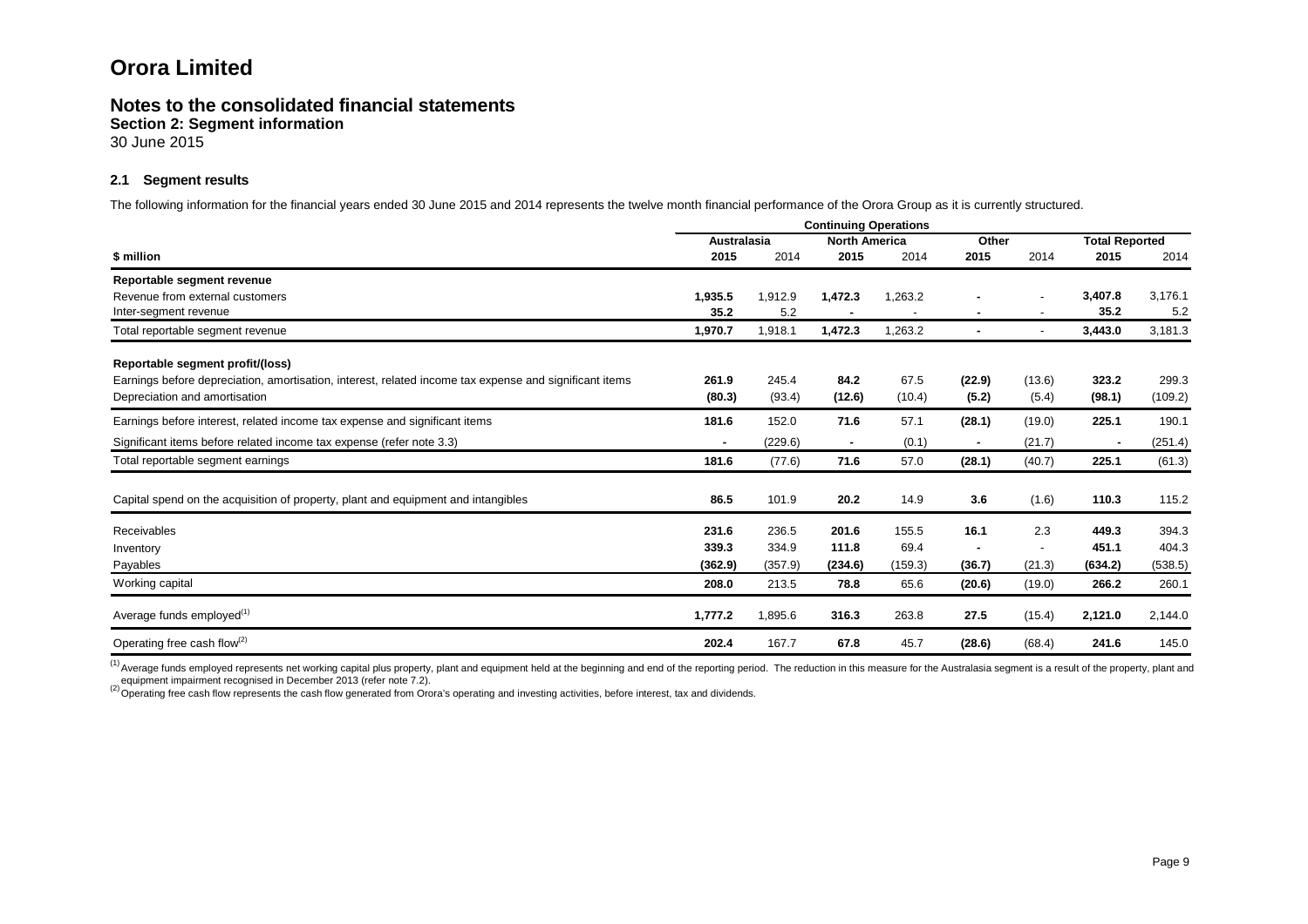# Orora Limited

## Notes to the consolidated financial statements

### Section 2: Segment information

30 June 2015

#### 2.1 Segment results

The following information for the financial years ended 30 June 2015 and 2014 represents the twelve month financial performance of the Orora Group as it is currently structured.

| | Continuing Operations | | | | | | | |
|---|---|---|---|---|---|---|---|---|
| | Australasia | | North America | | Other | | Total Reported | |
| $ million | 2015 | 2014 | 2015 | 2014 | 2015 | 2014 | 2015 | 2014 |
| **Reportable segment revenue** | | | | | | | | |
| Revenue from external customers | **1,935.5** | 1,912.9 | **1,472.3** | 1,263.2 | **-** | - | **3,407.8** | 3,176.1 |
| Inter-segment revenue | **35.2** | 5.2 | **-** | - | **-** | - | **35.2** | 5.2 |
| Total reportable segment revenue | **1,970.7** | 1,918.1 | **1,472.3** | 1,263.2 | **-** | - | **3,443.0** | 3,181.3 |
| **Reportable segment profit/(loss)** | | | | | | | | |
| Earnings before depreciation, amortisation, interest, related income tax expense and significant items | **261.9** | 245.4 | **84.2** | 67.5 | **(22.9)** | (13.6) | **323.2** | 299.3 |
| Depreciation and amortisation | **(80.3)** | (93.4) | **(12.6)** | (10.4) | **(5.2)** | (5.4) | **(98.1)** | (109.2) |
| Earnings before interest, related income tax expense and significant items | **181.6** | 152.0 | **71.6** | 57.1 | **(28.1)** | (19.0) | **225.1** | 190.1 |
| Significant items before related income tax expense (refer note 3.3) | **-** | (229.6) | **-** | (0.1) | **-** | (21.7) | **-** | (251.4) |
| Total reportable segment earnings | **181.6** | (77.6) | **71.6** | 57.0 | **(28.1)** | (40.7) | **225.1** | (61.3) |
| Capital spend on the acquisition of property, plant and equipment and intangibles | **86.5** | 101.9 | **20.2** | 14.9 | **3.6** | (1.6) | **110.3** | 115.2 |
| Receivables | **231.6** | 236.5 | **201.6** | 155.5 | **16.1** | 2.3 | **449.3** | 394.3 |
| Inventory | **339.3** | 334.9 | **111.8** | 69.4 | **-** | - | **451.1** | 404.3 |
| Payables | **(362.9)** | (357.9) | **(234.6)** | (159.3) | **(36.7)** | (21.3) | **(634.2)** | (538.5) |
| Working capital | **208.0** | 213.5 | **78.8** | 65.6 | **(20.6)** | (19.0) | **266.2** | 260.1 |
| Average funds employed[1] | **1,777.2** | 1,895.6 | **316.3** | 263.8 | **27.5** | (15.4) | **2,121.0** | 2,144.0 |
| Operating free cash flow[2] | **202.4** | 167.7 | **67.8** | 45.7 | **(28.6)** | (68.4) | **241.6** | 145.0 |

[1] Average funds employed represents net working capital plus property, plant and equipment held at the beginning and end of the reporting period. The reduction in this measure for the Australasia segment is a result of the property, plant and equipment impairment recognised in December 2013 (refer note 7.2).

[2] Operating free cash flow represents the cash flow generated from Orora's operating and investing activities, before interest, tax and dividends.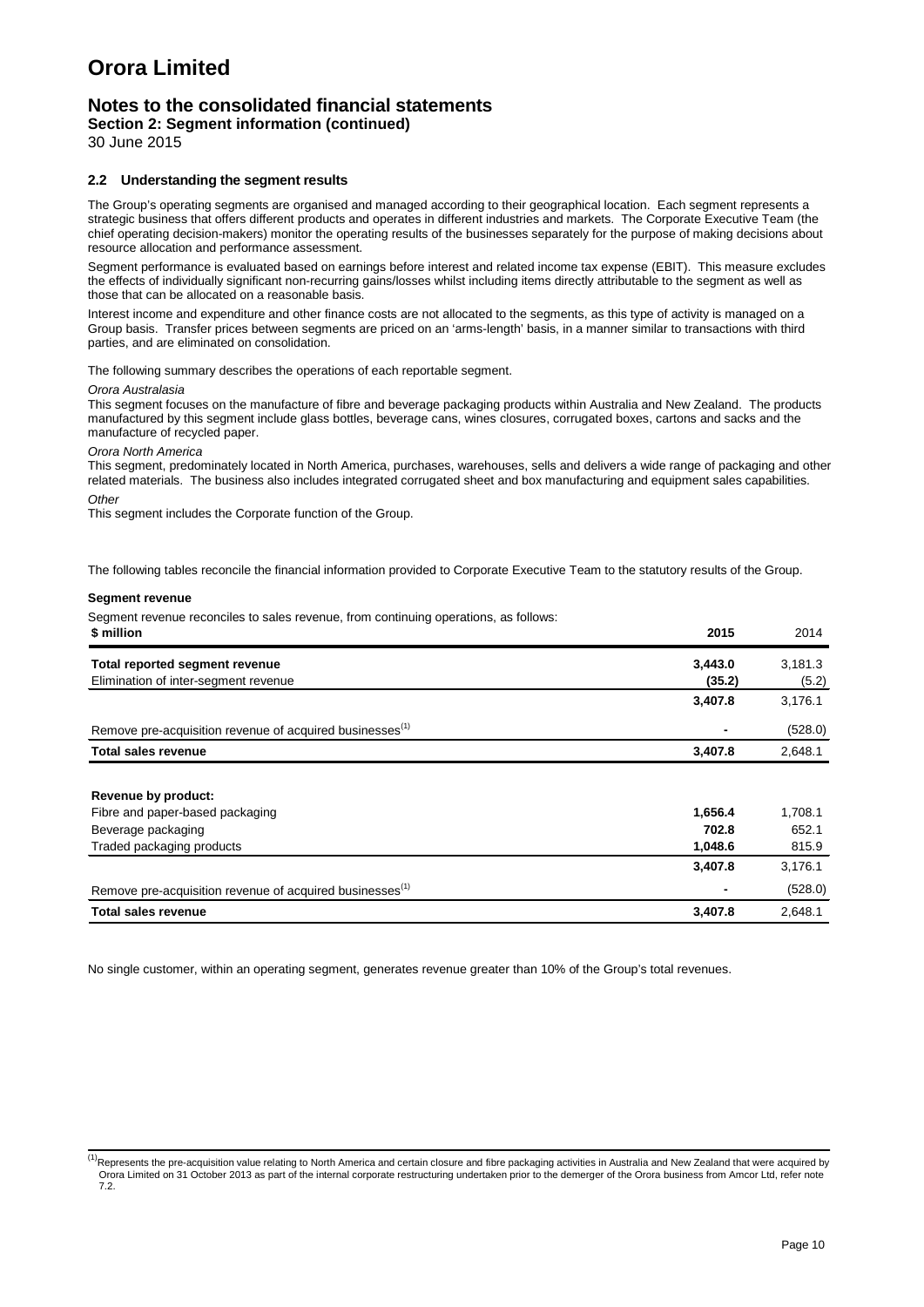# Orora Limited

## Notes to the consolidated financial statements

### Section 2: Segment information (continued)

30 June 2015

#### 2.2 Understanding the segment results

The Group's operating segments are organised and managed according to their geographical location. Each segment represents a strategic business that offers different products and operates in different industries and markets. The Corporate Executive Team (the chief operating decision-makers) monitor the operating results of the businesses separately for the purpose of making decisions about resource allocation and performance assessment.

Segment performance is evaluated based on earnings before interest and related income tax expense (EBIT). This measure excludes the effects of individually significant non-recurring gains/losses whilst including items directly attributable to the segment as well as those that can be allocated on a reasonable basis.

Interest income and expenditure and other finance costs are not allocated to the segments, as this type of activity is managed on a Group basis. Transfer prices between segments are priced on an 'arms-length' basis, in a manner similar to transactions with third parties, and are eliminated on consolidation.

The following summary describes the operations of each reportable segment.

*Orora Australasia*

This segment focuses on the manufacture of fibre and beverage packaging products within Australia and New Zealand. The products manufactured by this segment include glass bottles, beverage cans, wines closures, corrugated boxes, cartons and sacks and the manufacture of recycled paper.

*Orora North America*

This segment, predominately located in North America, purchases, warehouses, sells and delivers a wide range of packaging and other related materials. The business also includes integrated corrugated sheet and box manufacturing and equipment sales capabilities.

*Other*

This segment includes the Corporate function of the Group.

The following tables reconcile the financial information provided to Corporate Executive Team to the statutory results of the Group.

**Segment revenue**

Segment revenue reconciles to sales revenue, from continuing operations, as follows:

| **\$ million** | **2015** | 2014 |
|---|---|---|
| **Total reported segment revenue** | **3,443.0** | 3,181.3 |
| Elimination of inter-segment revenue | **(35.2)** | (5.2) |
| | **3,407.8** | 3,176.1 |
| Remove pre-acquisition revenue of acquired businesses[(1)] | **-** | (528.0) |
| **Total sales revenue** | **3,407.8** | 2,648.1 |
| | | |
| **Revenue by product:** | | |
| Fibre and paper-based packaging | **1,656.4** | 1,708.1 |
| Beverage packaging | **702.8** | 652.1 |
| Traded packaging products | **1,048.6** | 815.9 |
| | **3,407.8** | 3,176.1 |
| Remove pre-acquisition revenue of acquired businesses[(1)] | **-** | (528.0) |
| **Total sales revenue** | **3,407.8** | 2,648.1 |

No single customer, within an operating segment, generates revenue greater than 10% of the Group's total revenues.

[(1)] Represents the pre-acquisition value relating to North America and certain closure and fibre packaging activities in Australia and New Zealand that were acquired by Orora Limited on 31 October 2013 as part of the internal corporate restructuring undertaken prior to the demerger of the Orora business from Amcor Ltd, refer note 7.2.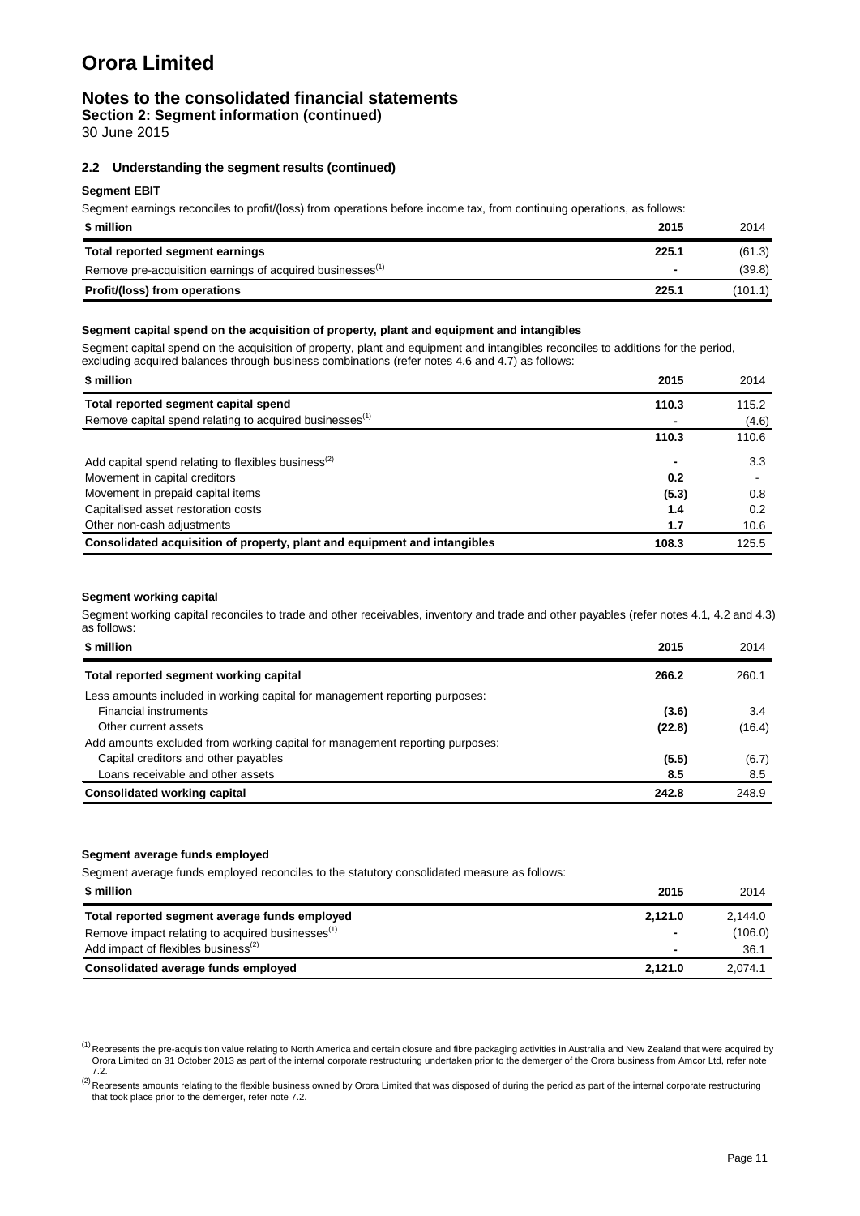# Orora Limited

## Notes to the consolidated financial statements

**Section 2: Segment information (continued)**

30 June 2015

### 2.2 Understanding the segment results (continued)

**Segment EBIT**

Segment earnings reconciles to profit/(loss) from operations before income tax, from continuing operations, as follows:

| $ million | 2015 | 2014 |
|---|---|---|
| **Total reported segment earnings** | **225.1** | (61.3) |
| Remove pre-acquisition earnings of acquired businesses[(1)] | **-** | (39.8) |
| **Profit/(loss) from operations** | **225.1** | (101.1) |

**Segment capital spend on the acquisition of property, plant and equipment and intangibles**

Segment capital spend on the acquisition of property, plant and equipment and intangibles reconciles to additions for the period, excluding acquired balances through business combinations (refer notes 4.6 and 4.7) as follows:

| $ million | 2015 | 2014 |
|---|---|---|
| **Total reported segment capital spend** | **110.3** | 115.2 |
| Remove capital spend relating to acquired businesses[(1)] | **-** | (4.6) |
| | **110.3** | 110.6 |
| Add capital spend relating to flexibles business[(2)] | **-** | 3.3 |
| Movement in capital creditors | **0.2** | - |
| Movement in prepaid capital items | **(5.3)** | 0.8 |
| Capitalised asset restoration costs | **1.4** | 0.2 |
| Other non-cash adjustments | **1.7** | 10.6 |
| **Consolidated acquisition of property, plant and equipment and intangibles** | **108.3** | 125.5 |

**Segment working capital**

Segment working capital reconciles to trade and other receivables, inventory and trade and other payables (refer notes 4.1, 4.2 and 4.3) as follows:

| $ million | 2015 | 2014 |
|---|---|---|
| **Total reported segment working capital** | **266.2** | 260.1 |
| Less amounts included in working capital for management reporting purposes: | | |
| Financial instruments | **(3.6)** | 3.4 |
| Other current assets | **(22.8)** | (16.4) |
| Add amounts excluded from working capital for management reporting purposes: | | |
| Capital creditors and other payables | **(5.5)** | (6.7) |
| Loans receivable and other assets | **8.5** | 8.5 |
| **Consolidated working capital** | **242.8** | 248.9 |

**Segment average funds employed**

Segment average funds employed reconciles to the statutory consolidated measure as follows:

| $ million | 2015 | 2014 |
|---|---|---|
| **Total reported segment average funds employed** | **2,121.0** | 2,144.0 |
| Remove impact relating to acquired businesses[(1)] | **-** | (106.0) |
| Add impact of flexibles business[(2)] | **-** | 36.1 |
| **Consolidated average funds employed** | **2,121.0** | 2,074.1 |

[(1)] Represents the pre-acquisition value relating to North America and certain closure and fibre packaging activities in Australia and New Zealand that were acquired by Orora Limited on 31 October 2013 as part of the internal corporate restructuring undertaken prior to the demerger of the Orora business from Amcor Ltd, refer note 7.2.

[(2)] Represents amounts relating to the flexible business owned by Orora Limited that was disposed of during the period as part of the internal corporate restructuring that took place prior to the demerger, refer note 7.2.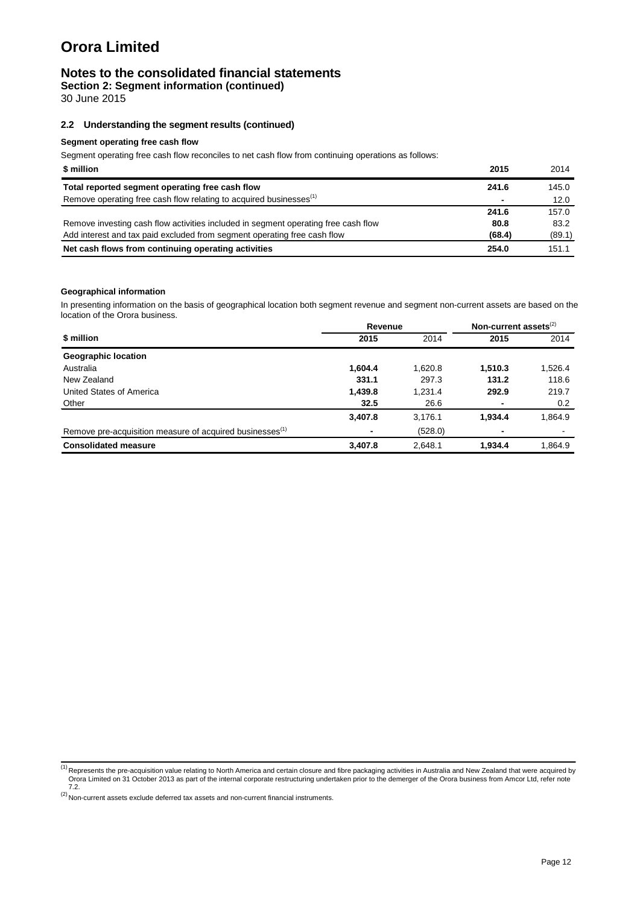# Orora Limited

## Notes to the consolidated financial statements

**Section 2: Segment information (continued)**

30 June 2015

### 2.2 Understanding the segment results (continued)

#### Segment operating free cash flow

Segment operating free cash flow reconciles to net cash flow from continuing operations as follows:

| $ million | 2015 | 2014 |
|---|---|---|
| **Total reported segment operating free cash flow** | **241.6** | 145.0 |
| Remove operating free cash flow relating to acquired businesses[1] | **-** | 12.0 |
| | **241.6** | 157.0 |
| Remove investing cash flow activities included in segment operating free cash flow | **80.8** | 83.2 |
| Add interest and tax paid excluded from segment operating free cash flow | **(68.4)** | (89.1) |
| **Net cash flows from continuing operating activities** | **254.0** | 151.1 |

#### Geographical information

In presenting information on the basis of geographical location both segment revenue and segment non-current assets are based on the location of the Orora business.

| | Revenue | | Non-current assets[2] | |
|---|---|---|---|---|
| $ million | 2015 | 2014 | 2015 | 2014 |
| **Geographic location** | | | | |
| Australia | **1,604.4** | 1,620.8 | **1,510.3** | 1,526.4 |
| New Zealand | **331.1** | 297.3 | **131.2** | 118.6 |
| United States of America | **1,439.8** | 1,231.4 | **292.9** | 219.7 |
| Other | **32.5** | 26.6 | **-** | 0.2 |
| | **3,407.8** | 3,176.1 | **1,934.4** | 1,864.9 |
| Remove pre-acquisition measure of acquired businesses[1] | **-** | (528.0) | **-** | - |
| **Consolidated measure** | **3,407.8** | 2,648.1 | **1,934.4** | 1,864.9 |

[1] Represents the pre-acquisition value relating to North America and certain closure and fibre packaging activities in Australia and New Zealand that were acquired by Orora Limited on 31 October 2013 as part of the internal corporate restructuring undertaken prior to the demerger of the Orora business from Amcor Ltd, refer note 7.2.

[2] Non-current assets exclude deferred tax assets and non-current financial instruments.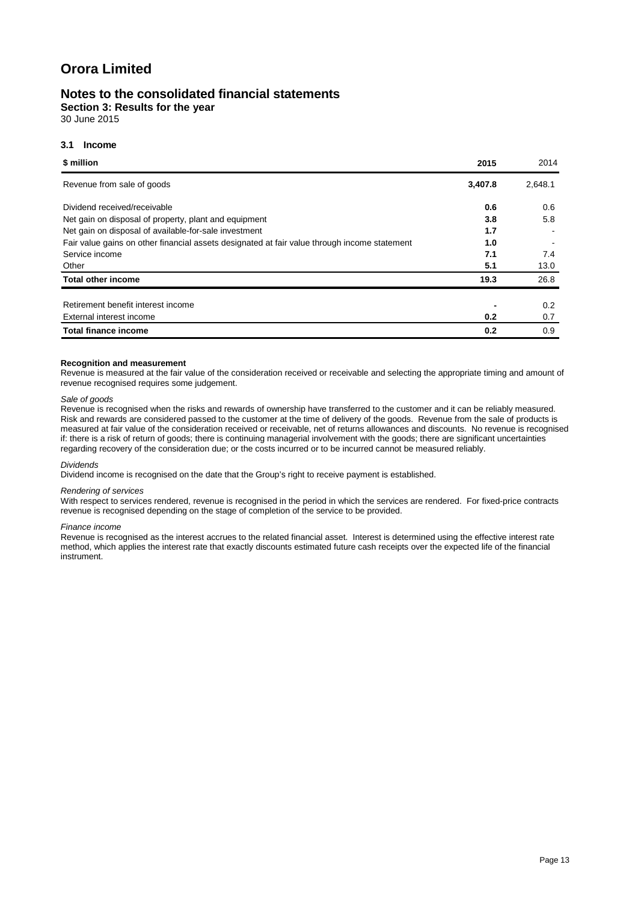# Orora Limited

## Notes to the consolidated financial statements

**Section 3: Results for the year**

30 June 2015

### 3.1 Income

| $ million | 2015 | 2014 |
|---|---|---|
| Revenue from sale of goods | **3,407.8** | 2,648.1 |
| | | |
| Dividend received/receivable | **0.6** | 0.6 |
| Net gain on disposal of property, plant and equipment | **3.8** | 5.8 |
| Net gain on disposal of available-for-sale investment | **1.7** | - |
| Fair value gains on other financial assets designated at fair value through income statement | **1.0** | - |
| Service income | **7.1** | 7.4 |
| Other | **5.1** | 13.0 |
| **Total other income** | **19.3** | 26.8 |
| | | |
| Retirement benefit interest income | **-** | 0.2 |
| External interest income | **0.2** | 0.7 |
| **Total finance income** | **0.2** | 0.9 |

**Recognition and measurement**

Revenue is measured at the fair value of the consideration received or receivable and selecting the appropriate timing and amount of revenue recognised requires some judgement.

*Sale of goods*

Revenue is recognised when the risks and rewards of ownership have transferred to the customer and it can be reliably measured. Risk and rewards are considered passed to the customer at the time of delivery of the goods. Revenue from the sale of products is measured at fair value of the consideration received or receivable, net of returns allowances and discounts. No revenue is recognised if: there is a risk of return of goods; there is continuing managerial involvement with the goods; there are significant uncertainties regarding recovery of the consideration due; or the costs incurred or to be incurred cannot be measured reliably.

*Dividends*

Dividend income is recognised on the date that the Group's right to receive payment is established.

*Rendering of services*

With respect to services rendered, revenue is recognised in the period in which the services are rendered. For fixed-price contracts revenue is recognised depending on the stage of completion of the service to be provided.

*Finance income*

Revenue is recognised as the interest accrues to the related financial asset. Interest is determined using the effective interest rate method, which applies the interest rate that exactly discounts estimated future cash receipts over the expected life of the financial instrument.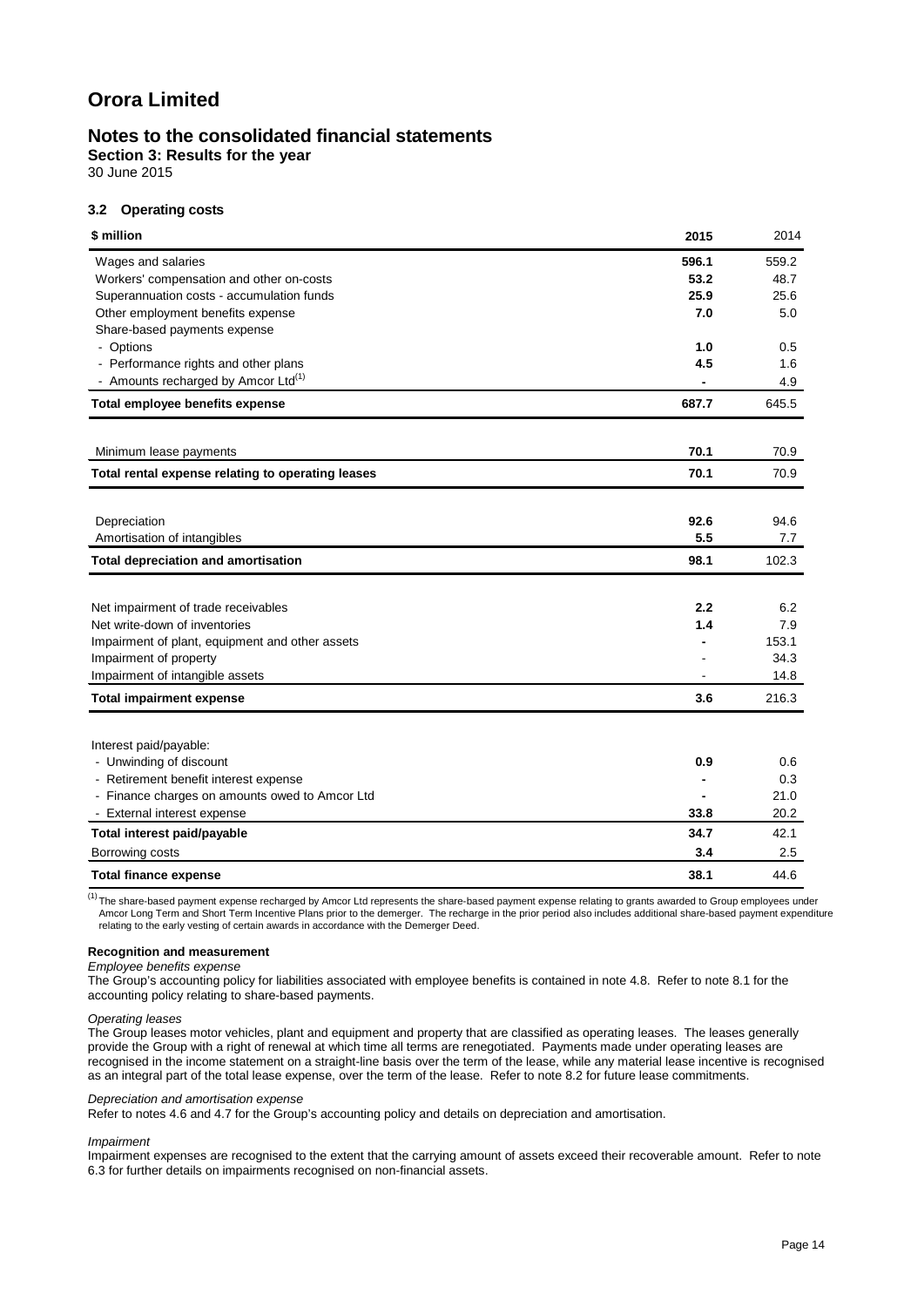# Orora Limited

## Notes to the consolidated financial statements

**Section 3: Results for the year**

30 June 2015

### 3.2 Operating costs

| \$ million | 2015 | 2014 |
|---|---|---|
| Wages and salaries | **596.1** | 559.2 |
| Workers' compensation and other on-costs | **53.2** | 48.7 |
| Superannuation costs - accumulation funds | **25.9** | 25.6 |
| Other employment benefits expense | **7.0** | 5.0 |
| Share-based payments expense | | |
| - Options | **1.0** | 0.5 |
| - Performance rights and other plans | **4.5** | 1.6 |
| - Amounts recharged by Amcor Ltd[(1)] | **-** | 4.9 |
| **Total employee benefits expense** | **687.7** | 645.5 |
| | | |
| Minimum lease payments | **70.1** | 70.9 |
| **Total rental expense relating to operating leases** | **70.1** | 70.9 |
| | | |
| Depreciation | **92.6** | 94.6 |
| Amortisation of intangibles | **5.5** | 7.7 |
| **Total depreciation and amortisation** | **98.1** | 102.3 |
| | | |
| Net impairment of trade receivables | **2.2** | 6.2 |
| Net write-down of inventories | **1.4** | 7.9 |
| Impairment of plant, equipment and other assets | **-** | 153.1 |
| Impairment of property | - | 34.3 |
| Impairment of intangible assets | - | 14.8 |
| **Total impairment expense** | **3.6** | 216.3 |
| | | |
| Interest paid/payable: | | |
| - Unwinding of discount | **0.9** | 0.6 |
| - Retirement benefit interest expense | **-** | 0.3 |
| - Finance charges on amounts owed to Amcor Ltd | **-** | 21.0 |
| - External interest expense | **33.8** | 20.2 |
| **Total interest paid/payable** | **34.7** | 42.1 |
| Borrowing costs | **3.4** | 2.5 |
| **Total finance expense** | **38.1** | 44.6 |

(1) The share-based payment expense recharged by Amcor Ltd represents the share-based payment expense relating to grants awarded to Group employees under Amcor Long Term and Short Term Incentive Plans prior to the demerger. The recharge in the prior period also includes additional share-based payment expenditure relating to the early vesting of certain awards in accordance with the Demerger Deed.

**Recognition and measurement**

*Employee benefits expense*

The Group's accounting policy for liabilities associated with employee benefits is contained in note 4.8. Refer to note 8.1 for the accounting policy relating to share-based payments.

*Operating leases*

The Group leases motor vehicles, plant and equipment and property that are classified as operating leases. The leases generally provide the Group with a right of renewal at which time all terms are renegotiated. Payments made under operating leases are recognised in the income statement on a straight-line basis over the term of the lease, while any material lease incentive is recognised as an integral part of the total lease expense, over the term of the lease. Refer to note 8.2 for future lease commitments.

*Depreciation and amortisation expense*

Refer to notes 4.6 and 4.7 for the Group's accounting policy and details on depreciation and amortisation.

*Impairment*

Impairment expenses are recognised to the extent that the carrying amount of assets exceed their recoverable amount. Refer to note 6.3 for further details on impairments recognised on non-financial assets.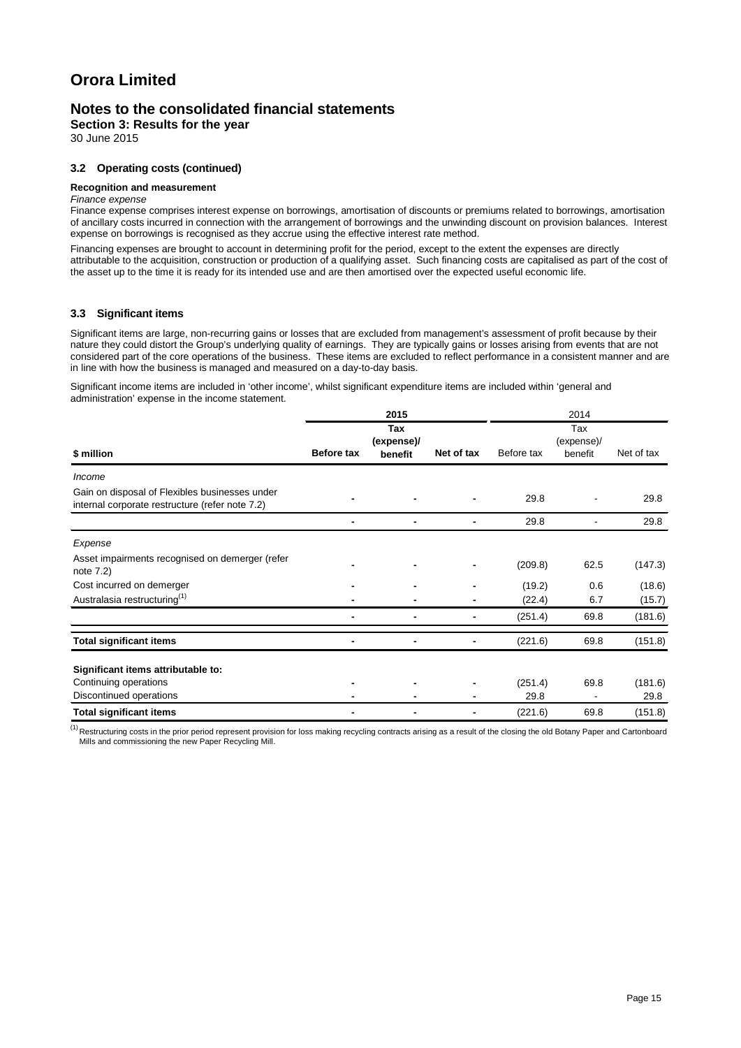# Orora Limited

## Notes to the consolidated financial statements

**Section 3: Results for the year**

30 June 2015

### 3.2 Operating costs (continued)

**Recognition and measurement**

*Finance expense*

Finance expense comprises interest expense on borrowings, amortisation of discounts or premiums related to borrowings, amortisation of ancillary costs incurred in connection with the arrangement of borrowings and the unwinding discount on provision balances. Interest expense on borrowings is recognised as they accrue using the effective interest rate method.

Financing expenses are brought to account in determining profit for the period, except to the extent the expenses are directly attributable to the acquisition, construction or production of a qualifying asset. Such financing costs are capitalised as part of the cost of the asset up to the time it is ready for its intended use and are then amortised over the expected useful economic life.

### 3.3 Significant items

Significant items are large, non-recurring gains or losses that are excluded from management's assessment of profit because by their nature they could distort the Group's underlying quality of earnings. They are typically gains or losses arising from events that are not considered part of the core operations of the business. These items are excluded to reflect performance in a consistent manner and are in line with how the business is managed and measured on a day-to-day basis.

Significant income items are included in 'other income', whilst significant expenditure items are included within 'general and administration' expense in the income statement.

| | **2015** | | | 2014 | | |
|---|---|---|---|---|---|---|
| **\$ million** | **Before tax** | **Tax (expense)/ benefit** | **Net of tax** | Before tax | Tax (expense)/ benefit | Net of tax |
| *Income* | | | | | | |
| Gain on disposal of Flexibles businesses under internal corporate restructure (refer note 7.2) | **-** | **-** | **-** | 29.8 | - | 29.8 |
| | **-** | **-** | **-** | 29.8 | - | 29.8 |
| *Expense* | | | | | | |
| Asset impairments recognised on demerger (refer note 7.2) | **-** | **-** | **-** | (209.8) | 62.5 | (147.3) |
| Cost incurred on demerger | **-** | **-** | **-** | (19.2) | 0.6 | (18.6) |
| Australasia restructuring[(1)] | **-** | **-** | **-** | (22.4) | 6.7 | (15.7) |
| | **-** | **-** | **-** | (251.4) | 69.8 | (181.6) |
| **Total significant items** | **-** | **-** | **-** | (221.6) | 69.8 | (151.8) |
| **Significant items attributable to:** | | | | | | |
| Continuing operations | **-** | **-** | **-** | (251.4) | 69.8 | (181.6) |
| Discontinued operations | **-** | **-** | **-** | 29.8 | - | 29.8 |
| **Total significant items** | **-** | **-** | **-** | (221.6) | 69.8 | (151.8) |

[(1)] Restructuring costs in the prior period represent provision for loss making recycling contracts arising as a result of the closing the old Botany Paper and Cartonboard Mills and commissioning the new Paper Recycling Mill.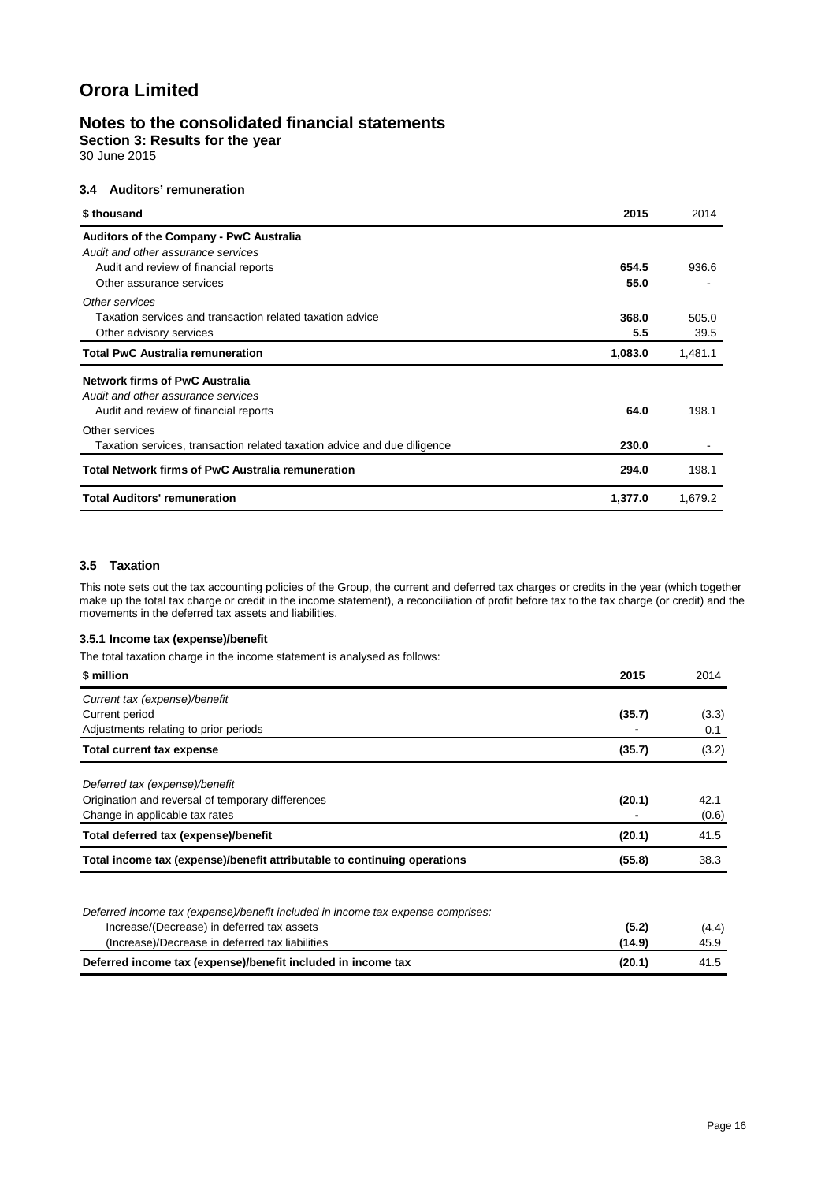# Orora Limited

## Notes to the consolidated financial statements

**Section 3: Results for the year**

30 June 2015

### 3.4 Auditors' remuneration

| $ thousand | 2015 | 2014 |
|---|---|---|
| **Auditors of the Company - PwC Australia** | | |
| *Audit and other assurance services* | | |
| Audit and review of financial reports | **654.5** | 936.6 |
| Other assurance services | **55.0** | - |
| *Other services* | | |
| Taxation services and transaction related taxation advice | **368.0** | 505.0 |
| Other advisory services | **5.5** | 39.5 |
| **Total PwC Australia remuneration** | **1,083.0** | 1,481.1 |
| **Network firms of PwC Australia** | | |
| *Audit and other assurance services* | | |
| Audit and review of financial reports | **64.0** | 198.1 |
| Other services | | |
| Taxation services, transaction related taxation advice and due diligence | **230.0** | - |
| **Total Network firms of PwC Australia remuneration** | **294.0** | 198.1 |
| **Total Auditors' remuneration** | **1,377.0** | 1,679.2 |

### 3.5 Taxation

This note sets out the tax accounting policies of the Group, the current and deferred tax charges or credits in the year (which together make up the total tax charge or credit in the income statement), a reconciliation of profit before tax to the tax charge (or credit) and the movements in the deferred tax assets and liabilities.

#### 3.5.1 Income tax (expense)/benefit

The total taxation charge in the income statement is analysed as follows:

| $ million | 2015 | 2014 |
|---|---|---|
| *Current tax (expense)/benefit* | | |
| Current period | **(35.7)** | (3.3) |
| Adjustments relating to prior periods | **-** | 0.1 |
| **Total current tax expense** | **(35.7)** | (3.2) |
| *Deferred tax (expense)/benefit* | | |
| Origination and reversal of temporary differences | **(20.1)** | 42.1 |
| Change in applicable tax rates | **-** | (0.6) |
| **Total deferred tax (expense)/benefit** | **(20.1)** | 41.5 |
| **Total income tax (expense)/benefit attributable to continuing operations** | **(55.8)** | 38.3 |

| | 2015 | 2014 |
|---|---|---|
| *Deferred income tax (expense)/benefit included in income tax expense comprises:* | | |
| Increase/(Decrease) in deferred tax assets | **(5.2)** | (4.4) |
| (Increase)/Decrease in deferred tax liabilities | **(14.9)** | 45.9 |
| **Deferred income tax (expense)/benefit included in income tax** | **(20.1)** | 41.5 |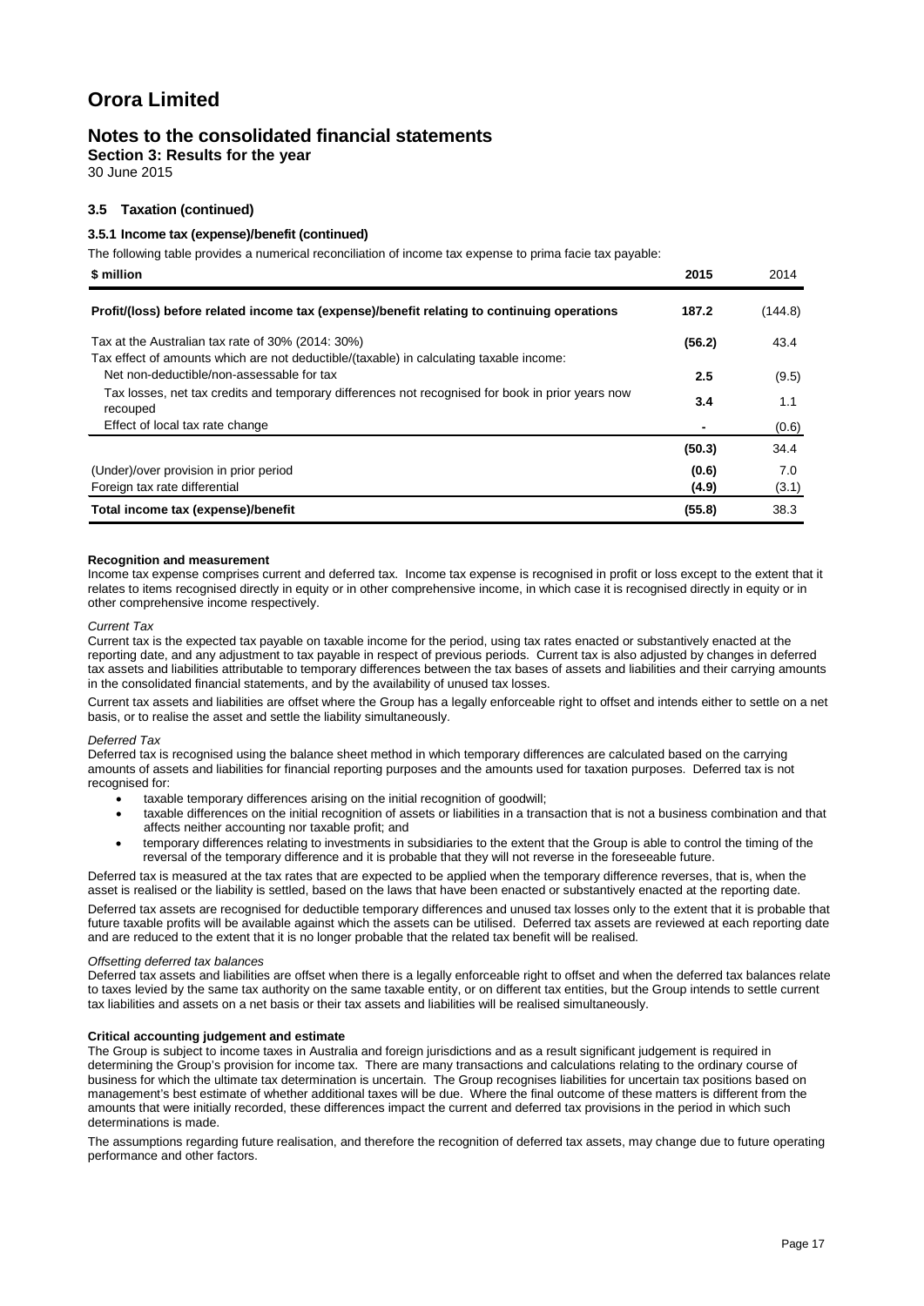# Orora Limited

## Notes to the consolidated financial statements

**Section 3: Results for the year**

30 June 2015

### 3.5 Taxation (continued)

#### 3.5.1 Income tax (expense)/benefit (continued)

The following table provides a numerical reconciliation of income tax expense to prima facie tax payable:

| $ million | 2015 | 2014 |
|---|---|---|
| **Profit/(loss) before related income tax (expense)/benefit relating to continuing operations** | **187.2** | (144.8) |
| Tax at the Australian tax rate of 30% (2014: 30%) | **(56.2)** | 43.4 |
| Tax effect of amounts which are not deductible/(taxable) in calculating taxable income: | | |
| Net non-deductible/non-assessable for tax | **2.5** | (9.5) |
| Tax losses, net tax credits and temporary differences not recognised for book in prior years now recouped | **3.4** | 1.1 |
| Effect of local tax rate change | **-** | (0.6) |
| | **(50.3)** | 34.4 |
| (Under)/over provision in prior period | **(0.6)** | 7.0 |
| Foreign tax rate differential | **(4.9)** | (3.1) |
| **Total income tax (expense)/benefit** | **(55.8)** | 38.3 |

**Recognition and measurement**

Income tax expense comprises current and deferred tax. Income tax expense is recognised in profit or loss except to the extent that it relates to items recognised directly in equity or in other comprehensive income, in which case it is recognised directly in equity or in other comprehensive income respectively.

*Current Tax*

Current tax is the expected tax payable on taxable income for the period, using tax rates enacted or substantively enacted at the reporting date, and any adjustment to tax payable in respect of previous periods. Current tax is also adjusted by changes in deferred tax assets and liabilities attributable to temporary differences between the tax bases of assets and liabilities and their carrying amounts in the consolidated financial statements, and by the availability of unused tax losses.

Current tax assets and liabilities are offset where the Group has a legally enforceable right to offset and intends either to settle on a net basis, or to realise the asset and settle the liability simultaneously.

*Deferred Tax*

Deferred tax is recognised using the balance sheet method in which temporary differences are calculated based on the carrying amounts of assets and liabilities for financial reporting purposes and the amounts used for taxation purposes. Deferred tax is not recognised for:

- taxable temporary differences arising on the initial recognition of goodwill;
- taxable differences on the initial recognition of assets or liabilities in a transaction that is not a business combination and that affects neither accounting nor taxable profit; and
- temporary differences relating to investments in subsidiaries to the extent that the Group is able to control the timing of the reversal of the temporary difference and it is probable that they will not reverse in the foreseeable future.

Deferred tax is measured at the tax rates that are expected to be applied when the temporary difference reverses, that is, when the asset is realised or the liability is settled, based on the laws that have been enacted or substantively enacted at the reporting date.

Deferred tax assets are recognised for deductible temporary differences and unused tax losses only to the extent that it is probable that future taxable profits will be available against which the assets can be utilised. Deferred tax assets are reviewed at each reporting date and are reduced to the extent that it is no longer probable that the related tax benefit will be realised.

*Offsetting deferred tax balances*

Deferred tax assets and liabilities are offset when there is a legally enforceable right to offset and when the deferred tax balances relate to taxes levied by the same tax authority on the same taxable entity, or on different tax entities, but the Group intends to settle current tax liabilities and assets on a net basis or their tax assets and liabilities will be realised simultaneously.

**Critical accounting judgement and estimate**

The Group is subject to income taxes in Australia and foreign jurisdictions and as a result significant judgement is required in determining the Group's provision for income tax. There are many transactions and calculations relating to the ordinary course of business for which the ultimate tax determination is uncertain. The Group recognises liabilities for uncertain tax positions based on management's best estimate of whether additional taxes will be due. Where the final outcome of these matters is different from the amounts that were initially recorded, these differences impact the current and deferred tax provisions in the period in which such determinations is made.

The assumptions regarding future realisation, and therefore the recognition of deferred tax assets, may change due to future operating performance and other factors.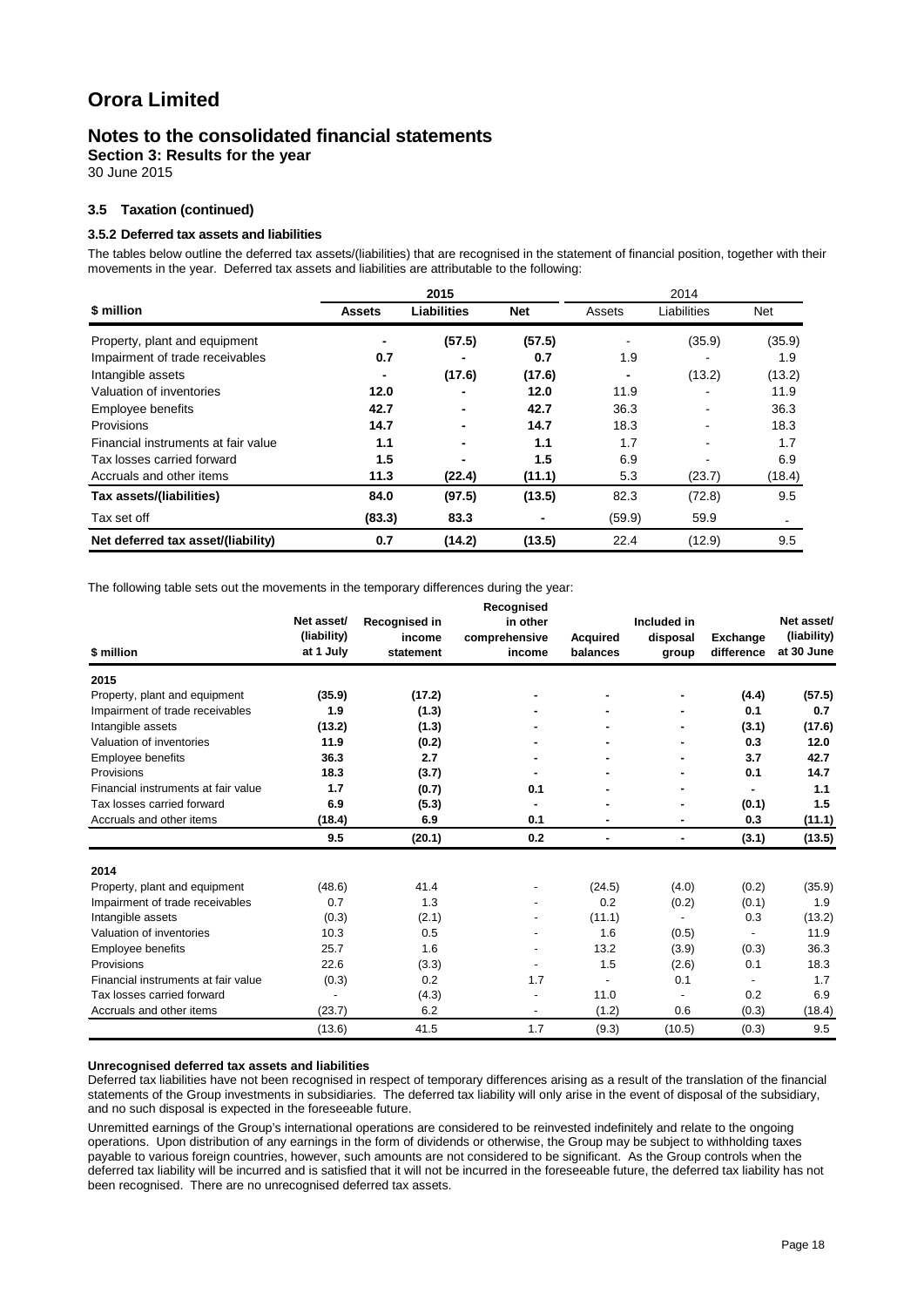# Orora Limited

## Notes to the consolidated financial statements

**Section 3: Results for the year**

30 June 2015

### 3.5 Taxation (continued)

#### 3.5.2 Deferred tax assets and liabilities

The tables below outline the deferred tax assets/(liabilities) that are recognised in the statement of financial position, together with their movements in the year. Deferred tax assets and liabilities are attributable to the following:

| | **2015** | | | 2014 | | |
|---|---|---|---|---|---|---|
| **$ million** | **Assets** | **Liabilities** | **Net** | Assets | Liabilities | Net |
| Property, plant and equipment | **-** | **(57.5)** | **(57.5)** | - | (35.9) | (35.9) |
| Impairment of trade receivables | **0.7** | **-** | **0.7** | 1.9 | - | 1.9 |
| Intangible assets | **-** | **(17.6)** | **(17.6)** | - | (13.2) | (13.2) |
| Valuation of inventories | **12.0** | **-** | **12.0** | 11.9 | - | 11.9 |
| Employee benefits | **42.7** | **-** | **42.7** | 36.3 | - | 36.3 |
| Provisions | **14.7** | **-** | **14.7** | 18.3 | - | 18.3 |
| Financial instruments at fair value | **1.1** | **-** | **1.1** | 1.7 | - | 1.7 |
| Tax losses carried forward | **1.5** | **-** | **1.5** | 6.9 | - | 6.9 |
| Accruals and other items | **11.3** | **(22.4)** | **(11.1)** | 5.3 | (23.7) | (18.4) |
| **Tax assets/(liabilities)** | **84.0** | **(97.5)** | **(13.5)** | 82.3 | (72.8) | 9.5 |
| Tax set off | **(83.3)** | **83.3** | **-** | (59.9) | 59.9 | - |
| **Net deferred tax asset/(liability)** | **0.7** | **(14.2)** | **(13.5)** | 22.4 | (12.9) | 9.5 |

The following table sets out the movements in the temporary differences during the year:

| $ million | Net asset/ (liability) at 1 July | Recognised in income statement | Recognised in other comprehensive income | Acquired balances | Included in disposal group | Exchange difference | Net asset/ (liability) at 30 June |
|---|---|---|---|---|---|---|---|
| **2015** | | | | | | | |
| Property, plant and equipment | **(35.9)** | **(17.2)** | **-** | **-** | **-** | **(4.4)** | **(57.5)** |
| Impairment of trade receivables | **1.9** | **(1.3)** | **-** | **-** | **-** | **0.1** | **0.7** |
| Intangible assets | **(13.2)** | **(1.3)** | **-** | **-** | **-** | **(3.1)** | **(17.6)** |
| Valuation of inventories | **11.9** | **(0.2)** | **-** | **-** | **-** | **0.3** | **12.0** |
| Employee benefits | **36.3** | **2.7** | **-** | **-** | **-** | **3.7** | **42.7** |
| Provisions | **18.3** | **(3.7)** | **-** | **-** | **-** | **0.1** | **14.7** |
| Financial instruments at fair value | **1.7** | **(0.7)** | **0.1** | **-** | **-** | **-** | **1.1** |
| Tax losses carried forward | **6.9** | **(5.3)** | **-** | **-** | **-** | **(0.1)** | **1.5** |
| Accruals and other items | **(18.4)** | **6.9** | **0.1** | **-** | **-** | **0.3** | **(11.1)** |
| | **9.5** | **(20.1)** | **0.2** | **-** | **-** | **(3.1)** | **(13.5)** |
| **2014** | | | | | | | |
| Property, plant and equipment | (48.6) | 41.4 | - | (24.5) | (4.0) | (0.2) | (35.9) |
| Impairment of trade receivables | 0.7 | 1.3 | - | 0.2 | (0.2) | (0.1) | 1.9 |
| Intangible assets | (0.3) | (2.1) | - | (11.1) | - | 0.3 | (13.2) |
| Valuation of inventories | 10.3 | 0.5 | - | 1.6 | (0.5) | - | 11.9 |
| Employee benefits | 25.7 | 1.6 | - | 13.2 | (3.9) | (0.3) | 36.3 |
| Provisions | 22.6 | (3.3) | - | 1.5 | (2.6) | 0.1 | 18.3 |
| Financial instruments at fair value | (0.3) | 0.2 | 1.7 | - | 0.1 | - | 1.7 |
| Tax losses carried forward | - | (4.3) | - | 11.0 | - | 0.2 | 6.9 |
| Accruals and other items | (23.7) | 6.2 | - | (1.2) | 0.6 | (0.3) | (18.4) |
| | (13.6) | 41.5 | 1.7 | (9.3) | (10.5) | (0.3) | 9.5 |

**Unrecognised deferred tax assets and liabilities**

Deferred tax liabilities have not been recognised in respect of temporary differences arising as a result of the translation of the financial statements of the Group investments in subsidiaries. The deferred tax liability will only arise in the event of disposal of the subsidiary, and no such disposal is expected in the foreseeable future.

Unremitted earnings of the Group's international operations are considered to be reinvested indefinitely and relate to the ongoing operations. Upon distribution of any earnings in the form of dividends or otherwise, the Group may be subject to withholding taxes payable to various foreign countries, however, such amounts are not considered to be significant. As the Group controls when the deferred tax liability will be incurred and is satisfied that it will not be incurred in the foreseeable future, the deferred tax liability has not been recognised. There are no unrecognised deferred tax assets.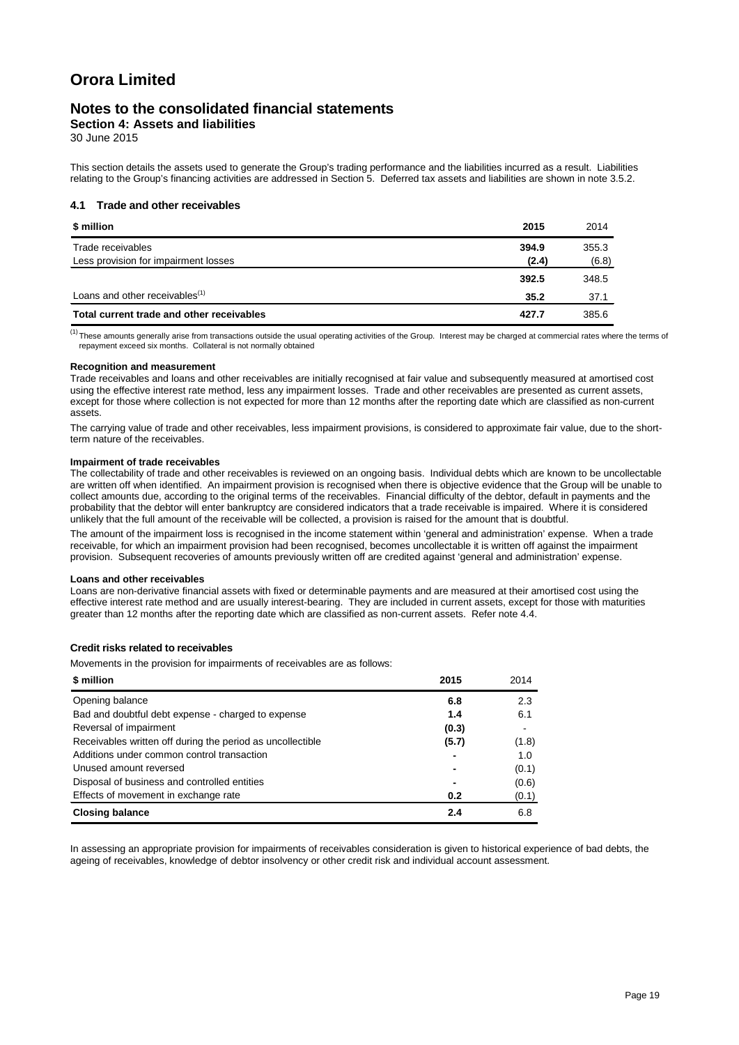# Orora Limited

## Notes to the consolidated financial statements

### Section 4: Assets and liabilities

30 June 2015

This section details the assets used to generate the Group's trading performance and the liabilities incurred as a result. Liabilities relating to the Group's financing activities are addressed in Section 5. Deferred tax assets and liabilities are shown in note 3.5.2.

### 4.1 Trade and other receivables

| \$ million | 2015 | 2014 |
|---|---|---|
| Trade receivables | **394.9** | 355.3 |
| Less provision for impairment losses | **(2.4)** | (6.8) |
| | **392.5** | 348.5 |
| Loans and other receivables[1] | **35.2** | 37.1 |
| **Total current trade and other receivables** | **427.7** | 385.6 |

[1] These amounts generally arise from transactions outside the usual operating activities of the Group. Interest may be charged at commercial rates where the terms of repayment exceed six months. Collateral is not normally obtained

**Recognition and measurement**

Trade receivables and loans and other receivables are initially recognised at fair value and subsequently measured at amortised cost using the effective interest rate method, less any impairment losses. Trade and other receivables are presented as current assets, except for those where collection is not expected for more than 12 months after the reporting date which are classified as non-current assets.

The carrying value of trade and other receivables, less impairment provisions, is considered to approximate fair value, due to the short-term nature of the receivables.

**Impairment of trade receivables**

The collectability of trade and other receivables is reviewed on an ongoing basis. Individual debts which are known to be uncollectable are written off when identified. An impairment provision is recognised when there is objective evidence that the Group will be unable to collect amounts due, according to the original terms of the receivables. Financial difficulty of the debtor, default in payments and the probability that the debtor will enter bankruptcy are considered indicators that a trade receivable is impaired. Where it is considered unlikely that the full amount of the receivable will be collected, a provision is raised for the amount that is doubtful.

The amount of the impairment loss is recognised in the income statement within 'general and administration' expense. When a trade receivable, for which an impairment provision had been recognised, becomes uncollectable it is written off against the impairment provision. Subsequent recoveries of amounts previously written off are credited against 'general and administration' expense.

**Loans and other receivables**

Loans are non-derivative financial assets with fixed or determinable payments and are measured at their amortised cost using the effective interest rate method and are usually interest-bearing. They are included in current assets, except for those with maturities greater than 12 months after the reporting date which are classified as non-current assets. Refer note 4.4.

**Credit risks related to receivables**

Movements in the provision for impairments of receivables are as follows:

| \$ million | 2015 | 2014 |
|---|---|---|
| Opening balance | **6.8** | 2.3 |
| Bad and doubtful debt expense - charged to expense | **1.4** | 6.1 |
| Reversal of impairment | **(0.3)** | - |
| Receivables written off during the period as uncollectible | **(5.7)** | (1.8) |
| Additions under common control transaction | **-** | 1.0 |
| Unused amount reversed | **-** | (0.1) |
| Disposal of business and controlled entities | **-** | (0.6) |
| Effects of movement in exchange rate | **0.2** | (0.1) |
| **Closing balance** | **2.4** | 6.8 |

In assessing an appropriate provision for impairments of receivables consideration is given to historical experience of bad debts, the ageing of receivables, knowledge of debtor insolvency or other credit risk and individual account assessment.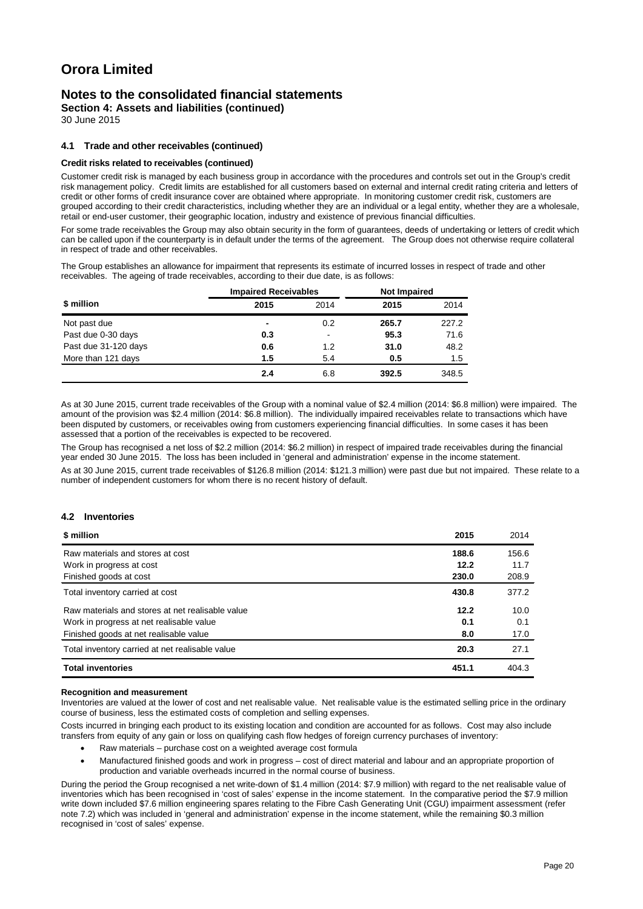# Orora Limited

## Notes to the consolidated financial statements

### Section 4: Assets and liabilities (continued)

30 June 2015

#### 4.1 Trade and other receivables (continued)

**Credit risks related to receivables (continued)**

Customer credit risk is managed by each business group in accordance with the procedures and controls set out in the Group's credit risk management policy. Credit limits are established for all customers based on external and internal credit rating criteria and letters of credit or other forms of credit insurance cover are obtained where appropriate. In monitoring customer credit risk, customers are grouped according to their credit characteristics, including whether they are an individual or a legal entity, whether they are a wholesale, retail or end-user customer, their geographic location, industry and existence of previous financial difficulties.

For some trade receivables the Group may also obtain security in the form of guarantees, deeds of undertaking or letters of credit which can be called upon if the counterparty is in default under the terms of the agreement. The Group does not otherwise require collateral in respect of trade and other receivables.

The Group establishes an allowance for impairment that represents its estimate of incurred losses in respect of trade and other receivables. The ageing of trade receivables, according to their due date, is as follows:

| | Impaired Receivables | | Not Impaired | |
|---|---|---|---|---|
| **\$ million** | **2015** | 2014 | **2015** | 2014 |
| Not past due | **-** | 0.2 | **265.7** | 227.2 |
| Past due 0-30 days | **0.3** | - | **95.3** | 71.6 |
| Past due 31-120 days | **0.6** | 1.2 | **31.0** | 48.2 |
| More than 121 days | **1.5** | 5.4 | **0.5** | 1.5 |
| | **2.4** | 6.8 | **392.5** | 348.5 |

As at 30 June 2015, current trade receivables of the Group with a nominal value of \$2.4 million (2014: \$6.8 million) were impaired. The amount of the provision was \$2.4 million (2014: \$6.8 million). The individually impaired receivables relate to transactions which have been disputed by customers, or receivables owing from customers experiencing financial difficulties. In some cases it has been assessed that a portion of the receivables is expected to be recovered.

The Group has recognised a net loss of \$2.2 million (2014: \$6.2 million) in respect of impaired trade receivables during the financial year ended 30 June 2015. The loss has been included in 'general and administration' expense in the income statement.

As at 30 June 2015, current trade receivables of \$126.8 million (2014: \$121.3 million) were past due but not impaired. These relate to a number of independent customers for whom there is no recent history of default.

#### 4.2 Inventories

| \$ million | 2015 | 2014 |
|---|---|---|
| Raw materials and stores at cost | **188.6** | 156.6 |
| Work in progress at cost | **12.2** | 11.7 |
| Finished goods at cost | **230.0** | 208.9 |
| Total inventory carried at cost | **430.8** | 377.2 |
| Raw materials and stores at net realisable value | **12.2** | 10.0 |
| Work in progress at net realisable value | **0.1** | 0.1 |
| Finished goods at net realisable value | **8.0** | 17.0 |
| Total inventory carried at net realisable value | **20.3** | 27.1 |
| **Total inventories** | **451.1** | 404.3 |

**Recognition and measurement**

Inventories are valued at the lower of cost and net realisable value. Net realisable value is the estimated selling price in the ordinary course of business, less the estimated costs of completion and selling expenses.

Costs incurred in bringing each product to its existing location and condition are accounted for as follows. Cost may also include transfers from equity of any gain or loss on qualifying cash flow hedges of foreign currency purchases of inventory:

- Raw materials – purchase cost on a weighted average cost formula
- Manufactured finished goods and work in progress – cost of direct material and labour and an appropriate proportion of production and variable overheads incurred in the normal course of business.

During the period the Group recognised a net write-down of \$1.4 million (2014: \$7.9 million) with regard to the net realisable value of inventories which has been recognised in 'cost of sales' expense in the income statement. In the comparative period the \$7.9 million write down included \$7.6 million engineering spares relating to the Fibre Cash Generating Unit (CGU) impairment assessment (refer note 7.2) which was included in 'general and administration' expense in the income statement, while the remaining \$0.3 million recognised in 'cost of sales' expense.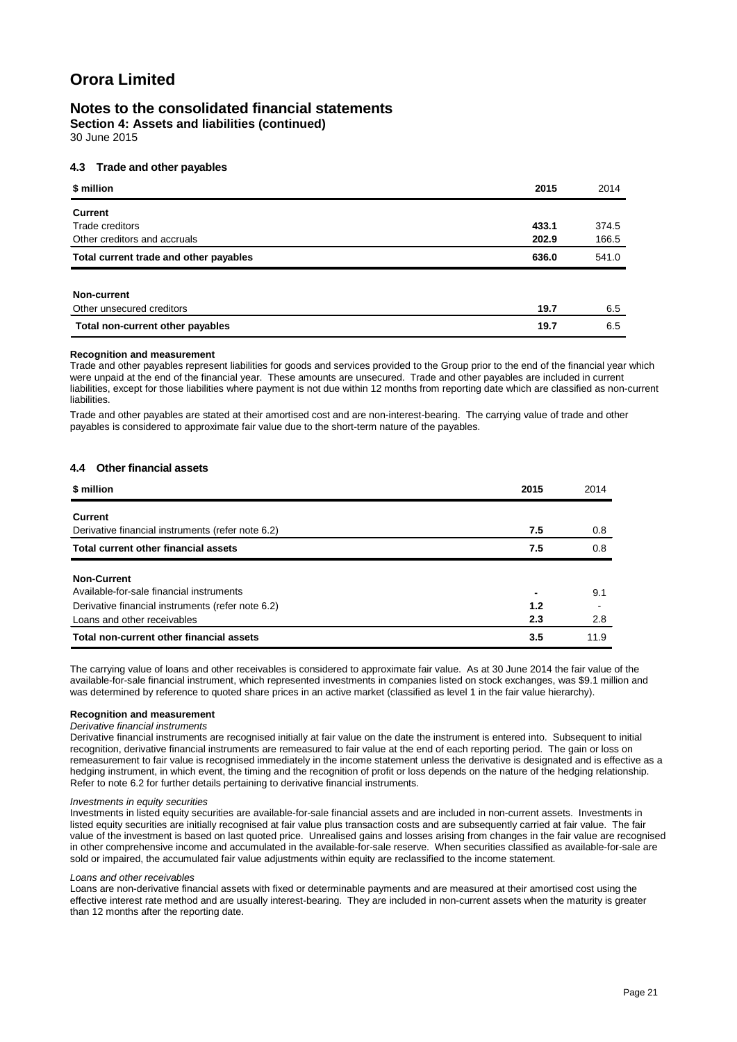# Orora Limited

## Notes to the consolidated financial statements

**Section 4: Assets and liabilities (continued)**

30 June 2015

### 4.3 Trade and other payables

| $ million | 2015 | 2014 |
|---|---|---|
| **Current** | | |
| Trade creditors | **433.1** | 374.5 |
| Other creditors and accruals | **202.9** | 166.5 |
| **Total current trade and other payables** | **636.0** | 541.0 |
| | | |
| **Non-current** | | |
| Other unsecured creditors | **19.7** | 6.5 |
| **Total non-current other payables** | **19.7** | 6.5 |

**Recognition and measurement**

Trade and other payables represent liabilities for goods and services provided to the Group prior to the end of the financial year which were unpaid at the end of the financial year. These amounts are unsecured. Trade and other payables are included in current liabilities, except for those liabilities where payment is not due within 12 months from reporting date which are classified as non-current liabilities.

Trade and other payables are stated at their amortised cost and are non-interest-bearing. The carrying value of trade and other payables is considered to approximate fair value due to the short-term nature of the payables.

### 4.4 Other financial assets

| $ million | 2015 | 2014 |
|---|---|---|
| **Current** | | |
| Derivative financial instruments (refer note 6.2) | **7.5** | 0.8 |
| **Total current other financial assets** | **7.5** | 0.8 |
| | | |
| **Non-Current** | | |
| Available-for-sale financial instruments | **-** | 9.1 |
| Derivative financial instruments (refer note 6.2) | **1.2** | - |
| Loans and other receivables | **2.3** | 2.8 |
| **Total non-current other financial assets** | **3.5** | 11.9 |

The carrying value of loans and other receivables is considered to approximate fair value. As at 30 June 2014 the fair value of the available-for-sale financial instrument, which represented investments in companies listed on stock exchanges, was $9.1 million and was determined by reference to quoted share prices in an active market (classified as level 1 in the fair value hierarchy).

**Recognition and measurement**

*Derivative financial instruments*

Derivative financial instruments are recognised initially at fair value on the date the instrument is entered into. Subsequent to initial recognition, derivative financial instruments are remeasured to fair value at the end of each reporting period. The gain or loss on remeasurement to fair value is recognised immediately in the income statement unless the derivative is designated and is effective as a hedging instrument, in which event, the timing and the recognition of profit or loss depends on the nature of the hedging relationship. Refer to note 6.2 for further details pertaining to derivative financial instruments.

*Investments in equity securities*

Investments in listed equity securities are available-for-sale financial assets and are included in non-current assets. Investments in listed equity securities are initially recognised at fair value plus transaction costs and are subsequently carried at fair value. The fair value of the investment is based on last quoted price. Unrealised gains and losses arising from changes in the fair value are recognised in other comprehensive income and accumulated in the available-for-sale reserve. When securities classified as available-for-sale are sold or impaired, the accumulated fair value adjustments within equity are reclassified to the income statement.

*Loans and other receivables*

Loans are non-derivative financial assets with fixed or determinable payments and are measured at their amortised cost using the effective interest rate method and are usually interest-bearing. They are included in non-current assets when the maturity is greater than 12 months after the reporting date.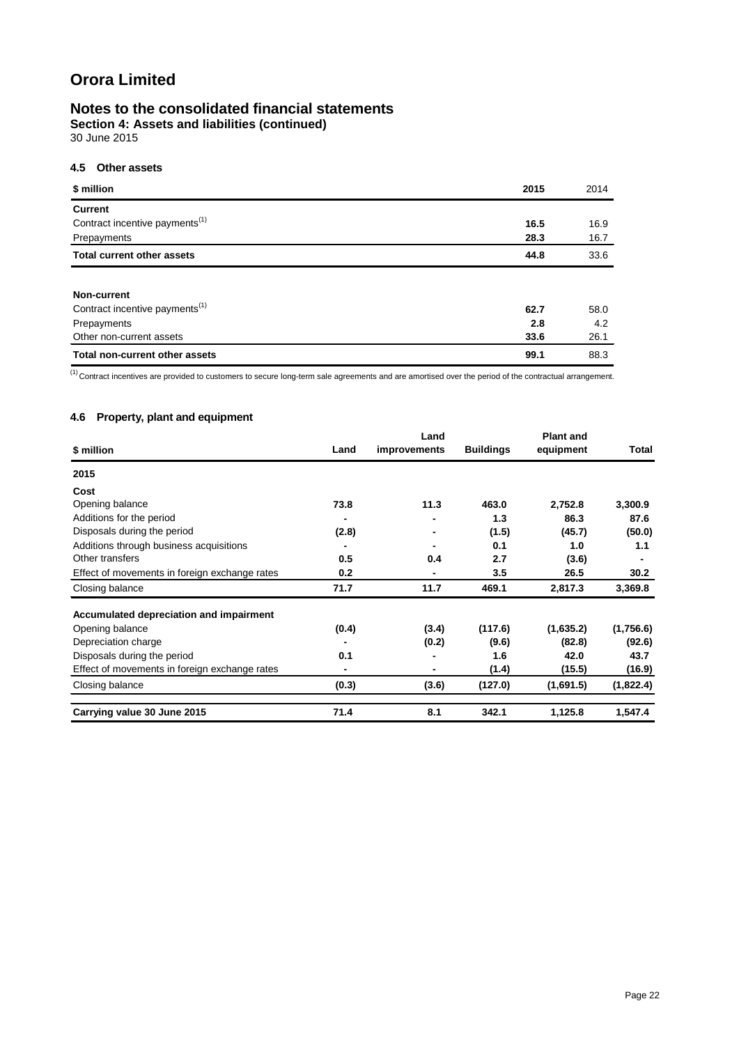# Orora Limited

## Notes to the consolidated financial statements

**Section 4: Assets and liabilities (continued)**

30 June 2015

### 4.5 Other assets

| $ million | 2015 | 2014 |
|---|---|---|
| **Current** | | |
| Contract incentive payments[(1)] | **16.5** | 16.9 |
| Prepayments | **28.3** | 16.7 |
| **Total current other assets** | **44.8** | 33.6 |
| | | |
| **Non-current** | | |
| Contract incentive payments[(1)] | **62.7** | 58.0 |
| Prepayments | **2.8** | 4.2 |
| Other non-current assets | **33.6** | 26.1 |
| **Total non-current other assets** | **99.1** | 88.3 |

[(1)] Contract incentives are provided to customers to secure long-term sale agreements and are amortised over the period of the contractual arrangement.

### 4.6 Property, plant and equipment

| $ million | Land | Land improvements | Buildings | Plant and equipment | Total |
|---|---|---|---|---|---|
| **2015** | | | | | |
| **Cost** | | | | | |
| Opening balance | **73.8** | **11.3** | **463.0** | **2,752.8** | **3,300.9** |
| Additions for the period | **-** | **-** | **1.3** | **86.3** | **87.6** |
| Disposals during the period | **(2.8)** | **-** | **(1.5)** | **(45.7)** | **(50.0)** |
| Additions through business acquisitions | **-** | **-** | **0.1** | **1.0** | **1.1** |
| Other transfers | **0.5** | **0.4** | **2.7** | **(3.6)** | **-** |
| Effect of movements in foreign exchange rates | **0.2** | **-** | **3.5** | **26.5** | **30.2** |
| Closing balance | **71.7** | **11.7** | **469.1** | **2,817.3** | **3,369.8** |
| | | | | | |
| **Accumulated depreciation and impairment** | | | | | |
| Opening balance | **(0.4)** | **(3.4)** | **(117.6)** | **(1,635.2)** | **(1,756.6)** |
| Depreciation charge | **-** | **(0.2)** | **(9.6)** | **(82.8)** | **(92.6)** |
| Disposals during the period | **0.1** | **-** | **1.6** | **42.0** | **43.7** |
| Effect of movements in foreign exchange rates | **-** | **-** | **(1.4)** | **(15.5)** | **(16.9)** |
| Closing balance | **(0.3)** | **(3.6)** | **(127.0)** | **(1,691.5)** | **(1,822.4)** |
| | | | | | |
| **Carrying value 30 June 2015** | **71.4** | **8.1** | **342.1** | **1,125.8** | **1,547.4** |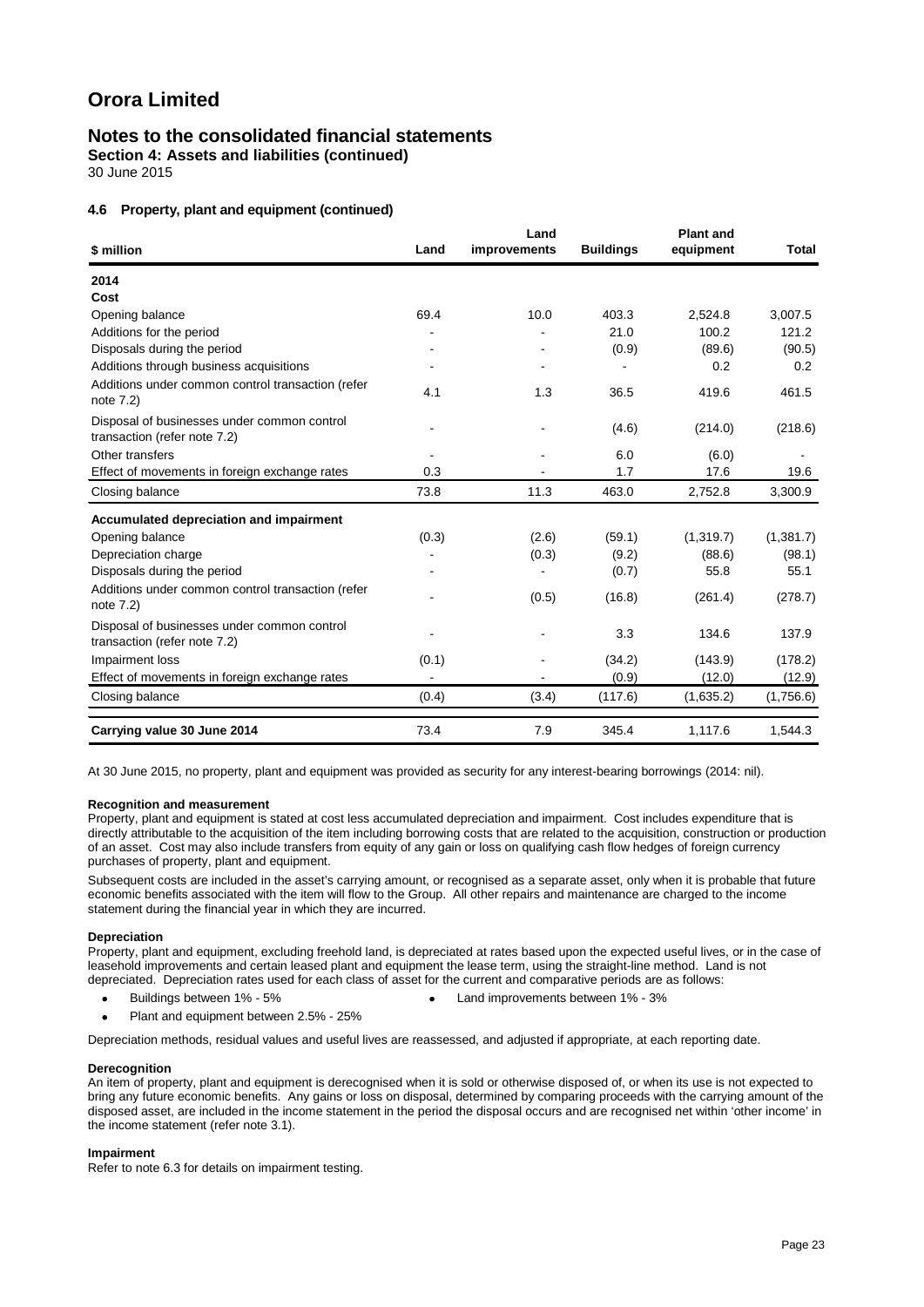# Orora Limited

## Notes to the consolidated financial statements

**Section 4: Assets and liabilities (continued)**

30 June 2015

### 4.6 Property, plant and equipment (continued)

| $ million | Land | Land improvements | Buildings | Plant and equipment | Total |
|---|---|---|---|---|---|
| **2014** | | | | | |
| **Cost** | | | | | |
| Opening balance | 69.4 | 10.0 | 403.3 | 2,524.8 | 3,007.5 |
| Additions for the period | - | - | 21.0 | 100.2 | 121.2 |
| Disposals during the period | - | - | (0.9) | (89.6) | (90.5) |
| Additions through business acquisitions | - | - | - | 0.2 | 0.2 |
| Additions under common control transaction (refer note 7.2) | 4.1 | 1.3 | 36.5 | 419.6 | 461.5 |
| Disposal of businesses under common control transaction (refer note 7.2) | - | - | (4.6) | (214.0) | (218.6) |
| Other transfers | - | - | 6.0 | (6.0) | - |
| Effect of movements in foreign exchange rates | 0.3 | - | 1.7 | 17.6 | 19.6 |
| Closing balance | 73.8 | 11.3 | 463.0 | 2,752.8 | 3,300.9 |
| **Accumulated depreciation and impairment** | | | | | |
| Opening balance | (0.3) | (2.6) | (59.1) | (1,319.7) | (1,381.7) |
| Depreciation charge | - | (0.3) | (9.2) | (88.6) | (98.1) |
| Disposals during the period | - | - | (0.7) | 55.8 | 55.1 |
| Additions under common control transaction (refer note 7.2) | - | (0.5) | (16.8) | (261.4) | (278.7) |
| Disposal of businesses under common control transaction (refer note 7.2) | - | - | 3.3 | 134.6 | 137.9 |
| Impairment loss | (0.1) | - | (34.2) | (143.9) | (178.2) |
| Effect of movements in foreign exchange rates | - | - | (0.9) | (12.0) | (12.9) |
| Closing balance | (0.4) | (3.4) | (117.6) | (1,635.2) | (1,756.6) |
| **Carrying value 30 June 2014** | 73.4 | 7.9 | 345.4 | 1,117.6 | 1,544.3 |

At 30 June 2015, no property, plant and equipment was provided as security for any interest-bearing borrowings (2014: nil).

**Recognition and measurement**

Property, plant and equipment is stated at cost less accumulated depreciation and impairment. Cost includes expenditure that is directly attributable to the acquisition of the item including borrowing costs that are related to the acquisition, construction or production of an asset. Cost may also include transfers from equity of any gain or loss on qualifying cash flow hedges of foreign currency purchases of property, plant and equipment.

Subsequent costs are included in the asset's carrying amount, or recognised as a separate asset, only when it is probable that future economic benefits associated with the item will flow to the Group. All other repairs and maintenance are charged to the income statement during the financial year in which they are incurred.

**Depreciation**

Property, plant and equipment, excluding freehold land, is depreciated at rates based upon the expected useful lives, or in the case of leasehold improvements and certain leased plant and equipment the lease term, using the straight-line method. Land is not depreciated. Depreciation rates used for each class of asset for the current and comparative periods are as follows:

- Buildings between 1% - 5%
- Land improvements between 1% - 3%
- Plant and equipment between 2.5% - 25%

Depreciation methods, residual values and useful lives are reassessed, and adjusted if appropriate, at each reporting date.

**Derecognition**

An item of property, plant and equipment is derecognised when it is sold or otherwise disposed of, or when its use is not expected to bring any future economic benefits. Any gains or loss on disposal, determined by comparing proceeds with the carrying amount of the disposed asset, are included in the income statement in the period the disposal occurs and are recognised net within 'other income' in the income statement (refer note 3.1).

**Impairment**

Refer to note 6.3 for details on impairment testing.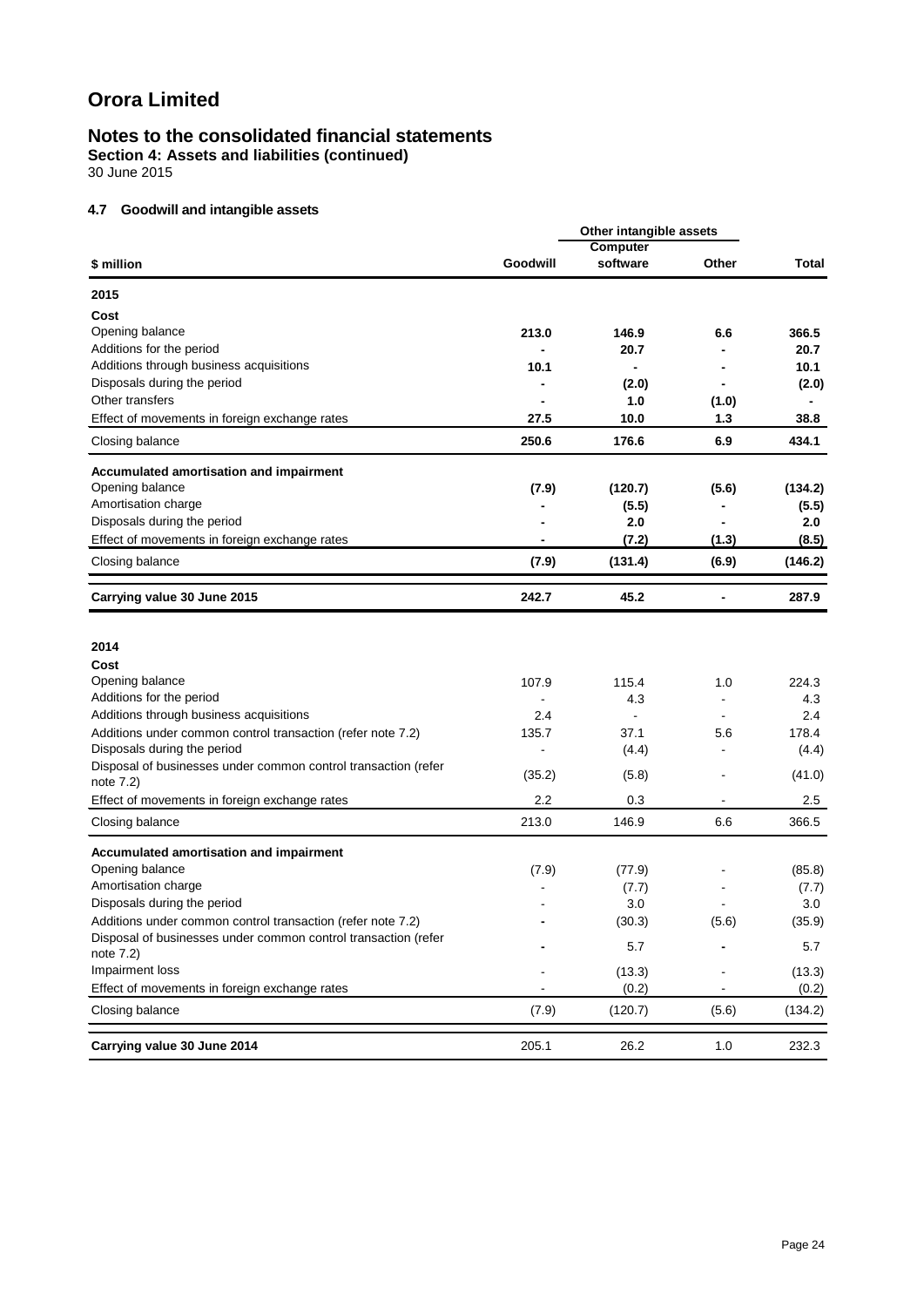# Orora Limited

## Notes to the consolidated financial statements

**Section 4: Assets and liabilities (continued)**

30 June 2015

### 4.7 Goodwill and intangible assets

| | | Other intangible assets | | |
|---|---|---|---|---|
| **$ million** | **Goodwill** | **Computer software** | **Other** | **Total** |
| **2015** | | | | |
| **Cost** | | | | |
| Opening balance | **213.0** | **146.9** | **6.6** | **366.5** |
| Additions for the period | **-** | **20.7** | **-** | **20.7** |
| Additions through business acquisitions | **10.1** | **-** | **-** | **10.1** |
| Disposals during the period | **-** | **(2.0)** | **-** | **(2.0)** |
| Other transfers | **-** | **1.0** | **(1.0)** | **-** |
| Effect of movements in foreign exchange rates | **27.5** | **10.0** | **1.3** | **38.8** |
| Closing balance | **250.6** | **176.6** | **6.9** | **434.1** |
| **Accumulated amortisation and impairment** | | | | |
| Opening balance | **(7.9)** | **(120.7)** | **(5.6)** | **(134.2)** |
| Amortisation charge | **-** | **(5.5)** | **-** | **(5.5)** |
| Disposals during the period | **-** | **2.0** | **-** | **2.0** |
| Effect of movements in foreign exchange rates | **-** | **(7.2)** | **(1.3)** | **(8.5)** |
| Closing balance | **(7.9)** | **(131.4)** | **(6.9)** | **(146.2)** |
| **Carrying value 30 June 2015** | **242.7** | **45.2** | **-** | **287.9** |
| **2014** | | | | |
| **Cost** | | | | |
| Opening balance | 107.9 | 115.4 | 1.0 | 224.3 |
| Additions for the period | - | 4.3 | - | 4.3 |
| Additions through business acquisitions | 2.4 | - | - | 2.4 |
| Additions under common control transaction (refer note 7.2) | 135.7 | 37.1 | 5.6 | 178.4 |
| Disposals during the period | - | (4.4) | - | (4.4) |
| Disposal of businesses under common control transaction (refer note 7.2) | (35.2) | (5.8) | - | (41.0) |
| Effect of movements in foreign exchange rates | 2.2 | 0.3 | - | 2.5 |
| Closing balance | 213.0 | 146.9 | 6.6 | 366.5 |
| **Accumulated amortisation and impairment** | | | | |
| Opening balance | (7.9) | (77.9) | - | (85.8) |
| Amortisation charge | - | (7.7) | - | (7.7) |
| Disposals during the period | - | 3.0 | - | 3.0 |
| Additions under common control transaction (refer note 7.2) | - | (30.3) | (5.6) | (35.9) |
| Disposal of businesses under common control transaction (refer note 7.2) | - | 5.7 | - | 5.7 |
| Impairment loss | - | (13.3) | - | (13.3) |
| Effect of movements in foreign exchange rates | - | (0.2) | - | (0.2) |
| Closing balance | (7.9) | (120.7) | (5.6) | (134.2) |
| **Carrying value 30 June 2014** | 205.1 | 26.2 | 1.0 | 232.3 |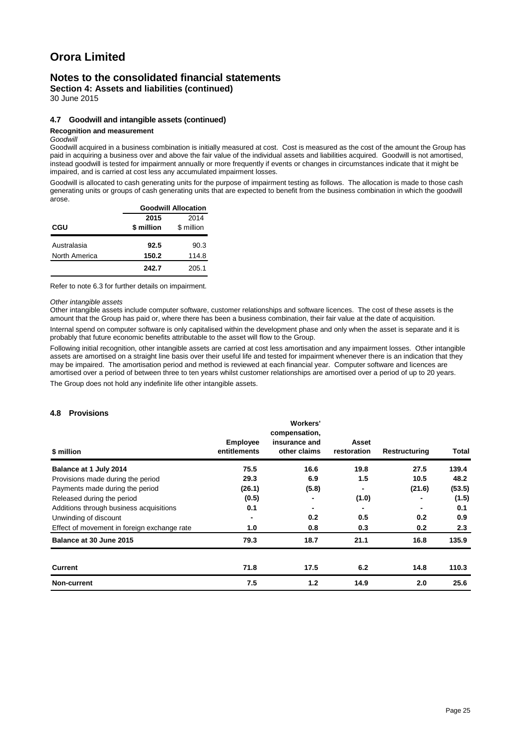# Orora Limited

## Notes to the consolidated financial statements

**Section 4: Assets and liabilities (continued)**

30 June 2015

### 4.7 Goodwill and intangible assets (continued)

**Recognition and measurement**

*Goodwill*

Goodwill acquired in a business combination is initially measured at cost. Cost is measured as the cost of the amount the Group has paid in acquiring a business over and above the fair value of the individual assets and liabilities acquired. Goodwill is not amortised, instead goodwill is tested for impairment annually or more frequently if events or changes in circumstances indicate that it might be impaired, and is carried at cost less any accumulated impairment losses.

Goodwill is allocated to cash generating units for the purpose of impairment testing as follows. The allocation is made to those cash generating units or groups of cash generating units that are expected to benefit from the business combination in which the goodwill arose.

| | Goodwill Allocation | |
|---|---|---|
| **CGU** | **2015 \$ million** | 2014 \$ million |
| Australasia | **92.5** | 90.3 |
| North America | **150.2** | 114.8 |
| | **242.7** | 205.1 |

Refer to note 6.3 for further details on impairment.

*Other intangible assets*

Other intangible assets include computer software, customer relationships and software licences. The cost of these assets is the amount that the Group has paid or, where there has been a business combination, their fair value at the date of acquisition.

Internal spend on computer software is only capitalised within the development phase and only when the asset is separate and it is probably that future economic benefits attributable to the asset will flow to the Group.

Following initial recognition, other intangible assets are carried at cost less amortisation and any impairment losses. Other intangible assets are amortised on a straight line basis over their useful life and tested for impairment whenever there is an indication that they may be impaired. The amortisation period and method is reviewed at each financial year. Computer software and licences are amortised over a period of between three to ten years whilst customer relationships are amortised over a period of up to 20 years.

The Group does not hold any indefinite life other intangible assets.

### 4.8 Provisions

| \$ million | Employee entitlements | Workers' compensation, insurance and other claims | Asset restoration | Restructuring | Total |
|---|---|---|---|---|---|
| **Balance at 1 July 2014** | **75.5** | **16.6** | **19.8** | **27.5** | **139.4** |
| Provisions made during the period | **29.3** | **6.9** | **1.5** | **10.5** | **48.2** |
| Payments made during the period | **(26.1)** | **(5.8)** | **-** | **(21.6)** | **(53.5)** |
| Released during the period | **(0.5)** | **-** | **(1.0)** | **-** | **(1.5)** |
| Additions through business acquisitions | **0.1** | **-** | **-** | **-** | **0.1** |
| Unwinding of discount | **-** | **0.2** | **0.5** | **0.2** | **0.9** |
| Effect of movement in foreign exchange rate | **1.0** | **0.8** | **0.3** | **0.2** | **2.3** |
| **Balance at 30 June 2015** | **79.3** | **18.7** | **21.1** | **16.8** | **135.9** |
| **Current** | **71.8** | **17.5** | **6.2** | **14.8** | **110.3** |
| **Non-current** | **7.5** | **1.2** | **14.9** | **2.0** | **25.6** |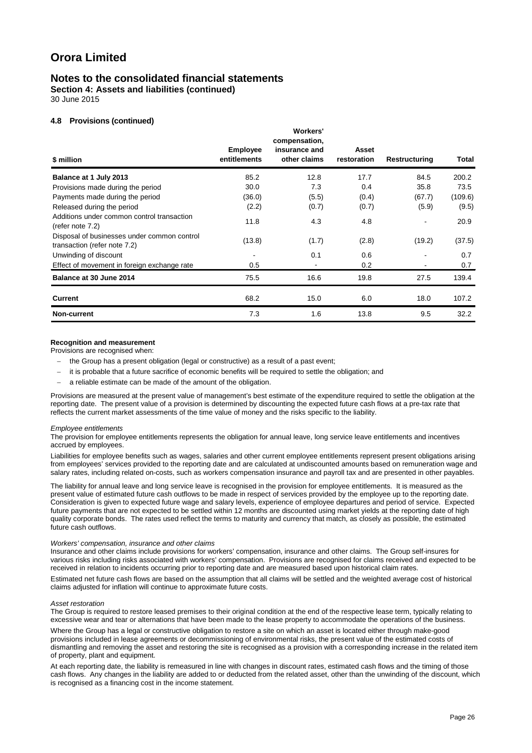# Orora Limited

## Notes to the consolidated financial statements

**Section 4: Assets and liabilities (continued)**

30 June 2015

### 4.8 Provisions (continued)

| $ million | Employee entitlements | Workers' compensation, insurance and other claims | Asset restoration | Restructuring | Total |
|---|---|---|---|---|---|
| **Balance at 1 July 2013** | 85.2 | 12.8 | 17.7 | 84.5 | 200.2 |
| Provisions made during the period | 30.0 | 7.3 | 0.4 | 35.8 | 73.5 |
| Payments made during the period | (36.0) | (5.5) | (0.4) | (67.7) | (109.6) |
| Released during the period | (2.2) | (0.7) | (0.7) | (5.9) | (9.5) |
| Additions under common control transaction (refer note 7.2) | 11.8 | 4.3 | 4.8 | - | 20.9 |
| Disposal of businesses under common control transaction (refer note 7.2) | (13.8) | (1.7) | (2.8) | (19.2) | (37.5) |
| Unwinding of discount | - | 0.1 | 0.6 | - | 0.7 |
| Effect of movement in foreign exchange rate | 0.5 | - | 0.2 | - | 0.7 |
| **Balance at 30 June 2014** | 75.5 | 16.6 | 19.8 | 27.5 | 139.4 |
| **Current** | 68.2 | 15.0 | 6.0 | 18.0 | 107.2 |
| **Non-current** | 7.3 | 1.6 | 13.8 | 9.5 | 32.2 |

**Recognition and measurement**

Provisions are recognised when:

- the Group has a present obligation (legal or constructive) as a result of a past event;
- it is probable that a future sacrifice of economic benefits will be required to settle the obligation; and
- a reliable estimate can be made of the amount of the obligation.

Provisions are measured at the present value of management's best estimate of the expenditure required to settle the obligation at the reporting date. The present value of a provision is determined by discounting the expected future cash flows at a pre-tax rate that reflects the current market assessments of the time value of money and the risks specific to the liability.

*Employee entitlements*

The provision for employee entitlements represents the obligation for annual leave, long service leave entitlements and incentives accrued by employees.

Liabilities for employee benefits such as wages, salaries and other current employee entitlements represent present obligations arising from employees' services provided to the reporting date and are calculated at undiscounted amounts based on remuneration wage and salary rates, including related on-costs, such as workers compensation insurance and payroll tax and are presented in other payables.

The liability for annual leave and long service leave is recognised in the provision for employee entitlements. It is measured as the present value of estimated future cash outflows to be made in respect of services provided by the employee up to the reporting date. Consideration is given to expected future wage and salary levels, experience of employee departures and period of service. Expected future payments that are not expected to be settled within 12 months are discounted using market yields at the reporting date of high quality corporate bonds. The rates used reflect the terms to maturity and currency that match, as closely as possible, the estimated future cash outflows.

*Workers' compensation, insurance and other claims*

Insurance and other claims include provisions for workers' compensation, insurance and other claims. The Group self-insures for various risks including risks associated with workers' compensation. Provisions are recognised for claims received and expected to be received in relation to incidents occurring prior to reporting date and are measured based upon historical claim rates.

Estimated net future cash flows are based on the assumption that all claims will be settled and the weighted average cost of historical claims adjusted for inflation will continue to approximate future costs.

*Asset restoration*

The Group is required to restore leased premises to their original condition at the end of the respective lease term, typically relating to excessive wear and tear or alternations that have been made to the lease property to accommodate the operations of the business.

Where the Group has a legal or constructive obligation to restore a site on which an asset is located either through make-good provisions included in lease agreements or decommissioning of environmental risks, the present value of the estimated costs of dismantling and removing the asset and restoring the site is recognised as a provision with a corresponding increase in the related item of property, plant and equipment.

At each reporting date, the liability is remeasured in line with changes in discount rates, estimated cash flows and the timing of those cash flows. Any changes in the liability are added to or deducted from the related asset, other than the unwinding of the discount, which is recognised as a financing cost in the income statement.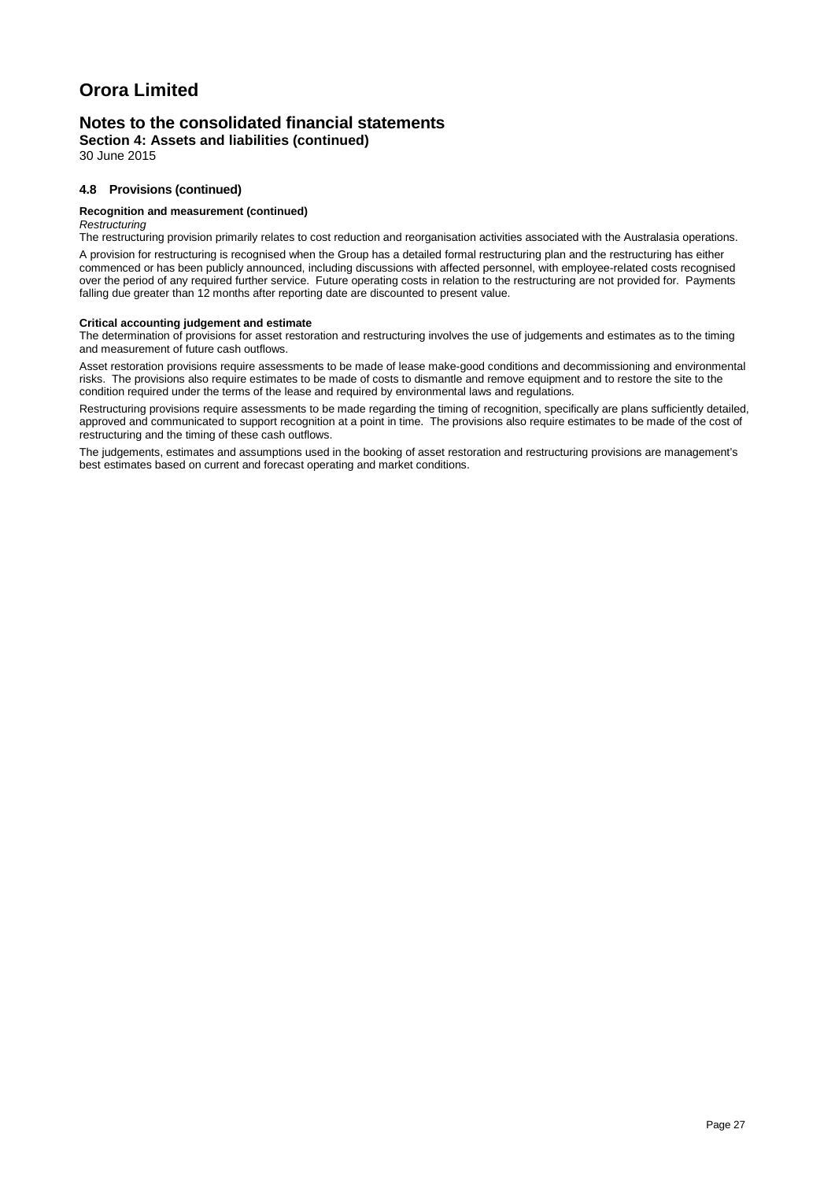# Orora Limited

## Notes to the consolidated financial statements

**Section 4: Assets and liabilities (continued)**

30 June 2015

### 4.8 Provisions (continued)

**Recognition and measurement (continued)**

*Restructuring*

The restructuring provision primarily relates to cost reduction and reorganisation activities associated with the Australasia operations.

A provision for restructuring is recognised when the Group has a detailed formal restructuring plan and the restructuring has either commenced or has been publicly announced, including discussions with affected personnel, with employee-related costs recognised over the period of any required further service. Future operating costs in relation to the restructuring are not provided for. Payments falling due greater than 12 months after reporting date are discounted to present value.

**Critical accounting judgement and estimate**

The determination of provisions for asset restoration and restructuring involves the use of judgements and estimates as to the timing and measurement of future cash outflows.

Asset restoration provisions require assessments to be made of lease make-good conditions and decommissioning and environmental risks. The provisions also require estimates to be made of costs to dismantle and remove equipment and to restore the site to the condition required under the terms of the lease and required by environmental laws and regulations.

Restructuring provisions require assessments to be made regarding the timing of recognition, specifically are plans sufficiently detailed, approved and communicated to support recognition at a point in time. The provisions also require estimates to be made of the cost of restructuring and the timing of these cash outflows.

The judgements, estimates and assumptions used in the booking of asset restoration and restructuring provisions are management's best estimates based on current and forecast operating and market conditions.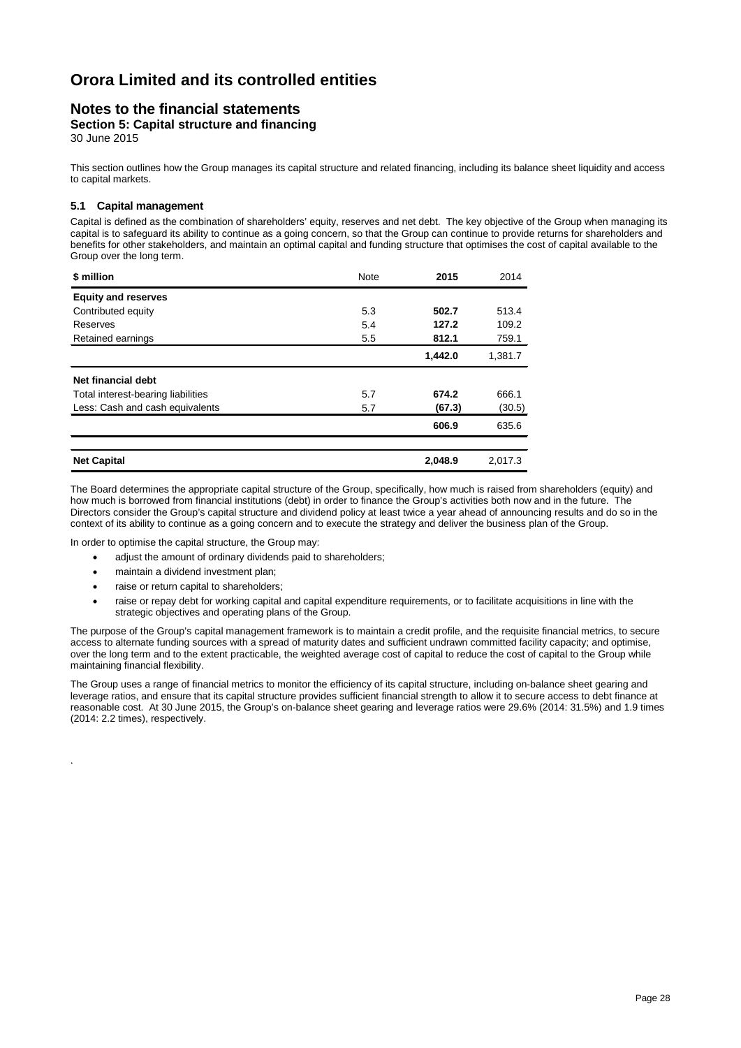# Orora Limited and its controlled entities

## Notes to the financial statements

### Section 5: Capital structure and financing

30 June 2015

This section outlines how the Group manages its capital structure and related financing, including its balance sheet liquidity and access to capital markets.

#### 5.1 Capital management

Capital is defined as the combination of shareholders' equity, reserves and net debt. The key objective of the Group when managing its capital is to safeguard its ability to continue as a going concern, so that the Group can continue to provide returns for shareholders and benefits for other stakeholders, and maintain an optimal capital and funding structure that optimises the cost of capital available to the Group over the long term.

| $ million | Note | 2015 | 2014 |
|---|---|---|---|
| **Equity and reserves** | | | |
| Contributed equity | 5.3 | **502.7** | 513.4 |
| Reserves | 5.4 | **127.2** | 109.2 |
| Retained earnings | 5.5 | **812.1** | 759.1 |
| | | **1,442.0** | 1,381.7 |
| **Net financial debt** | | | |
| Total interest-bearing liabilities | 5.7 | **674.2** | 666.1 |
| Less: Cash and cash equivalents | 5.7 | **(67.3)** | (30.5) |
| | | **606.9** | 635.6 |
| **Net Capital** | | **2,048.9** | 2,017.3 |

The Board determines the appropriate capital structure of the Group, specifically, how much is raised from shareholders (equity) and how much is borrowed from financial institutions (debt) in order to finance the Group's activities both now and in the future. The Directors consider the Group's capital structure and dividend policy at least twice a year ahead of announcing results and do so in the context of its ability to continue as a going concern and to execute the strategy and deliver the business plan of the Group.

In order to optimise the capital structure, the Group may:

- adjust the amount of ordinary dividends paid to shareholders;
- maintain a dividend investment plan;
- raise or return capital to shareholders;
- raise or repay debt for working capital and capital expenditure requirements, or to facilitate acquisitions in line with the strategic objectives and operating plans of the Group.

The purpose of the Group's capital management framework is to maintain a credit profile, and the requisite financial metrics, to secure access to alternate funding sources with a spread of maturity dates and sufficient undrawn committed facility capacity; and optimise, over the long term and to the extent practicable, the weighted average cost of capital to reduce the cost of capital to the Group while maintaining financial flexibility.

The Group uses a range of financial metrics to monitor the efficiency of its capital structure, including on-balance sheet gearing and leverage ratios, and ensure that its capital structure provides sufficient financial strength to allow it to secure access to debt finance at reasonable cost. At 30 June 2015, the Group's on-balance sheet gearing and leverage ratios were 29.6% (2014: 31.5%) and 1.9 times (2014: 2.2 times), respectively.

.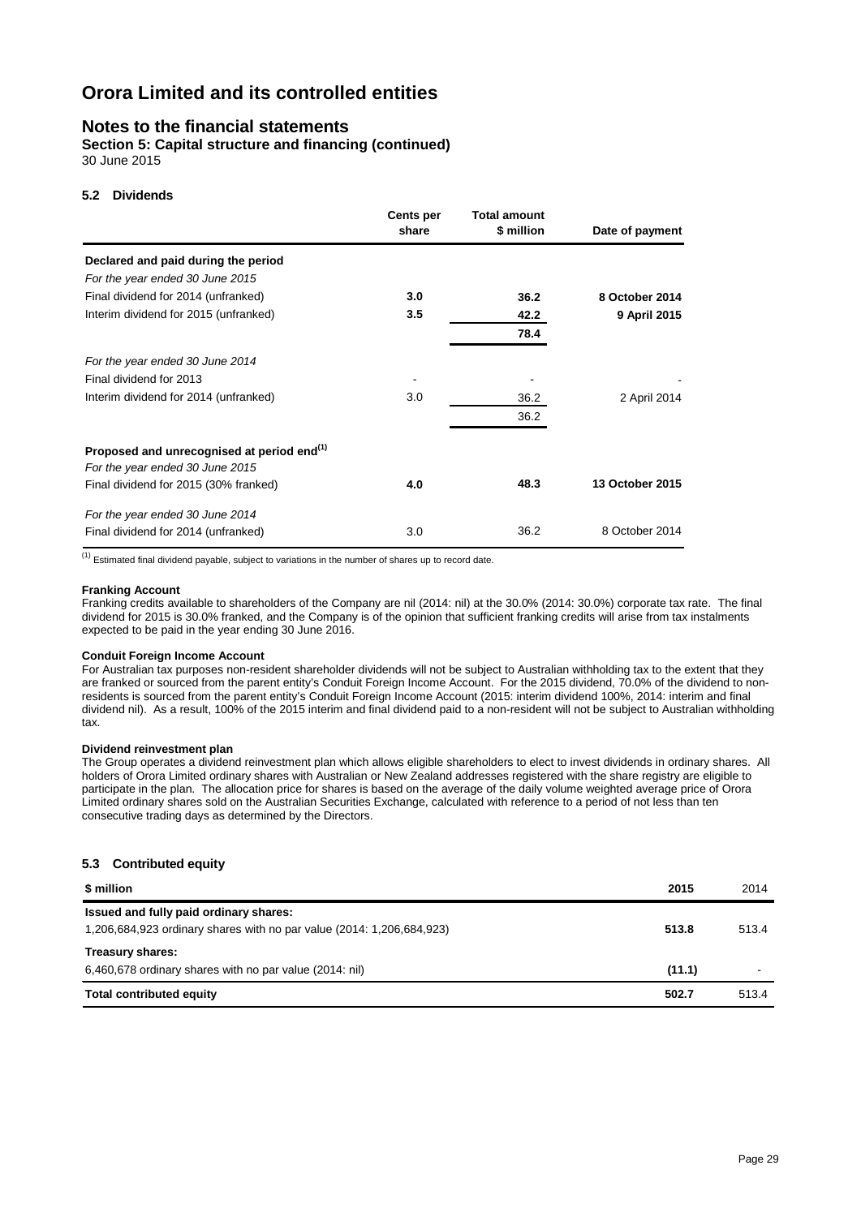# Orora Limited and its controlled entities

## Notes to the financial statements

### Section 5: Capital structure and financing (continued)

30 June 2015

#### 5.2 Dividends

| | Cents per share | Total amount $ million | Date of payment |
|---|---|---|---|
| **Declared and paid during the period** | | | |
| *For the year ended 30 June 2015* | | | |
| Final dividend for 2014 (unfranked) | **3.0** | **36.2** | **8 October 2014** |
| Interim dividend for 2015 (unfranked) | **3.5** | **42.2** | **9 April 2015** |
| | | **78.4** | |
| *For the year ended 30 June 2014* | | | |
| Final dividend for 2013 | - | - | - |
| Interim dividend for 2014 (unfranked) | 3.0 | 36.2 | 2 April 2014 |
| | | 36.2 | |
| **Proposed and unrecognised at period end[(1)]** | | | |
| *For the year ended 30 June 2015* | | | |
| Final dividend for 2015 (30% franked) | **4.0** | **48.3** | **13 October 2015** |
| *For the year ended 30 June 2014* | | | |
| Final dividend for 2014 (unfranked) | 3.0 | 36.2 | 8 October 2014 |

[(1)] Estimated final dividend payable, subject to variations in the number of shares up to record date.

**Franking Account**

Franking credits available to shareholders of the Company are nil (2014: nil) at the 30.0% (2014: 30.0%) corporate tax rate. The final dividend for 2015 is 30.0% franked, and the Company is of the opinion that sufficient franking credits will arise from tax instalments expected to be paid in the year ending 30 June 2016.

**Conduit Foreign Income Account**

For Australian tax purposes non-resident shareholder dividends will not be subject to Australian withholding tax to the extent that they are franked or sourced from the parent entity's Conduit Foreign Income Account. For the 2015 dividend, 70.0% of the dividend to non-residents is sourced from the parent entity's Conduit Foreign Income Account (2015: interim dividend 100%, 2014: interim and final dividend nil). As a result, 100% of the 2015 interim and final dividend paid to a non-resident will not be subject to Australian withholding tax.

**Dividend reinvestment plan**

The Group operates a dividend reinvestment plan which allows eligible shareholders to elect to invest dividends in ordinary shares. All holders of Orora Limited ordinary shares with Australian or New Zealand addresses registered with the share registry are eligible to participate in the plan. The allocation price for shares is based on the average of the daily volume weighted average price of Orora Limited ordinary shares sold on the Australian Securities Exchange, calculated with reference to a period of not less than ten consecutive trading days as determined by the Directors.

#### 5.3 Contributed equity

| $ million | 2015 | 2014 |
|---|---|---|
| **Issued and fully paid ordinary shares:** | | |
| 1,206,684,923 ordinary shares with no par value (2014: 1,206,684,923) | **513.8** | 513.4 |
| **Treasury shares:** | | |
| 6,460,678 ordinary shares with no par value (2014: nil) | **(11.1)** | - |
| **Total contributed equity** | **502.7** | 513.4 |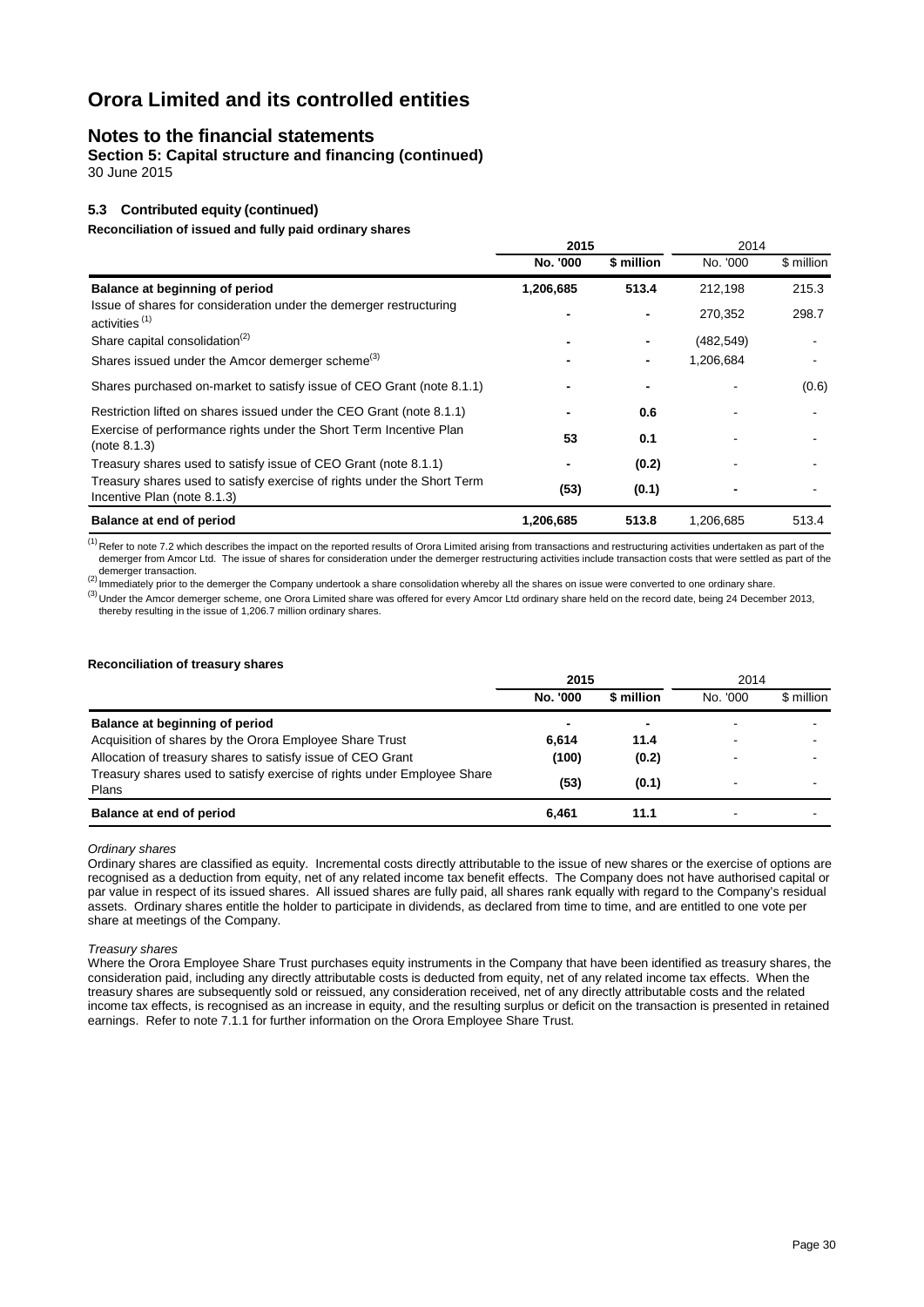# Orora Limited and its controlled entities

## Notes to the financial statements

**Section 5: Capital structure and financing (continued)**

30 June 2015

### 5.3 Contributed equity (continued)

**Reconciliation of issued and fully paid ordinary shares**

| | 2015 | | 2014 | |
|---|---|---|---|---|
| | **No. '000** | **\$ million** | No. '000 | \$ million |
| **Balance at beginning of period** | **1,206,685** | **513.4** | 212,198 | 215.3 |
| Issue of shares for consideration under the demerger restructuring activities [1] | - | - | 270,352 | 298.7 |
| Share capital consolidation[2] | - | - | (482,549) | - |
| Shares issued under the Amcor demerger scheme[3] | - | - | 1,206,684 | - |
| Shares purchased on-market to satisfy issue of CEO Grant (note 8.1.1) | - | - | - | (0.6) |
| Restriction lifted on shares issued under the CEO Grant (note 8.1.1) | - | 0.6 | - | - |
| Exercise of performance rights under the Short Term Incentive Plan (note 8.1.3) | 53 | 0.1 | - | - |
| Treasury shares used to satisfy issue of CEO Grant (note 8.1.1) | - | (0.2) | - | - |
| Treasury shares used to satisfy exercise of rights under the Short Term Incentive Plan (note 8.1.3) | (53) | (0.1) | - | - |
| **Balance at end of period** | **1,206,685** | **513.8** | 1,206,685 | 513.4 |

[1] Refer to note 7.2 which describes the impact on the reported results of Orora Limited arising from transactions and restructuring activities undertaken as part of the demerger from Amcor Ltd. The issue of shares for consideration under the demerger restructuring activities include transaction costs that were settled as part of the demerger transaction.

[2] Immediately prior to the demerger the Company undertook a share consolidation whereby all the shares on issue were converted to one ordinary share.

[3] Under the Amcor demerger scheme, one Orora Limited share was offered for every Amcor Ltd ordinary share held on the record date, being 24 December 2013, thereby resulting in the issue of 1,206.7 million ordinary shares.

**Reconciliation of treasury shares**

| | 2015 | | 2014 | |
|---|---|---|---|---|
| | **No. '000** | **\$ million** | No. '000 | \$ million |
| **Balance at beginning of period** | - | - | - | - |
| Acquisition of shares by the Orora Employee Share Trust | 6,614 | 11.4 | - | - |
| Allocation of treasury shares to satisfy issue of CEO Grant | (100) | (0.2) | - | - |
| Treasury shares used to satisfy exercise of rights under Employee Share Plans | (53) | (0.1) | - | - |
| **Balance at end of period** | **6,461** | **11.1** | - | - |

*Ordinary shares*

Ordinary shares are classified as equity. Incremental costs directly attributable to the issue of new shares or the exercise of options are recognised as a deduction from equity, net of any related income tax benefit effects. The Company does not have authorised capital or par value in respect of its issued shares. All issued shares are fully paid, all shares rank equally with regard to the Company's residual assets. Ordinary shares entitle the holder to participate in dividends, as declared from time to time, and are entitled to one vote per share at meetings of the Company.

*Treasury shares*

Where the Orora Employee Share Trust purchases equity instruments in the Company that have been identified as treasury shares, the consideration paid, including any directly attributable costs is deducted from equity, net of any related income tax effects. When the treasury shares are subsequently sold or reissued, any consideration received, net of any directly attributable costs and the related income tax effects, is recognised as an increase in equity, and the resulting surplus or deficit on the transaction is presented in retained earnings. Refer to note 7.1.1 for further information on the Orora Employee Share Trust.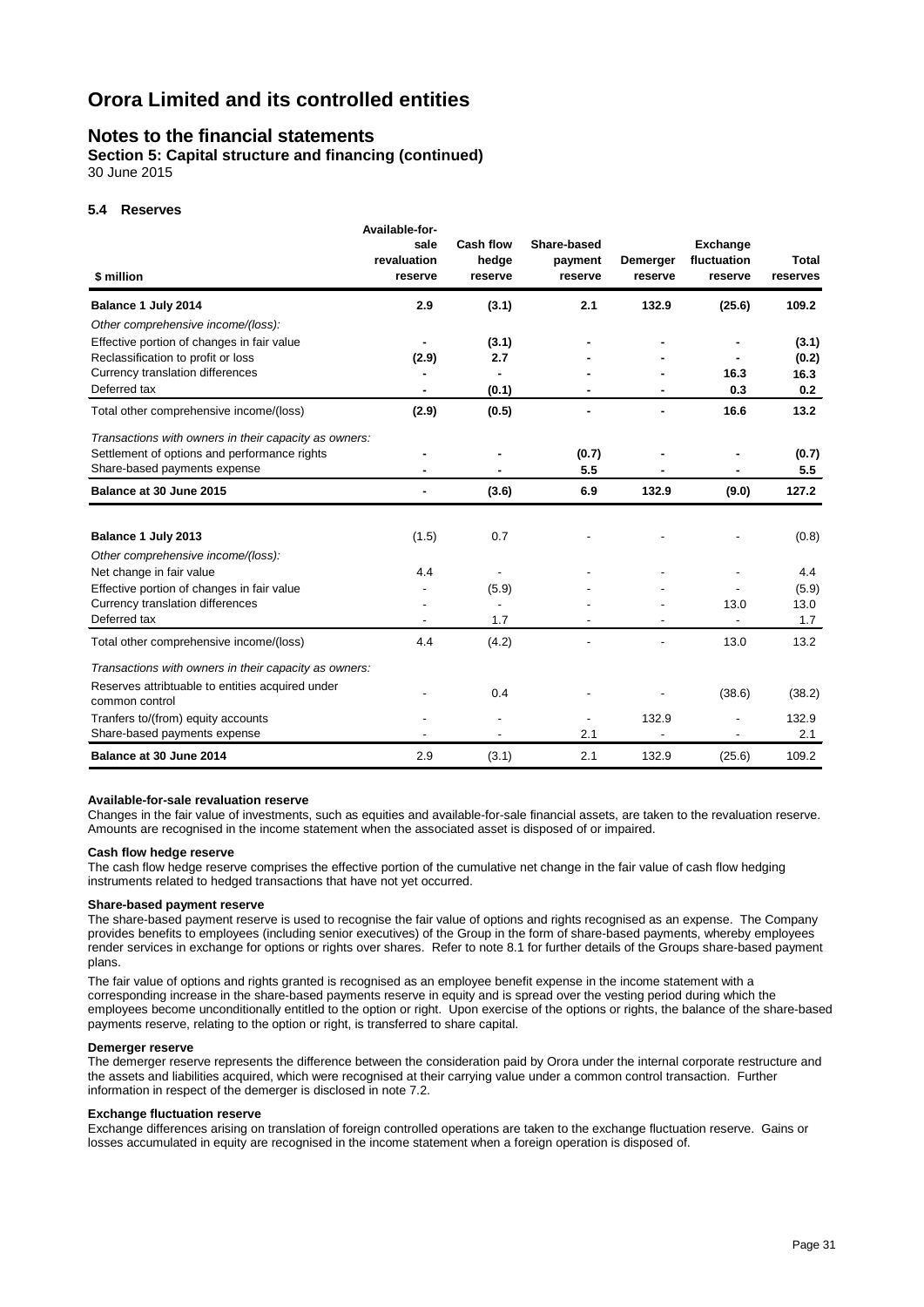# Orora Limited and its controlled entities

## Notes to the financial statements

### Section 5: Capital structure and financing (continued)

30 June 2015

#### 5.4 Reserves

| $ million | Available-for-sale revaluation reserve | Cash flow hedge reserve | Share-based payment reserve | Demerger reserve | Exchange fluctuation reserve | Total reserves |
|---|---|---|---|---|---|---|
| **Balance 1 July 2014** | **2.9** | **(3.1)** | **2.1** | **132.9** | **(25.6)** | **109.2** |
| *Other comprehensive income/(loss):* | | | | | | |
| Effective portion of changes in fair value | **-** | **(3.1)** | **-** | **-** | **-** | **(3.1)** |
| Reclassification to profit or loss | **(2.9)** | **2.7** | **-** | **-** | **-** | **(0.2)** |
| Currency translation differences | **-** | **-** | **-** | **-** | **16.3** | **16.3** |
| Deferred tax | **-** | **(0.1)** | **-** | **-** | **0.3** | **0.2** |
| Total other comprehensive income/(loss) | **(2.9)** | **(0.5)** | **-** | **-** | **16.6** | **13.2** |
| *Transactions with owners in their capacity as owners:* | | | | | | |
| Settlement of options and performance rights | **-** | **-** | **(0.7)** | **-** | **-** | **(0.7)** |
| Share-based payments expense | **-** | **-** | **5.5** | **-** | **-** | **5.5** |
| **Balance at 30 June 2015** | **-** | **(3.6)** | **6.9** | **132.9** | **(9.0)** | **127.2** |
| | | | | | | |
| **Balance 1 July 2013** | (1.5) | 0.7 | - | - | - | (0.8) |
| *Other comprehensive income/(loss):* | | | | | | |
| Net change in fair value | 4.4 | - | - | - | - | 4.4 |
| Effective portion of changes in fair value | - | (5.9) | - | - | - | (5.9) |
| Currency translation differences | - | - | - | - | 13.0 | 13.0 |
| Deferred tax | - | 1.7 | - | - | - | 1.7 |
| Total other comprehensive income/(loss) | 4.4 | (4.2) | - | - | 13.0 | 13.2 |
| *Transactions with owners in their capacity as owners:* | | | | | | |
| Reserves attribtuable to entities acquired under common control | - | 0.4 | - | - | (38.6) | (38.2) |
| Tranfers to/(from) equity accounts | - | - | - | 132.9 | - | 132.9 |
| Share-based payments expense | - | - | 2.1 | - | - | 2.1 |
| **Balance at 30 June 2014** | 2.9 | (3.1) | 2.1 | 132.9 | (25.6) | 109.2 |

**Available-for-sale revaluation reserve**

Changes in the fair value of investments, such as equities and available-for-sale financial assets, are taken to the revaluation reserve. Amounts are recognised in the income statement when the associated asset is disposed of or impaired.

**Cash flow hedge reserve**

The cash flow hedge reserve comprises the effective portion of the cumulative net change in the fair value of cash flow hedging instruments related to hedged transactions that have not yet occurred.

**Share-based payment reserve**

The share-based payment reserve is used to recognise the fair value of options and rights recognised as an expense. The Company provides benefits to employees (including senior executives) of the Group in the form of share-based payments, whereby employees render services in exchange for options or rights over shares. Refer to note 8.1 for further details of the Groups share-based payment plans.

The fair value of options and rights granted is recognised as an employee benefit expense in the income statement with a corresponding increase in the share-based payments reserve in equity and is spread over the vesting period during which the employees become unconditionally entitled to the option or right. Upon exercise of the options or rights, the balance of the share-based payments reserve, relating to the option or right, is transferred to share capital.

**Demerger reserve**

The demerger reserve represents the difference between the consideration paid by Orora under the internal corporate restructure and the assets and liabilities acquired, which were recognised at their carrying value under a common control transaction. Further information in respect of the demerger is disclosed in note 7.2.

**Exchange fluctuation reserve**

Exchange differences arising on translation of foreign controlled operations are taken to the exchange fluctuation reserve. Gains or losses accumulated in equity are recognised in the income statement when a foreign operation is disposed of.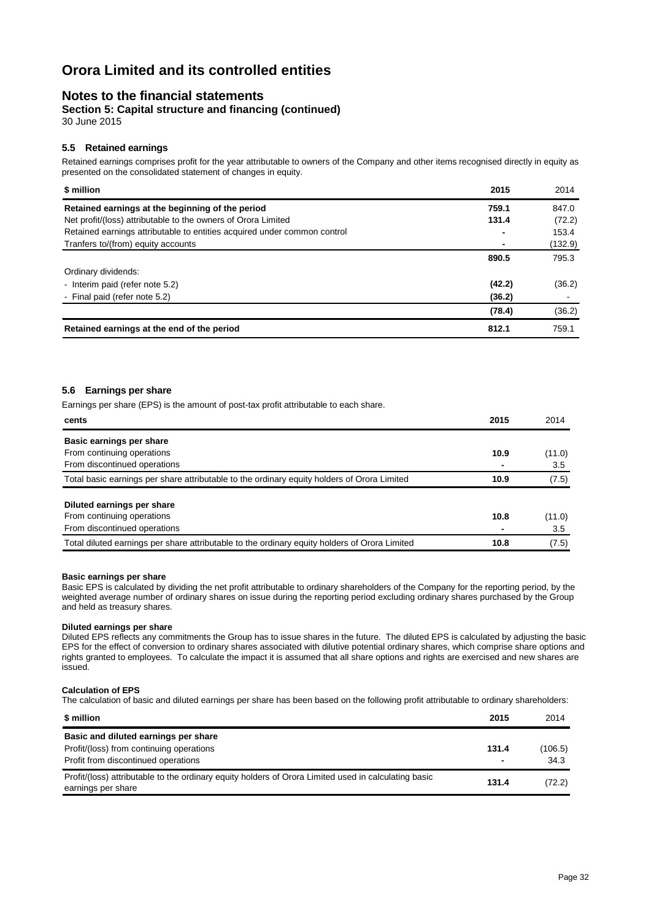# Orora Limited and its controlled entities

## Notes to the financial statements

### Section 5: Capital structure and financing (continued)

30 June 2015

#### 5.5 Retained earnings

Retained earnings comprises profit for the year attributable to owners of the Company and other items recognised directly in equity as presented on the consolidated statement of changes in equity.

| $ million | 2015 | 2014 |
|---|---|---|
| **Retained earnings at the beginning of the period** | **759.1** | 847.0 |
| Net profit/(loss) attributable to the owners of Orora Limited | **131.4** | (72.2) |
| Retained earnings attributable to entities acquired under common control | **-** | 153.4 |
| Tranfers to/(from) equity accounts | **-** | (132.9) |
| | **890.5** | 795.3 |
| Ordinary dividends: | | |
| - Interim paid (refer note 5.2) | **(42.2)** | (36.2) |
| - Final paid (refer note 5.2) | **(36.2)** | - |
| | **(78.4)** | (36.2) |
| **Retained earnings at the end of the period** | **812.1** | 759.1 |

#### 5.6 Earnings per share

Earnings per share (EPS) is the amount of post-tax profit attributable to each share.

| cents | 2015 | 2014 |
|---|---|---|
| **Basic earnings per share** | | |
| From continuing operations | **10.9** | (11.0) |
| From discontinued operations | **-** | 3.5 |
| Total basic earnings per share attributable to the ordinary equity holders of Orora Limited | **10.9** | (7.5) |
| **Diluted earnings per share** | | |
| From continuing operations | **10.8** | (11.0) |
| From discontinued operations | **-** | 3.5 |
| Total diluted earnings per share attributable to the ordinary equity holders of Orora Limited | **10.8** | (7.5) |

**Basic earnings per share**

Basic EPS is calculated by dividing the net profit attributable to ordinary shareholders of the Company for the reporting period, by the weighted average number of ordinary shares on issue during the reporting period excluding ordinary shares purchased by the Group and held as treasury shares.

**Diluted earnings per share**

Diluted EPS reflects any commitments the Group has to issue shares in the future. The diluted EPS is calculated by adjusting the basic EPS for the effect of conversion to ordinary shares associated with dilutive potential ordinary shares, which comprise share options and rights granted to employees. To calculate the impact it is assumed that all share options and rights are exercised and new shares are issued.

**Calculation of EPS**

The calculation of basic and diluted earnings per share has been based on the following profit attributable to ordinary shareholders:

| $ million | 2015 | 2014 |
|---|---|---|
| **Basic and diluted earnings per share** | | |
| Profit/(loss) from continuing operations | **131.4** | (106.5) |
| Profit from discontinued operations | **-** | 34.3 |
| Profit/(loss) attributable to the ordinary equity holders of Orora Limited used in calculating basic earnings per share | **131.4** | (72.2) |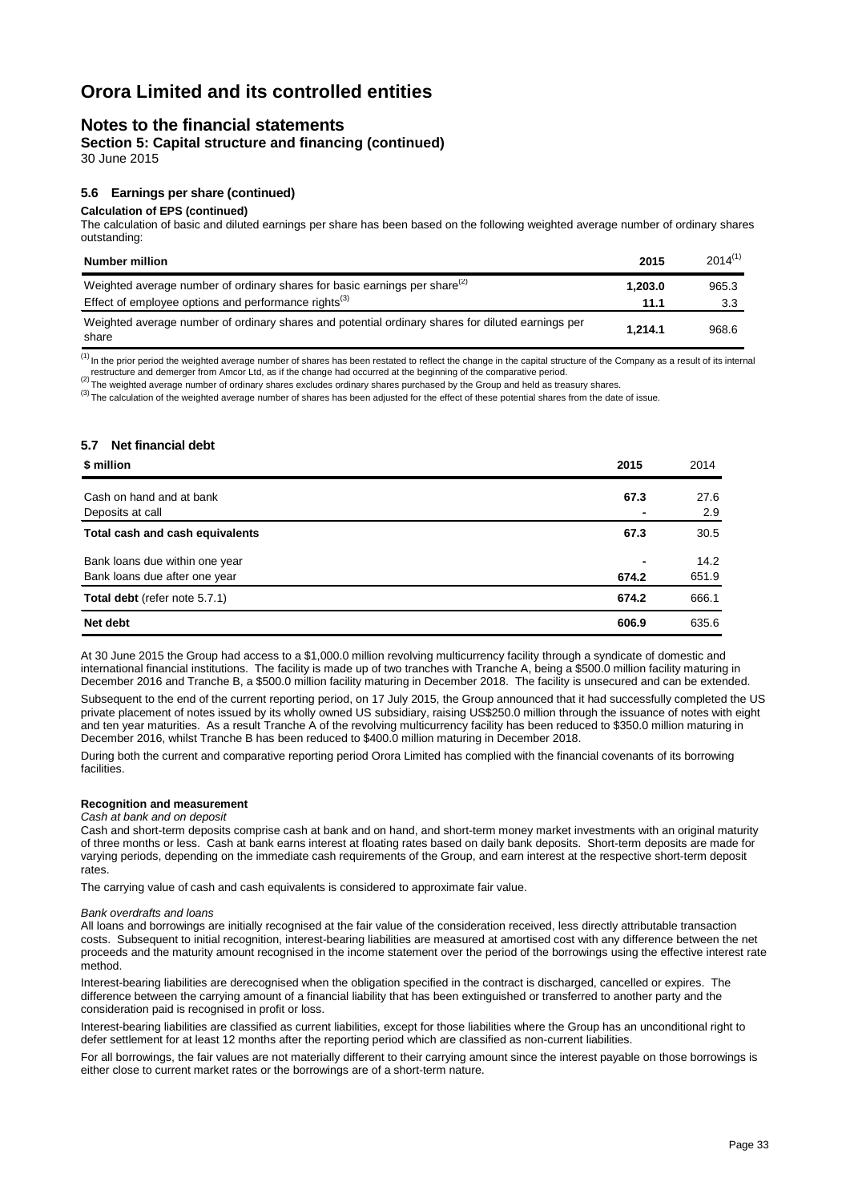# Orora Limited and its controlled entities

## Notes to the financial statements

### Section 5: Capital structure and financing (continued)

30 June 2015

### 5.6 Earnings per share (continued)

**Calculation of EPS (continued)**

The calculation of basic and diluted earnings per share has been based on the following weighted average number of ordinary shares outstanding:

| Number million | 2015 | 2014[(1)] |
|---|---|---|
| Weighted average number of ordinary shares for basic earnings per share[(2)] | **1,203.0** | 965.3 |
| Effect of employee options and performance rights[(3)] | **11.1** | 3.3 |
| Weighted average number of ordinary shares and potential ordinary shares for diluted earnings per share | **1,214.1** | 968.6 |

[(1)] In the prior period the weighted average number of shares has been restated to reflect the change in the capital structure of the Company as a result of its internal restructure and demerger from Amcor Ltd, as if the change had occurred at the beginning of the comparative period.

[(2)] The weighted average number of ordinary shares excludes ordinary shares purchased by the Group and held as treasury shares.

[(3)] The calculation of the weighted average number of shares has been adjusted for the effect of these potential shares from the date of issue.

### 5.7 Net financial debt

| $ million | 2015 | 2014 |
|---|---|---|
| Cash on hand and at bank | **67.3** | 27.6 |
| Deposits at call | **-** | 2.9 |
| **Total cash and cash equivalents** | **67.3** | 30.5 |
| Bank loans due within one year | **-** | 14.2 |
| Bank loans due after one year | **674.2** | 651.9 |
| **Total debt** (refer note 5.7.1) | **674.2** | 666.1 |
| **Net debt** | **606.9** | 635.6 |

At 30 June 2015 the Group had access to a $1,000.0 million revolving multicurrency facility through a syndicate of domestic and international financial institutions. The facility is made up of two tranches with Tranche A, being a $500.0 million facility maturing in December 2016 and Tranche B, a $500.0 million facility maturing in December 2018. The facility is unsecured and can be extended.

Subsequent to the end of the current reporting period, on 17 July 2015, the Group announced that it had successfully completed the US private placement of notes issued by its wholly owned US subsidiary, raising US$250.0 million through the issuance of notes with eight and ten year maturities. As a result Tranche A of the revolving multicurrency facility has been reduced to $350.0 million maturing in December 2016, whilst Tranche B has been reduced to $400.0 million maturing in December 2018.

During both the current and comparative reporting period Orora Limited has complied with the financial covenants of its borrowing facilities.

**Recognition and measurement**

*Cash at bank and on deposit*

Cash and short-term deposits comprise cash at bank and on hand, and short-term money market investments with an original maturity of three months or less. Cash at bank earns interest at floating rates based on daily bank deposits. Short-term deposits are made for varying periods, depending on the immediate cash requirements of the Group, and earn interest at the respective short-term deposit rates.

The carrying value of cash and cash equivalents is considered to approximate fair value.

*Bank overdrafts and loans*

All loans and borrowings are initially recognised at the fair value of the consideration received, less directly attributable transaction costs. Subsequent to initial recognition, interest-bearing liabilities are measured at amortised cost with any difference between the net proceeds and the maturity amount recognised in the income statement over the period of the borrowings using the effective interest rate method.

Interest-bearing liabilities are derecognised when the obligation specified in the contract is discharged, cancelled or expires. The difference between the carrying amount of a financial liability that has been extinguished or transferred to another party and the consideration paid is recognised in profit or loss.

Interest-bearing liabilities are classified as current liabilities, except for those liabilities where the Group has an unconditional right to defer settlement for at least 12 months after the reporting period which are classified as non-current liabilities.

For all borrowings, the fair values are not materially different to their carrying amount since the interest payable on those borrowings is either close to current market rates or the borrowings are of a short-term nature.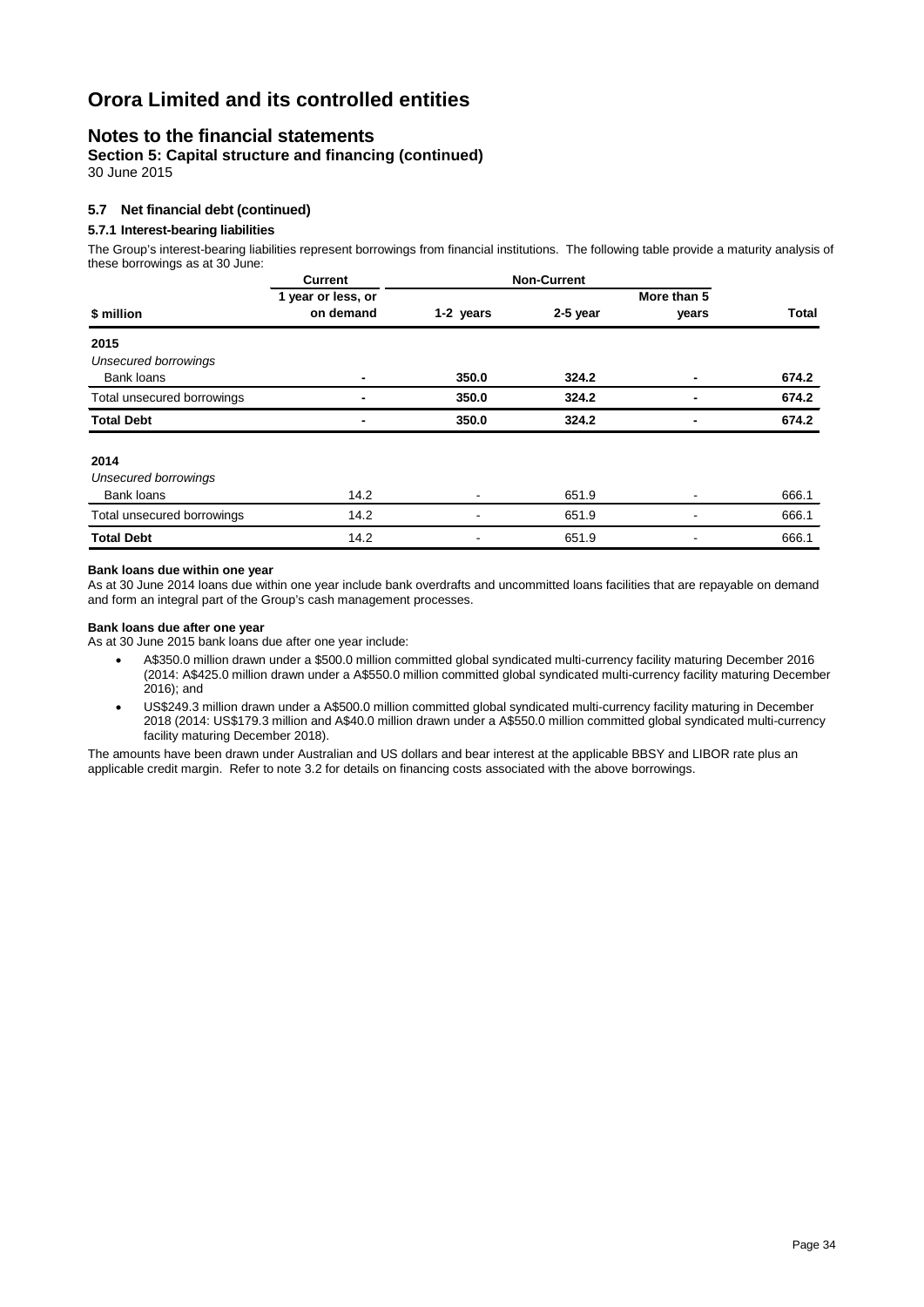# Orora Limited and its controlled entities

## Notes to the financial statements

**Section 5: Capital structure and financing (continued)**

30 June 2015

### 5.7 Net financial debt (continued)

#### 5.7.1 Interest-bearing liabilities

The Group's interest-bearing liabilities represent borrowings from financial institutions. The following table provide a maturity analysis of these borrowings as at 30 June:

| | Current | Non-Current | | | |
|---|---|---|---|---|---|
| **\$ million** | **1 year or less, or on demand** | **1-2 years** | **2-5 year** | **More than 5 years** | **Total** |
| **2015** | | | | | |
| *Unsecured borrowings* | | | | | |
| Bank loans | **-** | **350.0** | **324.2** | **-** | **674.2** |
| Total unsecured borrowings | **-** | **350.0** | **324.2** | **-** | **674.2** |
| **Total Debt** | **-** | **350.0** | **324.2** | **-** | **674.2** |
| **2014** | | | | | |
| *Unsecured borrowings* | | | | | |
| Bank loans | 14.2 | - | 651.9 | - | 666.1 |
| Total unsecured borrowings | 14.2 | - | 651.9 | - | 666.1 |
| **Total Debt** | 14.2 | - | 651.9 | - | 666.1 |

**Bank loans due within one year**

As at 30 June 2014 loans due within one year include bank overdrafts and uncommitted loans facilities that are repayable on demand and form an integral part of the Group's cash management processes.

**Bank loans due after one year**

As at 30 June 2015 bank loans due after one year include:

- A\$350.0 million drawn under a \$500.0 million committed global syndicated multi-currency facility maturing December 2016 (2014: A\$425.0 million drawn under a A\$550.0 million committed global syndicated multi-currency facility maturing December 2016); and
- US\$249.3 million drawn under a A\$500.0 million committed global syndicated multi-currency facility maturing in December 2018 (2014: US\$179.3 million and A\$40.0 million drawn under a A\$550.0 million committed global syndicated multi-currency facility maturing December 2018).

The amounts have been drawn under Australian and US dollars and bear interest at the applicable BBSY and LIBOR rate plus an applicable credit margin. Refer to note 3.2 for details on financing costs associated with the above borrowings.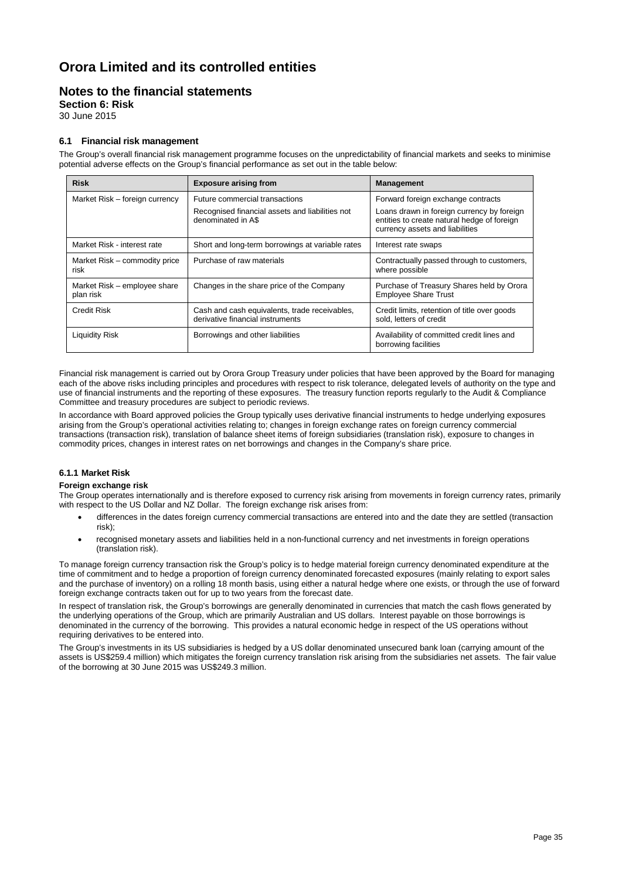# Orora Limited and its controlled entities

## Notes to the financial statements

**Section 6: Risk**

30 June 2015

### 6.1 Financial risk management

The Group's overall financial risk management programme focuses on the unpredictability of financial markets and seeks to minimise potential adverse effects on the Group's financial performance as set out in the table below:

| Risk | Exposure arising from | Management |
|---|---|---|
| Market Risk – foreign currency | Future commercial transactions<br>Recognised financial assets and liabilities not denominated in A$ | Forward foreign exchange contracts<br>Loans drawn in foreign currency by foreign entities to create natural hedge of foreign currency assets and liabilities |
| Market Risk - interest rate | Short and long-term borrowings at variable rates | Interest rate swaps |
| Market Risk – commodity price risk | Purchase of raw materials | Contractually passed through to customers, where possible |
| Market Risk – employee share plan risk | Changes in the share price of the Company | Purchase of Treasury Shares held by Orora Employee Share Trust |
| Credit Risk | Cash and cash equivalents, trade receivables, derivative financial instruments | Credit limits, retention of title over goods sold, letters of credit |
| Liquidity Risk | Borrowings and other liabilities | Availability of committed credit lines and borrowing facilities |

Financial risk management is carried out by Orora Group Treasury under policies that have been approved by the Board for managing each of the above risks including principles and procedures with respect to risk tolerance, delegated levels of authority on the type and use of financial instruments and the reporting of these exposures. The treasury function reports regularly to the Audit & Compliance Committee and treasury procedures are subject to periodic reviews.

In accordance with Board approved policies the Group typically uses derivative financial instruments to hedge underlying exposures arising from the Group's operational activities relating to; changes in foreign exchange rates on foreign currency commercial transactions (transaction risk), translation of balance sheet items of foreign subsidiaries (translation risk), exposure to changes in commodity prices, changes in interest rates on net borrowings and changes in the Company's share price.

#### 6.1.1 Market Risk

**Foreign exchange risk**

The Group operates internationally and is therefore exposed to currency risk arising from movements in foreign currency rates, primarily with respect to the US Dollar and NZ Dollar. The foreign exchange risk arises from:

- differences in the dates foreign currency commercial transactions are entered into and the date they are settled (transaction risk);
- recognised monetary assets and liabilities held in a non-functional currency and net investments in foreign operations (translation risk).

To manage foreign currency transaction risk the Group's policy is to hedge material foreign currency denominated expenditure at the time of commitment and to hedge a proportion of foreign currency denominated forecasted exposures (mainly relating to export sales and the purchase of inventory) on a rolling 18 month basis, using either a natural hedge where one exists, or through the use of forward foreign exchange contracts taken out for up to two years from the forecast date.

In respect of translation risk, the Group's borrowings are generally denominated in currencies that match the cash flows generated by the underlying operations of the Group, which are primarily Australian and US dollars. Interest payable on those borrowings is denominated in the currency of the borrowing. This provides a natural economic hedge in respect of the US operations without requiring derivatives to be entered into.

The Group's investments in its US subsidiaries is hedged by a US dollar denominated unsecured bank loan (carrying amount of the assets is US$259.4 million) which mitigates the foreign currency translation risk arising from the subsidiaries net assets. The fair value of the borrowing at 30 June 2015 was US$249.3 million.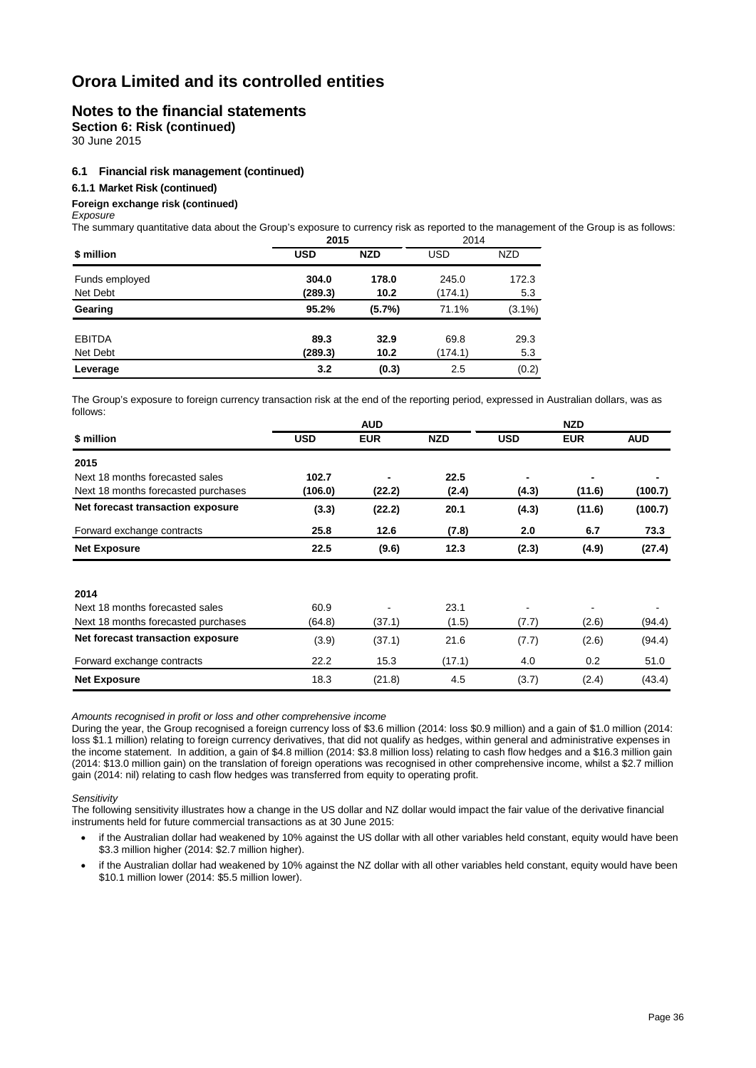# Orora Limited and its controlled entities

## Notes to the financial statements

**Section 6: Risk (continued)**

30 June 2015

### 6.1 Financial risk management (continued)

#### 6.1.1 Market Risk (continued)

**Foreign exchange risk (continued)**

*Exposure*

The summary quantitative data about the Group's exposure to currency risk as reported to the management of the Group is as follows:

| | 2015 | | 2014 | |
|---|---|---|---|---|
| **\$ million** | **USD** | **NZD** | USD | NZD |
| Funds employed | **304.0** | **178.0** | 245.0 | 172.3 |
| Net Debt | **(289.3)** | **10.2** | (174.1) | 5.3 |
| **Gearing** | **95.2%** | **(5.7%)** | 71.1% | (3.1%) |
| EBITDA | **89.3** | **32.9** | 69.8 | 29.3 |
| Net Debt | **(289.3)** | **10.2** | (174.1) | 5.3 |
| **Leverage** | **3.2** | **(0.3)** | 2.5 | (0.2) |

The Group's exposure to foreign currency transaction risk at the end of the reporting period, expressed in Australian dollars, was as follows:

| | AUD | | | NZD | | |
|---|---|---|---|---|---|---|
| **\$ million** | **USD** | **EUR** | **NZD** | **USD** | **EUR** | **AUD** |
| **2015** | | | | | | |
| Next 18 months forecasted sales | **102.7** | **-** | **22.5** | **-** | **-** | **-** |
| Next 18 months forecasted purchases | **(106.0)** | **(22.2)** | **(2.4)** | **(4.3)** | **(11.6)** | **(100.7)** |
| **Net forecast transaction exposure** | **(3.3)** | **(22.2)** | **20.1** | **(4.3)** | **(11.6)** | **(100.7)** |
| Forward exchange contracts | **25.8** | **12.6** | **(7.8)** | **2.0** | **6.7** | **73.3** |
| **Net Exposure** | **22.5** | **(9.6)** | **12.3** | **(2.3)** | **(4.9)** | **(27.4)** |
| **2014** | | | | | | |
| Next 18 months forecasted sales | 60.9 | - | 23.1 | - | - | - |
| Next 18 months forecasted purchases | (64.8) | (37.1) | (1.5) | (7.7) | (2.6) | (94.4) |
| **Net forecast transaction exposure** | (3.9) | (37.1) | 21.6 | (7.7) | (2.6) | (94.4) |
| Forward exchange contracts | 22.2 | 15.3 | (17.1) | 4.0 | 0.2 | 51.0 |
| **Net Exposure** | 18.3 | (21.8) | 4.5 | (3.7) | (2.4) | (43.4) |

*Amounts recognised in profit or loss and other comprehensive income*

During the year, the Group recognised a foreign currency loss of \$3.6 million (2014: loss \$0.9 million) and a gain of \$1.0 million (2014: loss \$1.1 million) relating to foreign currency derivatives, that did not qualify as hedges, within general and administrative expenses in the income statement. In addition, a gain of \$4.8 million (2014: \$3.8 million loss) relating to cash flow hedges and a \$16.3 million gain (2014: \$13.0 million gain) on the translation of foreign operations was recognised in other comprehensive income, whilst a \$2.7 million gain (2014: nil) relating to cash flow hedges was transferred from equity to operating profit.

*Sensitivity*

The following sensitivity illustrates how a change in the US dollar and NZ dollar would impact the fair value of the derivative financial instruments held for future commercial transactions as at 30 June 2015:

- if the Australian dollar had weakened by 10% against the US dollar with all other variables held constant, equity would have been \$3.3 million higher (2014: \$2.7 million higher).
- if the Australian dollar had weakened by 10% against the NZ dollar with all other variables held constant, equity would have been \$10.1 million lower (2014: \$5.5 million lower).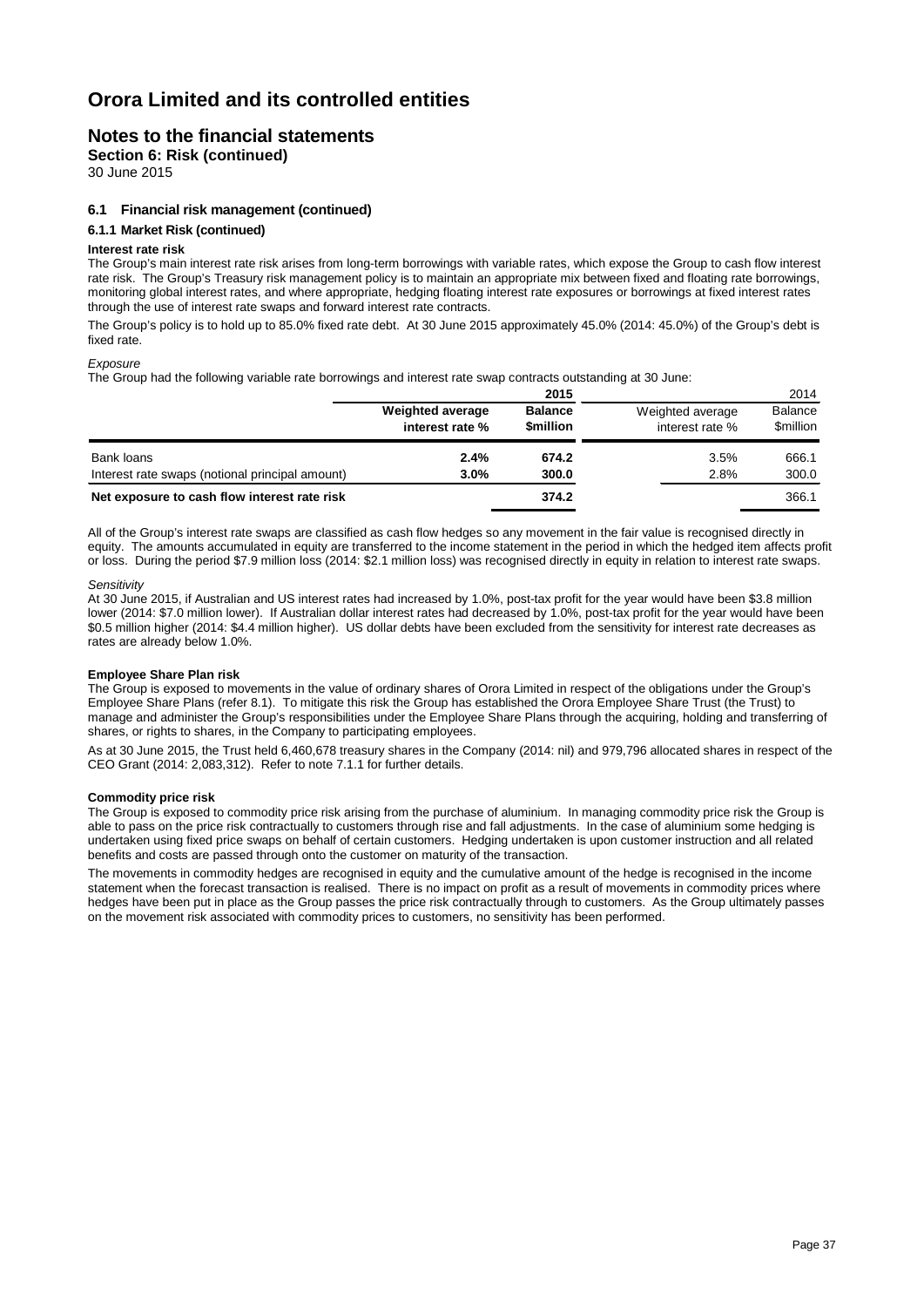# Orora Limited and its controlled entities

## Notes to the financial statements

**Section 6: Risk (continued)**

30 June 2015

### 6.1 Financial risk management (continued)

#### 6.1.1 Market Risk (continued)

**Interest rate risk**

The Group's main interest rate risk arises from long-term borrowings with variable rates, which expose the Group to cash flow interest rate risk. The Group's Treasury risk management policy is to maintain an appropriate mix between fixed and floating rate borrowings, monitoring global interest rates, and where appropriate, hedging floating interest rate exposures or borrowings at fixed interest rates through the use of interest rate swaps and forward interest rate contracts.

The Group's policy is to hold up to 85.0% fixed rate debt. At 30 June 2015 approximately 45.0% (2014: 45.0%) of the Group's debt is fixed rate.

*Exposure*

The Group had the following variable rate borrowings and interest rate swap contracts outstanding at 30 June:

| | **2015** | | 2014 | |
|---|---|---|---|---|
| | **Weighted average interest rate %** | **Balance $million** | Weighted average interest rate % | Balance $million |
| Bank loans | **2.4%** | **674.2** | 3.5% | 666.1 |
| Interest rate swaps (notional principal amount) | **3.0%** | **300.0** | 2.8% | 300.0 |
| **Net exposure to cash flow interest rate risk** | | **374.2** | | 366.1 |

All of the Group's interest rate swaps are classified as cash flow hedges so any movement in the fair value is recognised directly in equity. The amounts accumulated in equity are transferred to the income statement in the period in which the hedged item affects profit or loss. During the period $7.9 million loss (2014: $2.1 million loss) was recognised directly in equity in relation to interest rate swaps.

*Sensitivity*

At 30 June 2015, if Australian and US interest rates had increased by 1.0%, post-tax profit for the year would have been $3.8 million lower (2014: $7.0 million lower). If Australian dollar interest rates had decreased by 1.0%, post-tax profit for the year would have been $0.5 million higher (2014: $4.4 million higher). US dollar debts have been excluded from the sensitivity for interest rate decreases as rates are already below 1.0%.

**Employee Share Plan risk**

The Group is exposed to movements in the value of ordinary shares of Orora Limited in respect of the obligations under the Group's Employee Share Plans (refer 8.1). To mitigate this risk the Group has established the Orora Employee Share Trust (the Trust) to manage and administer the Group's responsibilities under the Employee Share Plans through the acquiring, holding and transferring of shares, or rights to shares, in the Company to participating employees.

As at 30 June 2015, the Trust held 6,460,678 treasury shares in the Company (2014: nil) and 979,796 allocated shares in respect of the CEO Grant (2014: 2,083,312). Refer to note 7.1.1 for further details.

**Commodity price risk**

The Group is exposed to commodity price risk arising from the purchase of aluminium. In managing commodity price risk the Group is able to pass on the price risk contractually to customers through rise and fall adjustments. In the case of aluminium some hedging is undertaken using fixed price swaps on behalf of certain customers. Hedging undertaken is upon customer instruction and all related benefits and costs are passed through onto the customer on maturity of the transaction.

The movements in commodity hedges are recognised in equity and the cumulative amount of the hedge is recognised in the income statement when the forecast transaction is realised. There is no impact on profit as a result of movements in commodity prices where hedges have been put in place as the Group passes the price risk contractually through to customers. As the Group ultimately passes on the movement risk associated with commodity prices to customers, no sensitivity has been performed.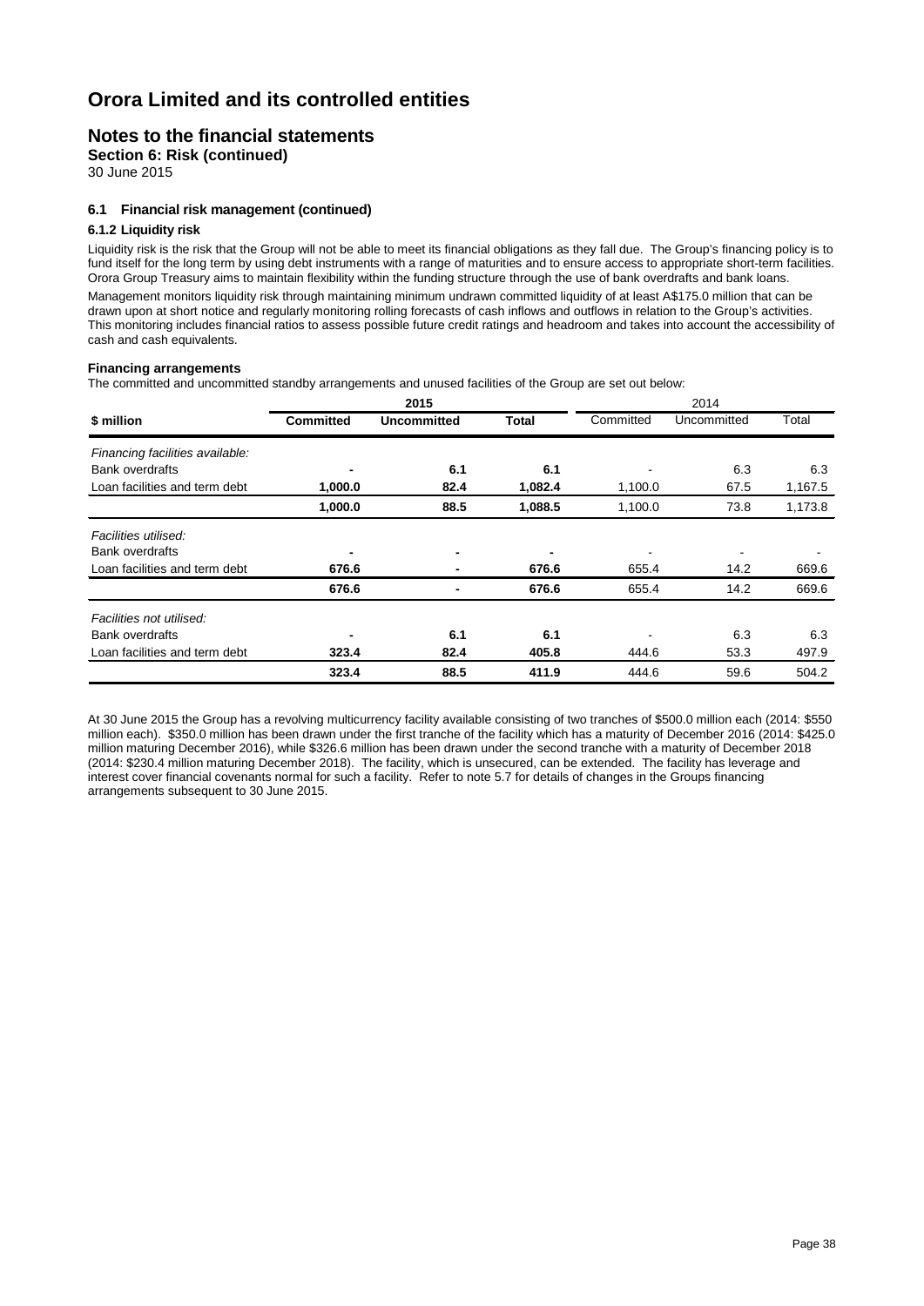# Orora Limited and its controlled entities

## Notes to the financial statements

**Section 6: Risk (continued)**

30 June 2015

### 6.1 Financial risk management (continued)

#### 6.1.2 Liquidity risk

Liquidity risk is the risk that the Group will not be able to meet its financial obligations as they fall due. The Group's financing policy is to fund itself for the long term by using debt instruments with a range of maturities and to ensure access to appropriate short-term facilities. Orora Group Treasury aims to maintain flexibility within the funding structure through the use of bank overdrafts and bank loans.

Management monitors liquidity risk through maintaining minimum undrawn committed liquidity of at least A$175.0 million that can be drawn upon at short notice and regularly monitoring rolling forecasts of cash inflows and outflows in relation to the Group's activities. This monitoring includes financial ratios to assess possible future credit ratings and headroom and takes into account the accessibility of cash and cash equivalents.

**Financing arrangements**

The committed and uncommitted standby arrangements and unused facilities of the Group are set out below:

| | **2015** | | | 2014 | | |
|---|---|---|---|---|---|---|
| **$ million** | **Committed** | **Uncommitted** | **Total** | Committed | Uncommitted | Total |
| *Financing facilities available:* | | | | | | |
| Bank overdrafts | **-** | **6.1** | **6.1** | - | 6.3 | 6.3 |
| Loan facilities and term debt | **1,000.0** | **82.4** | **1,082.4** | 1,100.0 | 67.5 | 1,167.5 |
| | **1,000.0** | **88.5** | **1,088.5** | 1,100.0 | 73.8 | 1,173.8 |
| *Facilities utilised:* | | | | | | |
| Bank overdrafts | **-** | **-** | **-** | - | - | - |
| Loan facilities and term debt | **676.6** | **-** | **676.6** | 655.4 | 14.2 | 669.6 |
| | **676.6** | **-** | **676.6** | 655.4 | 14.2 | 669.6 |
| *Facilities not utilised:* | | | | | | |
| Bank overdrafts | **-** | **6.1** | **6.1** | - | 6.3 | 6.3 |
| Loan facilities and term debt | **323.4** | **82.4** | **405.8** | 444.6 | 53.3 | 497.9 |
| | **323.4** | **88.5** | **411.9** | 444.6 | 59.6 | 504.2 |

At 30 June 2015 the Group has a revolving multicurrency facility available consisting of two tranches of $500.0 million each (2014: $550 million each). $350.0 million has been drawn under the first tranche of the facility which has a maturity of December 2016 (2014: $425.0 million maturing December 2016), while $326.6 million has been drawn under the second tranche with a maturity of December 2018 (2014: $230.4 million maturing December 2018). The facility, which is unsecured, can be extended. The facility has leverage and interest cover financial covenants normal for such a facility. Refer to note 5.7 for details of changes in the Groups financing arrangements subsequent to 30 June 2015.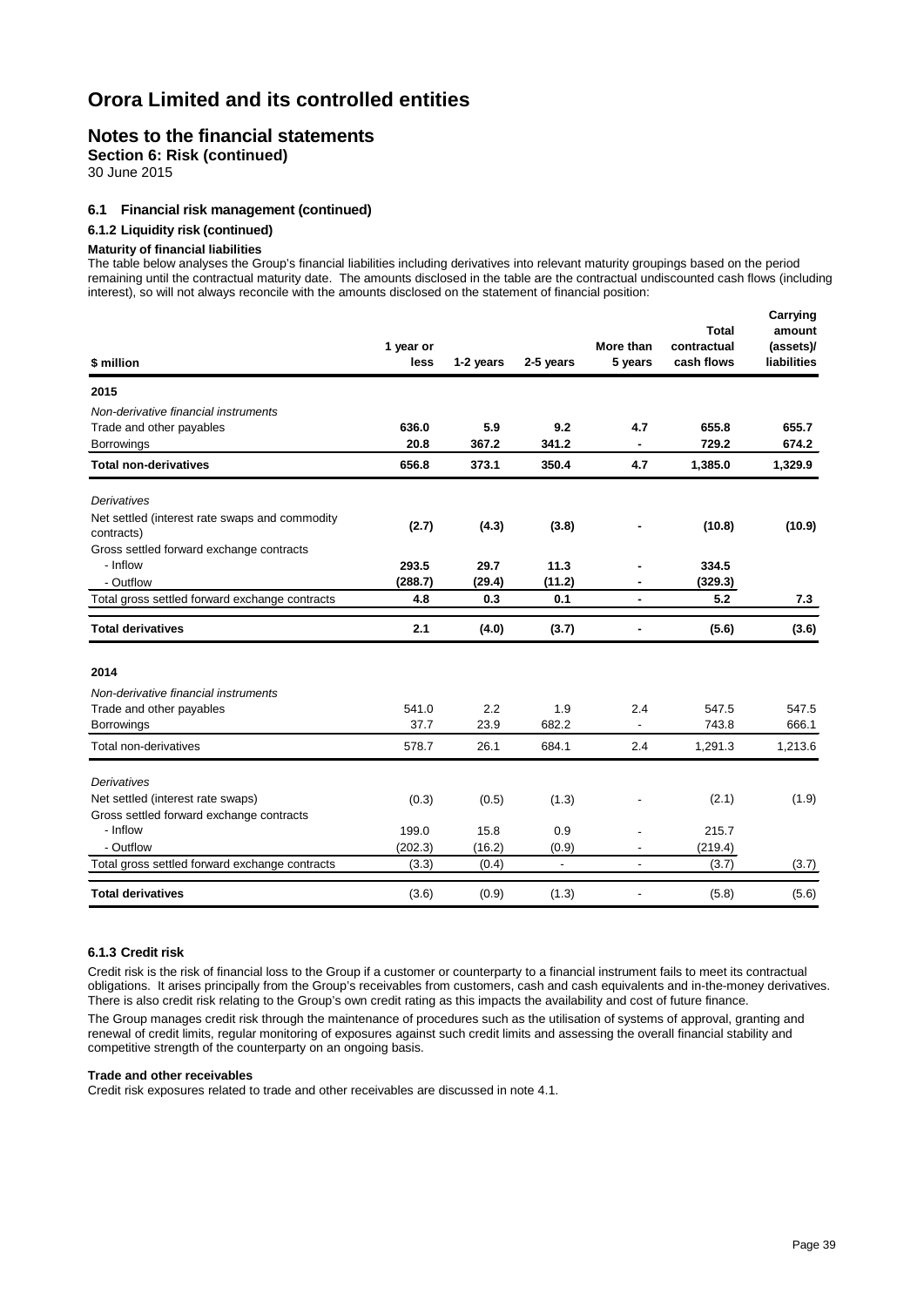# Orora Limited and its controlled entities

## Notes to the financial statements

**Section 6: Risk (continued)**

30 June 2015

### 6.1 Financial risk management (continued)

#### 6.1.2 Liquidity risk (continued)

**Maturity of financial liabilities**

The table below analyses the Group's financial liabilities including derivatives into relevant maturity groupings based on the period remaining until the contractual maturity date. The amounts disclosed in the table are the contractual undiscounted cash flows (including interest), so will not always reconcile with the amounts disclosed on the statement of financial position:

| $ million | 1 year or less | 1-2 years | 2-5 years | More than 5 years | Total contractual cash flows | Carrying amount (assets)/ liabilities |
|---|---|---|---|---|---|---|
| **2015** | | | | | | |
| *Non-derivative financial instruments* | | | | | | |
| Trade and other payables | **636.0** | **5.9** | **9.2** | **4.7** | **655.8** | **655.7** |
| Borrowings | **20.8** | **367.2** | **341.2** | **-** | **729.2** | **674.2** |
| **Total non-derivatives** | **656.8** | **373.1** | **350.4** | **4.7** | **1,385.0** | **1,329.9** |
| *Derivatives* | | | | | | |
| Net settled (interest rate swaps and commodity contracts) | **(2.7)** | **(4.3)** | **(3.8)** | **-** | **(10.8)** | **(10.9)** |
| Gross settled forward exchange contracts | | | | | | |
| - Inflow | **293.5** | **29.7** | **11.3** | **-** | **334.5** | |
| - Outflow | **(288.7)** | **(29.4)** | **(11.2)** | **-** | **(329.3)** | |
| Total gross settled forward exchange contracts | **4.8** | **0.3** | **0.1** | **-** | **5.2** | **7.3** |
| **Total derivatives** | **2.1** | **(4.0)** | **(3.7)** | **-** | **(5.6)** | **(3.6)** |
| **2014** | | | | | | |
| *Non-derivative financial instruments* | | | | | | |
| Trade and other payables | 541.0 | 2.2 | 1.9 | 2.4 | 547.5 | 547.5 |
| Borrowings | 37.7 | 23.9 | 682.2 | - | 743.8 | 666.1 |
| Total non-derivatives | 578.7 | 26.1 | 684.1 | 2.4 | 1,291.3 | 1,213.6 |
| *Derivatives* | | | | | | |
| Net settled (interest rate swaps) | (0.3) | (0.5) | (1.3) | - | (2.1) | (1.9) |
| Gross settled forward exchange contracts | | | | | | |
| - Inflow | 199.0 | 15.8 | 0.9 | - | 215.7 | |
| - Outflow | (202.3) | (16.2) | (0.9) | - | (219.4) | |
| Total gross settled forward exchange contracts | (3.3) | (0.4) | - | - | (3.7) | (3.7) |
| **Total derivatives** | (3.6) | (0.9) | (1.3) | - | (5.8) | (5.6) |

#### 6.1.3 Credit risk

Credit risk is the risk of financial loss to the Group if a customer or counterparty to a financial instrument fails to meet its contractual obligations. It arises principally from the Group's receivables from customers, cash and cash equivalents and in-the-money derivatives. There is also credit risk relating to the Group's own credit rating as this impacts the availability and cost of future finance.

The Group manages credit risk through the maintenance of procedures such as the utilisation of systems of approval, granting and renewal of credit limits, regular monitoring of exposures against such credit limits and assessing the overall financial stability and competitive strength of the counterparty on an ongoing basis.

**Trade and other receivables**

Credit risk exposures related to trade and other receivables are discussed in note 4.1.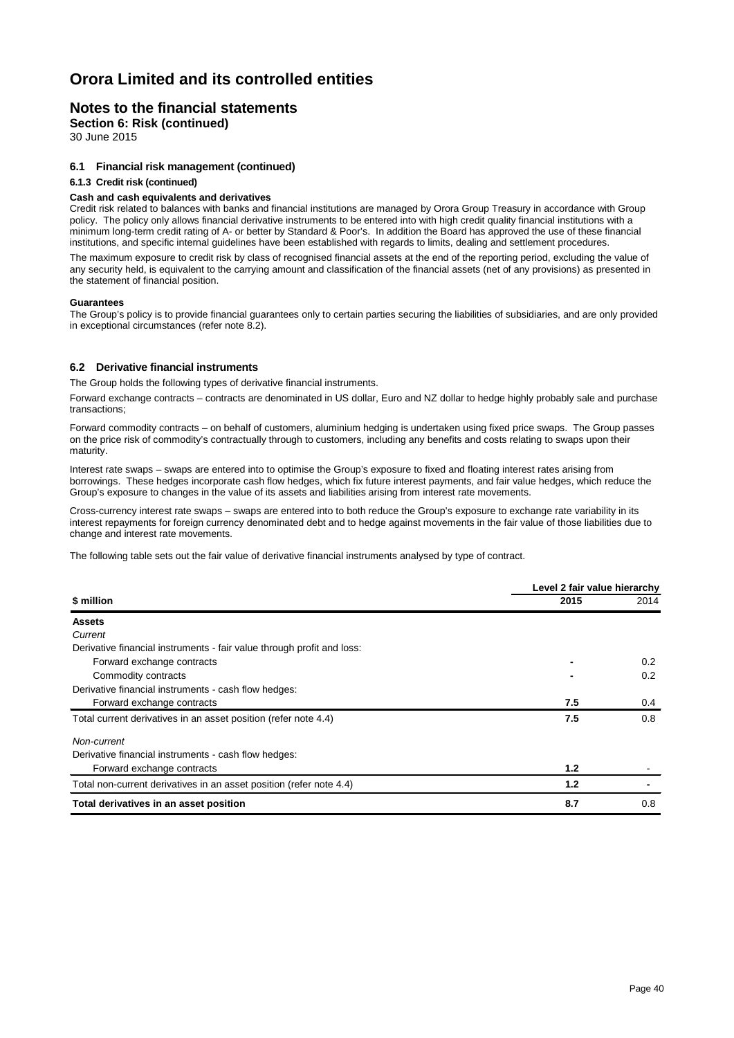# Orora Limited and its controlled entities

## Notes to the financial statements

**Section 6: Risk (continued)**

30 June 2015

### 6.1 Financial risk management (continued)

#### 6.1.3 Credit risk (continued)

**Cash and cash equivalents and derivatives**

Credit risk related to balances with banks and financial institutions are managed by Orora Group Treasury in accordance with Group policy. The policy only allows financial derivative instruments to be entered into with high credit quality financial institutions with a minimum long-term credit rating of A- or better by Standard & Poor's. In addition the Board has approved the use of these financial institutions, and specific internal guidelines have been established with regards to limits, dealing and settlement procedures.

The maximum exposure to credit risk by class of recognised financial assets at the end of the reporting period, excluding the value of any security held, is equivalent to the carrying amount and classification of the financial assets (net of any provisions) as presented in the statement of financial position.

**Guarantees**

The Group's policy is to provide financial guarantees only to certain parties securing the liabilities of subsidiaries, and are only provided in exceptional circumstances (refer note 8.2).

### 6.2 Derivative financial instruments

The Group holds the following types of derivative financial instruments.

Forward exchange contracts – contracts are denominated in US dollar, Euro and NZ dollar to hedge highly probably sale and purchase transactions;

Forward commodity contracts – on behalf of customers, aluminium hedging is undertaken using fixed price swaps. The Group passes on the price risk of commodity's contractually through to customers, including any benefits and costs relating to swaps upon their maturity.

Interest rate swaps – swaps are entered into to optimise the Group's exposure to fixed and floating interest rates arising from borrowings. These hedges incorporate cash flow hedges, which fix future interest payments, and fair value hedges, which reduce the Group's exposure to changes in the value of its assets and liabilities arising from interest rate movements.

Cross-currency interest rate swaps – swaps are entered into to both reduce the Group's exposure to exchange rate variability in its interest repayments for foreign currency denominated debt and to hedge against movements in the fair value of those liabilities due to change and interest rate movements.

The following table sets out the fair value of derivative financial instruments analysed by type of contract.

| | Level 2 fair value hierarchy | |
|---|---|---|
| **\$ million** | **2015** | 2014 |
| **Assets** | | |
| *Current* | | |
| Derivative financial instruments - fair value through profit and loss: | | |
| Forward exchange contracts | - | 0.2 |
| Commodity contracts | - | 0.2 |
| Derivative financial instruments - cash flow hedges: | | |
| Forward exchange contracts | **7.5** | 0.4 |
| Total current derivatives in an asset position (refer note 4.4) | **7.5** | 0.8 |
| *Non-current* | | |
| Derivative financial instruments - cash flow hedges: | | |
| Forward exchange contracts | **1.2** | - |
| Total non-current derivatives in an asset position (refer note 4.4) | **1.2** | - |
| **Total derivatives in an asset position** | **8.7** | 0.8 |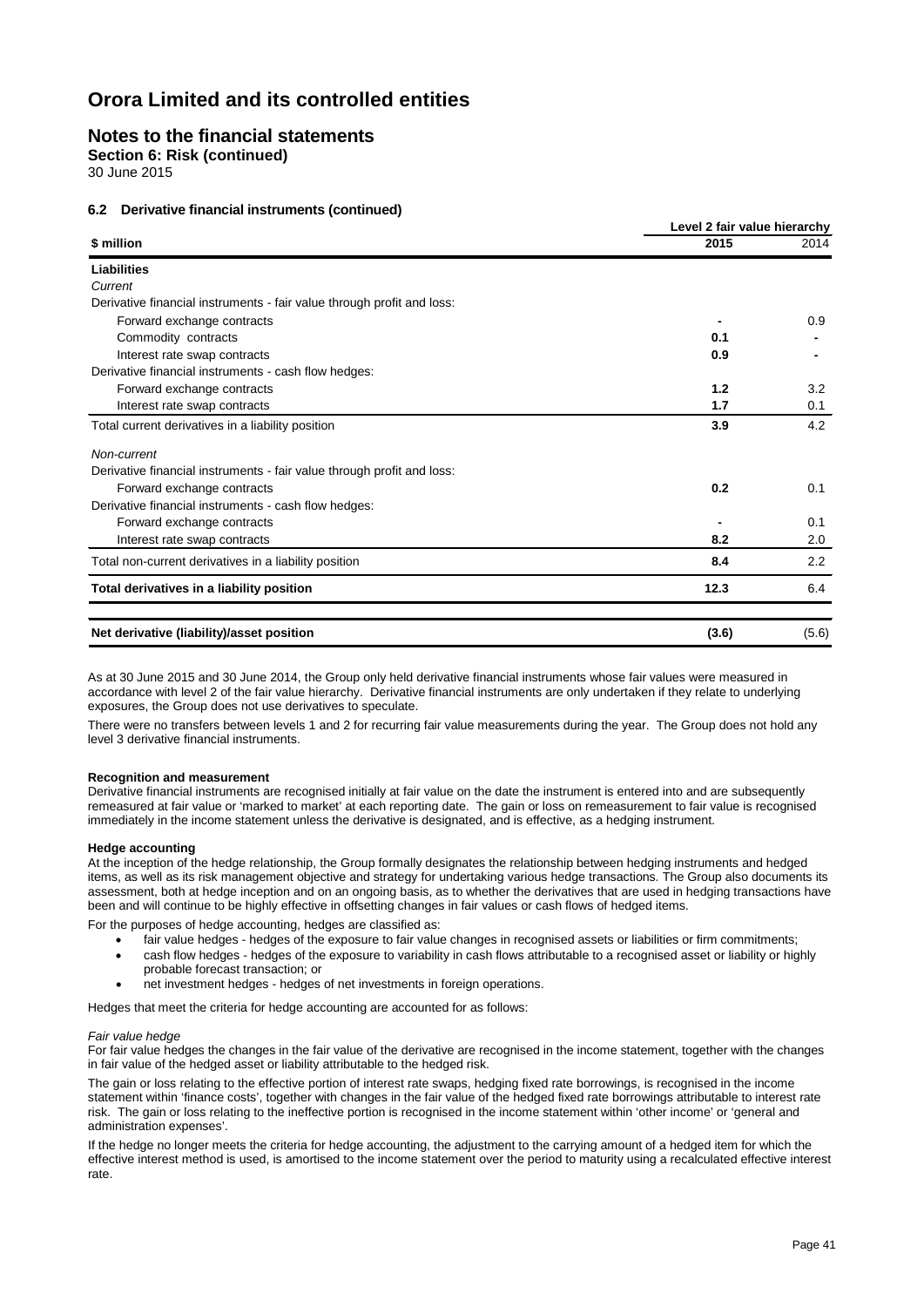# Orora Limited and its controlled entities

## Notes to the financial statements

**Section 6: Risk (continued)**

30 June 2015

### 6.2 Derivative financial instruments (continued)

| \$ million | Level 2 fair value hierarchy 2015 | 2014 |
|---|---|---|
| **Liabilities** | | |
| *Current* | | |
| Derivative financial instruments - fair value through profit and loss: | | |
| Forward exchange contracts | **-** | 0.9 |
| Commodity contracts | **0.1** | - |
| Interest rate swap contracts | **0.9** | - |
| Derivative financial instruments - cash flow hedges: | | |
| Forward exchange contracts | **1.2** | 3.2 |
| Interest rate swap contracts | **1.7** | 0.1 |
| Total current derivatives in a liability position | **3.9** | 4.2 |
| *Non-current* | | |
| Derivative financial instruments - fair value through profit and loss: | | |
| Forward exchange contracts | **0.2** | 0.1 |
| Derivative financial instruments - cash flow hedges: | | |
| Forward exchange contracts | **-** | 0.1 |
| Interest rate swap contracts | **8.2** | 2.0 |
| Total non-current derivatives in a liability position | **8.4** | 2.2 |
| **Total derivatives in a liability position** | **12.3** | 6.4 |
| **Net derivative (liability)/asset position** | **(3.6)** | (5.6) |

As at 30 June 2015 and 30 June 2014, the Group only held derivative financial instruments whose fair values were measured in accordance with level 2 of the fair value hierarchy. Derivative financial instruments are only undertaken if they relate to underlying exposures, the Group does not use derivatives to speculate.

There were no transfers between levels 1 and 2 for recurring fair value measurements during the year. The Group does not hold any level 3 derivative financial instruments.

**Recognition and measurement**

Derivative financial instruments are recognised initially at fair value on the date the instrument is entered into and are subsequently remeasured at fair value or 'marked to market' at each reporting date. The gain or loss on remeasurement to fair value is recognised immediately in the income statement unless the derivative is designated, and is effective, as a hedging instrument.

**Hedge accounting**

At the inception of the hedge relationship, the Group formally designates the relationship between hedging instruments and hedged items, as well as its risk management objective and strategy for undertaking various hedge transactions. The Group also documents its assessment, both at hedge inception and on an ongoing basis, as to whether the derivatives that are used in hedging transactions have been and will continue to be highly effective in offsetting changes in fair values or cash flows of hedged items.

For the purposes of hedge accounting, hedges are classified as:

- fair value hedges - hedges of the exposure to fair value changes in recognised assets or liabilities or firm commitments;
- cash flow hedges - hedges of the exposure to variability in cash flows attributable to a recognised asset or liability or highly probable forecast transaction; or
- net investment hedges - hedges of net investments in foreign operations.

Hedges that meet the criteria for hedge accounting are accounted for as follows:

*Fair value hedge*

For fair value hedges the changes in the fair value of the derivative are recognised in the income statement, together with the changes in fair value of the hedged asset or liability attributable to the hedged risk.

The gain or loss relating to the effective portion of interest rate swaps, hedging fixed rate borrowings, is recognised in the income statement within 'finance costs', together with changes in the fair value of the hedged fixed rate borrowings attributable to interest rate risk. The gain or loss relating to the ineffective portion is recognised in the income statement within 'other income' or 'general and administration expenses'.

If the hedge no longer meets the criteria for hedge accounting, the adjustment to the carrying amount of a hedged item for which the effective interest method is used, is amortised to the income statement over the period to maturity using a recalculated effective interest rate.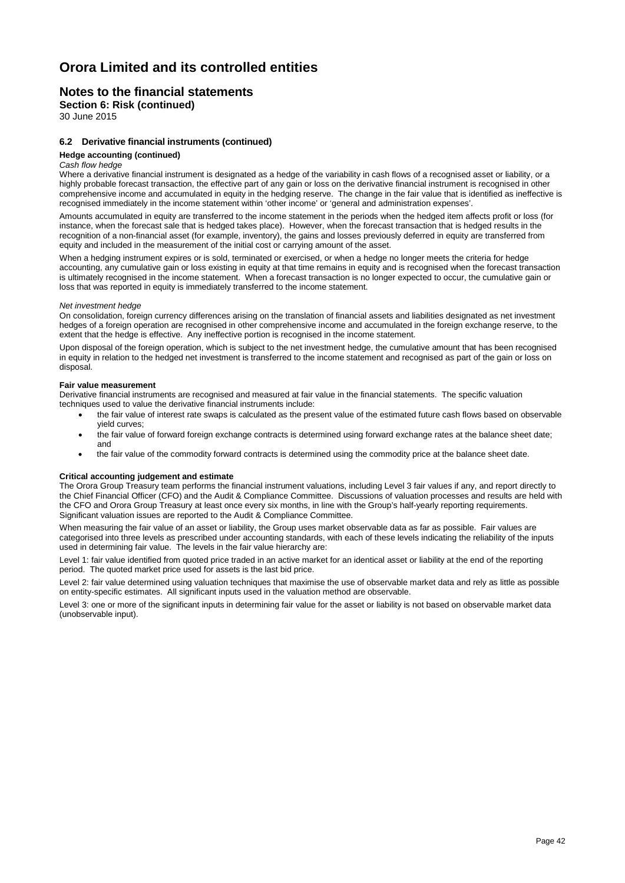# Orora Limited and its controlled entities

## Notes to the financial statements

**Section 6: Risk (continued)**

30 June 2015

### 6.2 Derivative financial instruments (continued)

**Hedge accounting (continued)**

*Cash flow hedge*

Where a derivative financial instrument is designated as a hedge of the variability in cash flows of a recognised asset or liability, or a highly probable forecast transaction, the effective part of any gain or loss on the derivative financial instrument is recognised in other comprehensive income and accumulated in equity in the hedging reserve. The change in the fair value that is identified as ineffective is recognised immediately in the income statement within 'other income' or 'general and administration expenses'.

Amounts accumulated in equity are transferred to the income statement in the periods when the hedged item affects profit or loss (for instance, when the forecast sale that is hedged takes place). However, when the forecast transaction that is hedged results in the recognition of a non-financial asset (for example, inventory), the gains and losses previously deferred in equity are transferred from equity and included in the measurement of the initial cost or carrying amount of the asset.

When a hedging instrument expires or is sold, terminated or exercised, or when a hedge no longer meets the criteria for hedge accounting, any cumulative gain or loss existing in equity at that time remains in equity and is recognised when the forecast transaction is ultimately recognised in the income statement. When a forecast transaction is no longer expected to occur, the cumulative gain or loss that was reported in equity is immediately transferred to the income statement.

*Net investment hedge*

On consolidation, foreign currency differences arising on the translation of financial assets and liabilities designated as net investment hedges of a foreign operation are recognised in other comprehensive income and accumulated in the foreign exchange reserve, to the extent that the hedge is effective. Any ineffective portion is recognised in the income statement.

Upon disposal of the foreign operation, which is subject to the net investment hedge, the cumulative amount that has been recognised in equity in relation to the hedged net investment is transferred to the income statement and recognised as part of the gain or loss on disposal.

**Fair value measurement**

Derivative financial instruments are recognised and measured at fair value in the financial statements. The specific valuation techniques used to value the derivative financial instruments include:

- the fair value of interest rate swaps is calculated as the present value of the estimated future cash flows based on observable yield curves;
- the fair value of forward foreign exchange contracts is determined using forward exchange rates at the balance sheet date; and
- the fair value of the commodity forward contracts is determined using the commodity price at the balance sheet date.

**Critical accounting judgement and estimate**

The Orora Group Treasury team performs the financial instrument valuations, including Level 3 fair values if any, and report directly to the Chief Financial Officer (CFO) and the Audit & Compliance Committee. Discussions of valuation processes and results are held with the CFO and Orora Group Treasury at least once every six months, in line with the Group's half-yearly reporting requirements. Significant valuation issues are reported to the Audit & Compliance Committee.

When measuring the fair value of an asset or liability, the Group uses market observable data as far as possible. Fair values are categorised into three levels as prescribed under accounting standards, with each of these levels indicating the reliability of the inputs used in determining fair value. The levels in the fair value hierarchy are:

Level 1: fair value identified from quoted price traded in an active market for an identical asset or liability at the end of the reporting period. The quoted market price used for assets is the last bid price.

Level 2: fair value determined using valuation techniques that maximise the use of observable market data and rely as little as possible on entity-specific estimates. All significant inputs used in the valuation method are observable.

Level 3: one or more of the significant inputs in determining fair value for the asset or liability is not based on observable market data (unobservable input).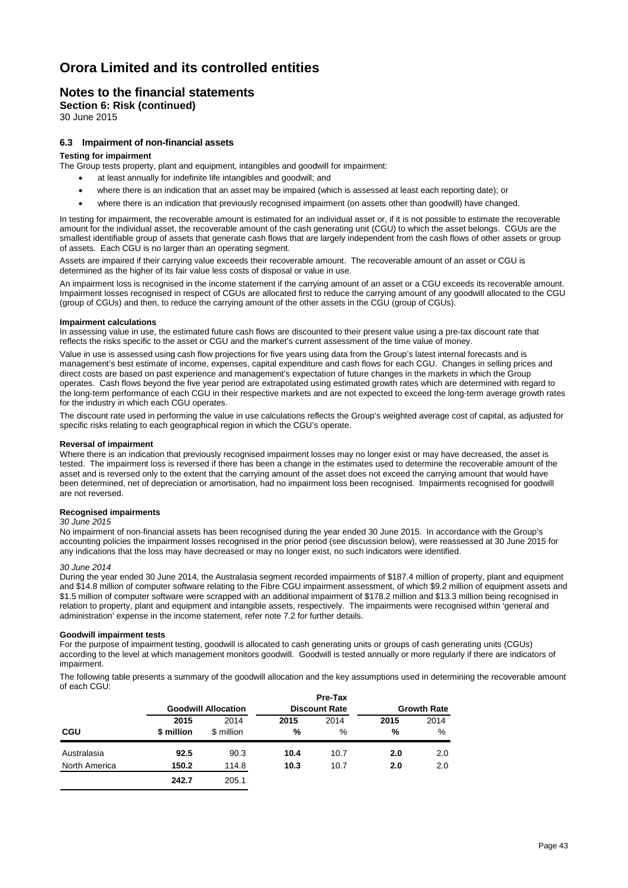# Orora Limited and its controlled entities

## Notes to the financial statements

**Section 6: Risk (continued)**

30 June 2015

### 6.3 Impairment of non-financial assets

**Testing for impairment**

The Group tests property, plant and equipment, intangibles and goodwill for impairment:

- at least annually for indefinite life intangibles and goodwill; and
- where there is an indication that an asset may be impaired (which is assessed at least each reporting date); or
- where there is an indication that previously recognised impairment (on assets other than goodwill) have changed.

In testing for impairment, the recoverable amount is estimated for an individual asset or, if it is not possible to estimate the recoverable amount for the individual asset, the recoverable amount of the cash generating unit (CGU) to which the asset belongs. CGUs are the smallest identifiable group of assets that generate cash flows that are largely independent from the cash flows of other assets or group of assets. Each CGU is no larger than an operating segment.

Assets are impaired if their carrying value exceeds their recoverable amount. The recoverable amount of an asset or CGU is determined as the higher of its fair value less costs of disposal or value in use.

An impairment loss is recognised in the income statement if the carrying amount of an asset or a CGU exceeds its recoverable amount. Impairment losses recognised in respect of CGUs are allocated first to reduce the carrying amount of any goodwill allocated to the CGU (group of CGUs) and then, to reduce the carrying amount of the other assets in the CGU (group of CGUs).

**Impairment calculations**

In assessing value in use, the estimated future cash flows are discounted to their present value using a pre-tax discount rate that reflects the risks specific to the asset or CGU and the market's current assessment of the time value of money.

Value in use is assessed using cash flow projections for five years using data from the Group's latest internal forecasts and is management's best estimate of income, expenses, capital expenditure and cash flows for each CGU. Changes in selling prices and direct costs are based on past experience and management's expectation of future changes in the markets in which the Group operates. Cash flows beyond the five year period are extrapolated using estimated growth rates which are determined with regard to the long-term performance of each CGU in their respective markets and are not expected to exceed the long-term average growth rates for the industry in which each CGU operates.

The discount rate used in performing the value in use calculations reflects the Group's weighted average cost of capital, as adjusted for specific risks relating to each geographical region in which the CGU's operate.

**Reversal of impairment**

Where there is an indication that previously recognised impairment losses may no longer exist or may have decreased, the asset is tested. The impairment loss is reversed if there has been a change in the estimates used to determine the recoverable amount of the asset and is reversed only to the extent that the carrying amount of the asset does not exceed the carrying amount that would have been determined, net of depreciation or amortisation, had no impairment loss been recognised. Impairments recognised for goodwill are not reversed.

**Recognised impairments**

*30 June 2015*

No impairment of non-financial assets has been recognised during the year ended 30 June 2015. In accordance with the Group's accounting policies the impairment losses recognised in the prior period (see discussion below), were reassessed at 30 June 2015 for any indications that the loss may have decreased or may no longer exist, no such indicators were identified.

*30 June 2014*

During the year ended 30 June 2014, the Australasia segment recorded impairments of $187.4 million of property, plant and equipment and $14.8 million of computer software relating to the Fibre CGU impairment assessment, of which $9.2 million of equipment assets and $1.5 million of computer software were scrapped with an additional impairment of $178.2 million and $13.3 million being recognised in relation to property, plant and equipment and intangible assets, respectively. The impairments were recognised within 'general and administration' expense in the income statement, refer note 7.2 for further details.

**Goodwill impairment tests**

For the purpose of impairment testing, goodwill is allocated to cash generating units or groups of cash generating units (CGUs) according to the level at which management monitors goodwill. Goodwill is tested annually or more regularly if there are indicators of impairment.

The following table presents a summary of the goodwill allocation and the key assumptions used in determining the recoverable amount of each CGU:

| | Goodwill Allocation | | Pre-Tax Discount Rate | | Growth Rate | |
|---|---|---|---|---|---|---|
| | **2015** | 2014 | **2015** | 2014 | **2015** | 2014 |
| **CGU** | **$ million** | $ million | **%** | % | **%** | % |
| Australasia | **92.5** | 90.3 | **10.4** | 10.7 | **2.0** | 2.0 |
| North America | **150.2** | 114.8 | **10.3** | 10.7 | **2.0** | 2.0 |
| | **242.7** | 205.1 | | | | |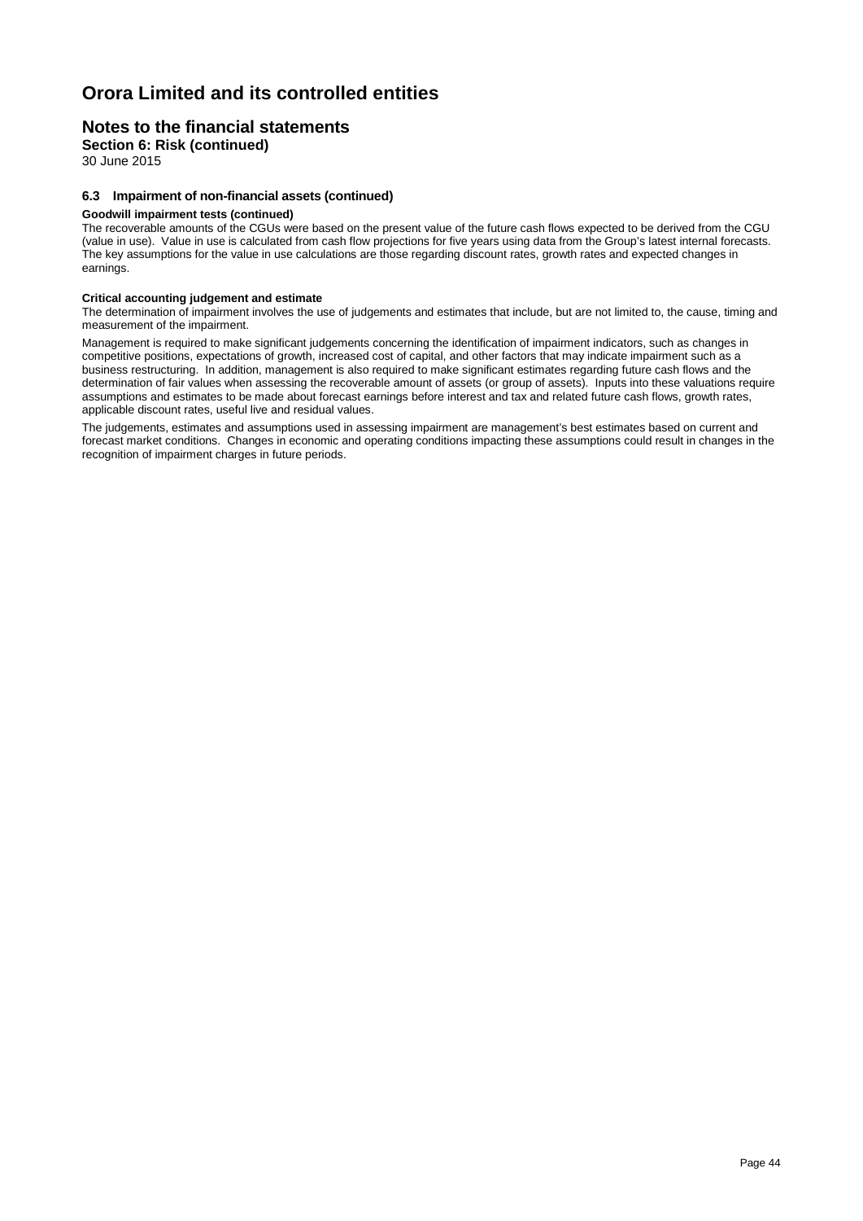# Orora Limited and its controlled entities

## Notes to the financial statements

**Section 6: Risk (continued)**

30 June 2015

### 6.3 Impairment of non-financial assets (continued)

**Goodwill impairment tests (continued)**

The recoverable amounts of the CGUs were based on the present value of the future cash flows expected to be derived from the CGU (value in use). Value in use is calculated from cash flow projections for five years using data from the Group's latest internal forecasts. The key assumptions for the value in use calculations are those regarding discount rates, growth rates and expected changes in earnings.

**Critical accounting judgement and estimate**

The determination of impairment involves the use of judgements and estimates that include, but are not limited to, the cause, timing and measurement of the impairment.

Management is required to make significant judgements concerning the identification of impairment indicators, such as changes in competitive positions, expectations of growth, increased cost of capital, and other factors that may indicate impairment such as a business restructuring. In addition, management is also required to make significant estimates regarding future cash flows and the determination of fair values when assessing the recoverable amount of assets (or group of assets). Inputs into these valuations require assumptions and estimates to be made about forecast earnings before interest and tax and related future cash flows, growth rates, applicable discount rates, useful live and residual values.

The judgements, estimates and assumptions used in assessing impairment are management's best estimates based on current and forecast market conditions. Changes in economic and operating conditions impacting these assumptions could result in changes in the recognition of impairment charges in future periods.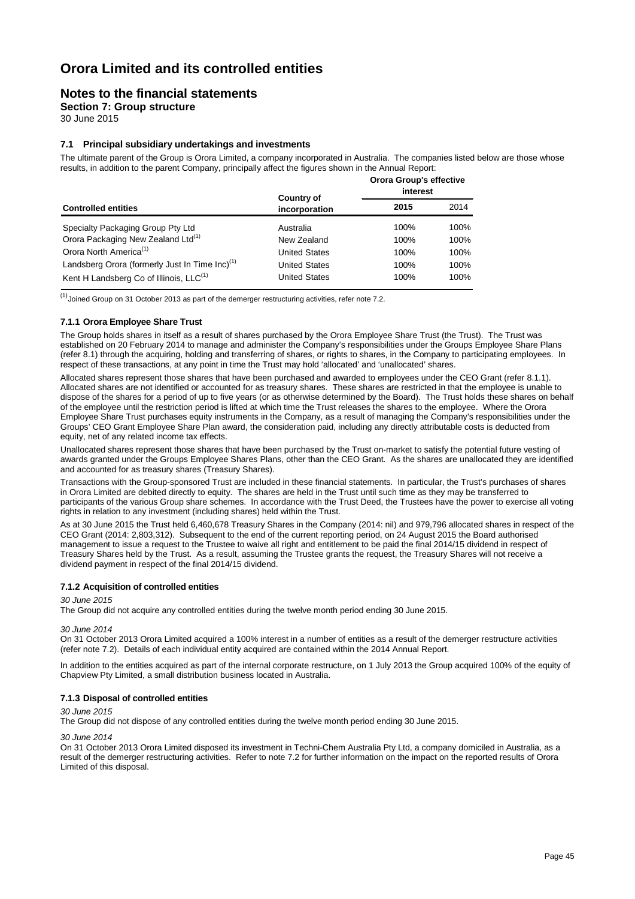# Orora Limited and its controlled entities

## Notes to the financial statements

**Section 7: Group structure**

30 June 2015

### 7.1 Principal subsidiary undertakings and investments

The ultimate parent of the Group is Orora Limited, a company incorporated in Australia. The companies listed below are those whose results, in addition to the parent Company, principally affect the figures shown in the Annual Report:

| Controlled entities | Country of incorporation | Orora Group's effective interest | |
|---|---|---|---|
| | | **2015** | 2014 |
| Specialty Packaging Group Pty Ltd | Australia | 100% | 100% |
| Orora Packaging New Zealand Ltd[1] | New Zealand | 100% | 100% |
| Orora North America[1] | United States | 100% | 100% |
| Landsberg Orora (formerly Just In Time Inc)[1] | United States | 100% | 100% |
| Kent H Landsberg Co of Illinois, LLC[1] | United States | 100% | 100% |

[1] Joined Group on 31 October 2013 as part of the demerger restructuring activities, refer note 7.2.

#### 7.1.1 Orora Employee Share Trust

The Group holds shares in itself as a result of shares purchased by the Orora Employee Share Trust (the Trust). The Trust was established on 20 February 2014 to manage and administer the Company's responsibilities under the Groups Employee Share Plans (refer 8.1) through the acquiring, holding and transferring of shares, or rights to shares, in the Company to participating employees. In respect of these transactions, at any point in time the Trust may hold 'allocated' and 'unallocated' shares.

Allocated shares represent those shares that have been purchased and awarded to employees under the CEO Grant (refer 8.1.1). Allocated shares are not identified or accounted for as treasury shares. These shares are restricted in that the employee is unable to dispose of the shares for a period of up to five years (or as otherwise determined by the Board). The Trust holds these shares on behalf of the employee until the restriction period is lifted at which time the Trust releases the shares to the employee. Where the Orora Employee Share Trust purchases equity instruments in the Company, as a result of managing the Company's responsibilities under the Groups' CEO Grant Employee Share Plan award, the consideration paid, including any directly attributable costs is deducted from equity, net of any related income tax effects.

Unallocated shares represent those shares that have been purchased by the Trust on-market to satisfy the potential future vesting of awards granted under the Groups Employee Shares Plans, other than the CEO Grant. As the shares are unallocated they are identified and accounted for as treasury shares (Treasury Shares).

Transactions with the Group-sponsored Trust are included in these financial statements. In particular, the Trust's purchases of shares in Orora Limited are debited directly to equity. The shares are held in the Trust until such time as they may be transferred to participants of the various Group share schemes. In accordance with the Trust Deed, the Trustees have the power to exercise all voting rights in relation to any investment (including shares) held within the Trust.

As at 30 June 2015 the Trust held 6,460,678 Treasury Shares in the Company (2014: nil) and 979,796 allocated shares in respect of the CEO Grant (2014: 2,803,312). Subsequent to the end of the current reporting period, on 24 August 2015 the Board authorised management to issue a request to the Trustee to waive all right and entitlement to be paid the final 2014/15 dividend in respect of Treasury Shares held by the Trust. As a result, assuming the Trustee grants the request, the Treasury Shares will not receive a dividend payment in respect of the final 2014/15 dividend.

#### 7.1.2 Acquisition of controlled entities

*30 June 2015*

The Group did not acquire any controlled entities during the twelve month period ending 30 June 2015.

*30 June 2014*

On 31 October 2013 Orora Limited acquired a 100% interest in a number of entities as a result of the demerger restructure activities (refer note 7.2). Details of each individual entity acquired are contained within the 2014 Annual Report.

In addition to the entities acquired as part of the internal corporate restructure, on 1 July 2013 the Group acquired 100% of the equity of Chapview Pty Limited, a small distribution business located in Australia.

#### 7.1.3 Disposal of controlled entities

*30 June 2015*

The Group did not dispose of any controlled entities during the twelve month period ending 30 June 2015.

*30 June 2014*

On 31 October 2013 Orora Limited disposed its investment in Techni-Chem Australia Pty Ltd, a company domiciled in Australia, as a result of the demerger restructuring activities. Refer to note 7.2 for further information on the impact on the reported results of Orora Limited of this disposal.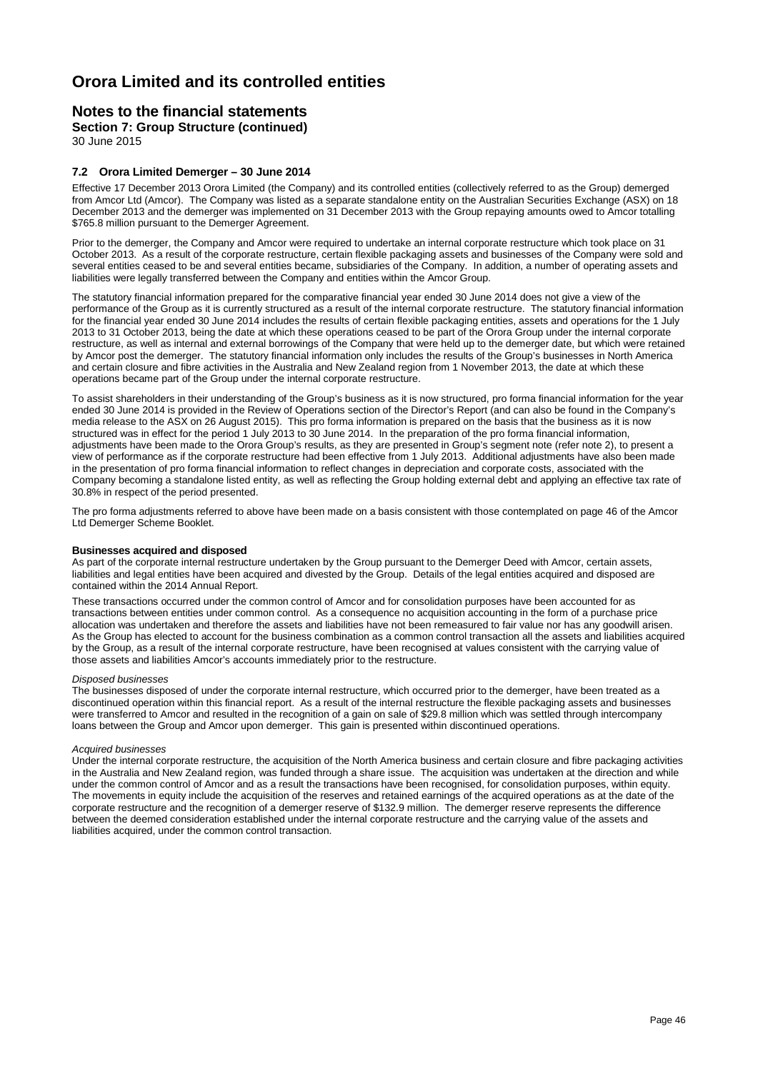# Orora Limited and its controlled entities

## Notes to the financial statements

**Section 7: Group Structure (continued)**

30 June 2015

### 7.2 Orora Limited Demerger – 30 June 2014

Effective 17 December 2013 Orora Limited (the Company) and its controlled entities (collectively referred to as the Group) demerged from Amcor Ltd (Amcor). The Company was listed as a separate standalone entity on the Australian Securities Exchange (ASX) on 18 December 2013 and the demerger was implemented on 31 December 2013 with the Group repaying amounts owed to Amcor totalling $765.8 million pursuant to the Demerger Agreement.

Prior to the demerger, the Company and Amcor were required to undertake an internal corporate restructure which took place on 31 October 2013. As a result of the corporate restructure, certain flexible packaging assets and businesses of the Company were sold and several entities ceased to be and several entities became, subsidiaries of the Company. In addition, a number of operating assets and liabilities were legally transferred between the Company and entities within the Amcor Group.

The statutory financial information prepared for the comparative financial year ended 30 June 2014 does not give a view of the performance of the Group as it is currently structured as a result of the internal corporate restructure. The statutory financial information for the financial year ended 30 June 2014 includes the results of certain flexible packaging entities, assets and operations for the 1 July 2013 to 31 October 2013, being the date at which these operations ceased to be part of the Orora Group under the internal corporate restructure, as well as internal and external borrowings of the Company that were held up to the demerger date, but which were retained by Amcor post the demerger. The statutory financial information only includes the results of the Group's businesses in North America and certain closure and fibre activities in the Australia and New Zealand region from 1 November 2013, the date at which these operations became part of the Group under the internal corporate restructure.

To assist shareholders in their understanding of the Group's business as it is now structured, pro forma financial information for the year ended 30 June 2014 is provided in the Review of Operations section of the Director's Report (and can also be found in the Company's media release to the ASX on 26 August 2015). This pro forma information is prepared on the basis that the business as it is now structured was in effect for the period 1 July 2013 to 30 June 2014. In the preparation of the pro forma financial information, adjustments have been made to the Orora Group's results, as they are presented in Group's segment note (refer note 2), to present a view of performance as if the corporate restructure had been effective from 1 July 2013. Additional adjustments have also been made in the presentation of pro forma financial information to reflect changes in depreciation and corporate costs, associated with the Company becoming a standalone listed entity, as well as reflecting the Group holding external debt and applying an effective tax rate of 30.8% in respect of the period presented.

The pro forma adjustments referred to above have been made on a basis consistent with those contemplated on page 46 of the Amcor Ltd Demerger Scheme Booklet.

**Businesses acquired and disposed**

As part of the corporate internal restructure undertaken by the Group pursuant to the Demerger Deed with Amcor, certain assets, liabilities and legal entities have been acquired and divested by the Group. Details of the legal entities acquired and disposed are contained within the 2014 Annual Report.

These transactions occurred under the common control of Amcor and for consolidation purposes have been accounted for as transactions between entities under common control. As a consequence no acquisition accounting in the form of a purchase price allocation was undertaken and therefore the assets and liabilities have not been remeasured to fair value nor has any goodwill arisen. As the Group has elected to account for the business combination as a common control transaction all the assets and liabilities acquired by the Group, as a result of the internal corporate restructure, have been recognised at values consistent with the carrying value of those assets and liabilities Amcor's accounts immediately prior to the restructure.

*Disposed businesses*

The businesses disposed of under the corporate internal restructure, which occurred prior to the demerger, have been treated as a discontinued operation within this financial report. As a result of the internal restructure the flexible packaging assets and businesses were transferred to Amcor and resulted in the recognition of a gain on sale of $29.8 million which was settled through intercompany loans between the Group and Amcor upon demerger. This gain is presented within discontinued operations.

*Acquired businesses*

Under the internal corporate restructure, the acquisition of the North America business and certain closure and fibre packaging activities in the Australia and New Zealand region, was funded through a share issue. The acquisition was undertaken at the direction and while under the common control of Amcor and as a result the transactions have been recognised, for consolidation purposes, within equity. The movements in equity include the acquisition of the reserves and retained earnings of the acquired operations as at the date of the corporate restructure and the recognition of a demerger reserve of $132.9 million. The demerger reserve represents the difference between the deemed consideration established under the internal corporate restructure and the carrying value of the assets and liabilities acquired, under the common control transaction.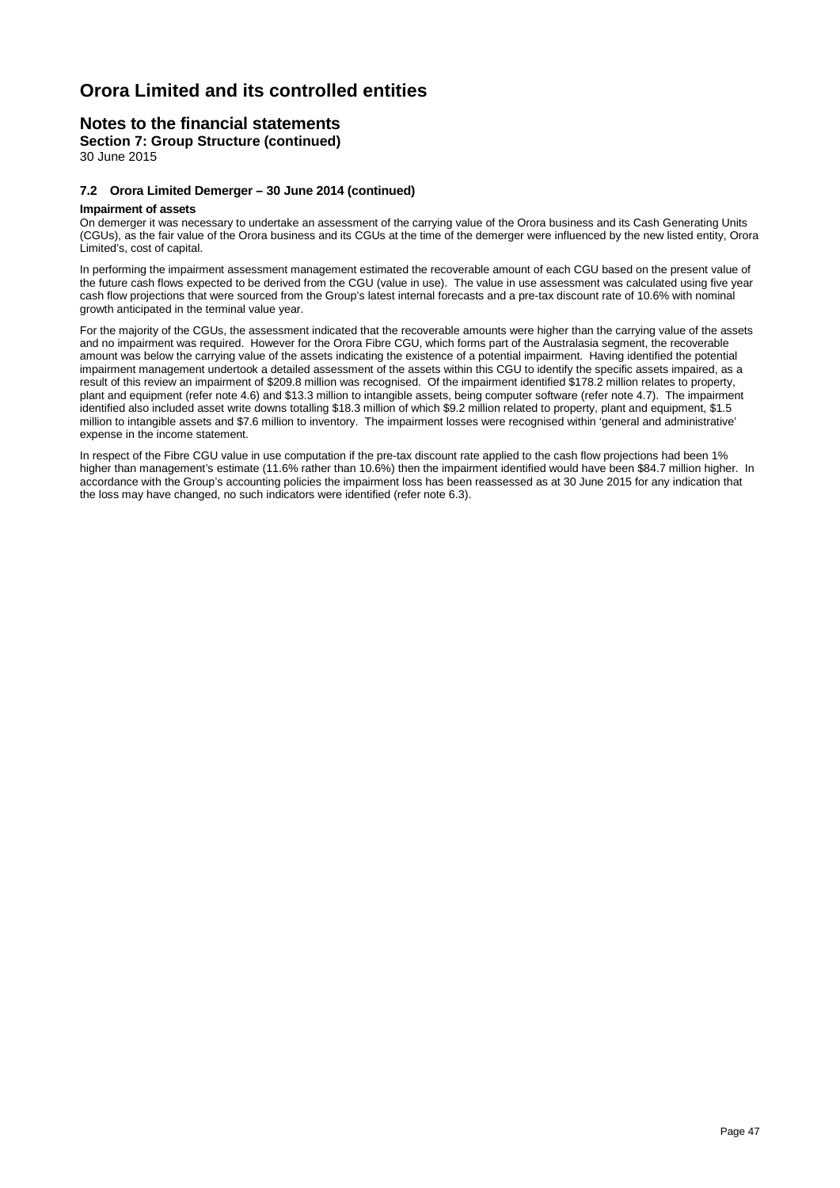# Orora Limited and its controlled entities

## Notes to the financial statements

**Section 7: Group Structure (continued)**

30 June 2015

### 7.2 Orora Limited Demerger – 30 June 2014 (continued)

**Impairment of assets**

On demerger it was necessary to undertake an assessment of the carrying value of the Orora business and its Cash Generating Units (CGUs), as the fair value of the Orora business and its CGUs at the time of the demerger were influenced by the new listed entity, Orora Limited's, cost of capital.

In performing the impairment assessment management estimated the recoverable amount of each CGU based on the present value of the future cash flows expected to be derived from the CGU (value in use). The value in use assessment was calculated using five year cash flow projections that were sourced from the Group's latest internal forecasts and a pre-tax discount rate of 10.6% with nominal growth anticipated in the terminal value year.

For the majority of the CGUs, the assessment indicated that the recoverable amounts were higher than the carrying value of the assets and no impairment was required. However for the Orora Fibre CGU, which forms part of the Australasia segment, the recoverable amount was below the carrying value of the assets indicating the existence of a potential impairment. Having identified the potential impairment management undertook a detailed assessment of the assets within this CGU to identify the specific assets impaired, as a result of this review an impairment of $209.8 million was recognised. Of the impairment identified $178.2 million relates to property, plant and equipment (refer note 4.6) and $13.3 million to intangible assets, being computer software (refer note 4.7). The impairment identified also included asset write downs totalling $18.3 million of which $9.2 million related to property, plant and equipment, $1.5 million to intangible assets and $7.6 million to inventory. The impairment losses were recognised within 'general and administrative' expense in the income statement.

In respect of the Fibre CGU value in use computation if the pre-tax discount rate applied to the cash flow projections had been 1% higher than management's estimate (11.6% rather than 10.6%) then the impairment identified would have been $84.7 million higher. In accordance with the Group's accounting policies the impairment loss has been reassessed as at 30 June 2015 for any indication that the loss may have changed, no such indicators were identified (refer note 6.3).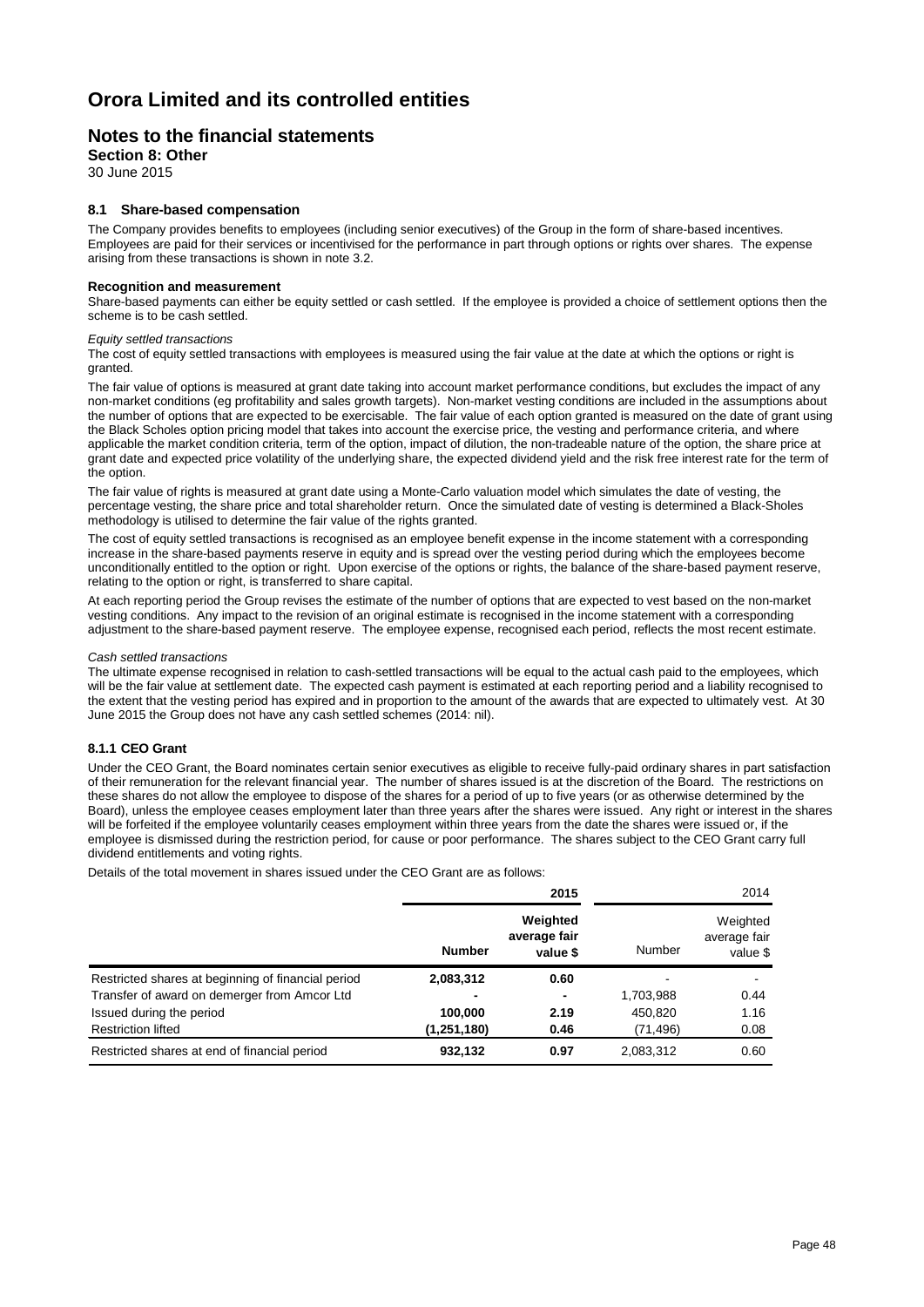# Orora Limited and its controlled entities

## Notes to the financial statements

**Section 8: Other**

30 June 2015

### 8.1 Share-based compensation

The Company provides benefits to employees (including senior executives) of the Group in the form of share-based incentives. Employees are paid for their services or incentivised for the performance in part through options or rights over shares. The expense arising from these transactions is shown in note 3.2.

**Recognition and measurement**

Share-based payments can either be equity settled or cash settled. If the employee is provided a choice of settlement options then the scheme is to be cash settled.

*Equity settled transactions*

The cost of equity settled transactions with employees is measured using the fair value at the date at which the options or right is granted.

The fair value of options is measured at grant date taking into account market performance conditions, but excludes the impact of any non-market conditions (eg profitability and sales growth targets). Non-market vesting conditions are included in the assumptions about the number of options that are expected to be exercisable. The fair value of each option granted is measured on the date of grant using the Black Scholes option pricing model that takes into account the exercise price, the vesting and performance criteria, and where applicable the market condition criteria, term of the option, impact of dilution, the non-tradeable nature of the option, the share price at grant date and expected price volatility of the underlying share, the expected dividend yield and the risk free interest rate for the term of the option.

The fair value of rights is measured at grant date using a Monte-Carlo valuation model which simulates the date of vesting, the percentage vesting, the share price and total shareholder return. Once the simulated date of vesting is determined a Black-Sholes methodology is utilised to determine the fair value of the rights granted.

The cost of equity settled transactions is recognised as an employee benefit expense in the income statement with a corresponding increase in the share-based payments reserve in equity and is spread over the vesting period during which the employees become unconditionally entitled to the option or right. Upon exercise of the options or rights, the balance of the share-based payment reserve, relating to the option or right, is transferred to share capital.

At each reporting period the Group revises the estimate of the number of options that are expected to vest based on the non-market vesting conditions. Any impact to the revision of an original estimate is recognised in the income statement with a corresponding adjustment to the share-based payment reserve. The employee expense, recognised each period, reflects the most recent estimate.

*Cash settled transactions*

The ultimate expense recognised in relation to cash-settled transactions will be equal to the actual cash paid to the employees, which will be the fair value at settlement date. The expected cash payment is estimated at each reporting period and a liability recognised to the extent that the vesting period has expired and in proportion to the amount of the awards that are expected to ultimately vest. At 30 June 2015 the Group does not have any cash settled schemes (2014: nil).

#### 8.1.1 CEO Grant

Under the CEO Grant, the Board nominates certain senior executives as eligible to receive fully-paid ordinary shares in part satisfaction of their remuneration for the relevant financial year. The number of shares issued is at the discretion of the Board. The restrictions on these shares do not allow the employee to dispose of the shares for a period of up to five years (or as otherwise determined by the Board), unless the employee ceases employment later than three years after the shares were issued. Any right or interest in the shares will be forfeited if the employee voluntarily ceases employment within three years from the date the shares were issued or, if the employee is dismissed during the restriction period, for cause or poor performance. The shares subject to the CEO Grant carry full dividend entitlements and voting rights.

Details of the total movement in shares issued under the CEO Grant are as follows:

| | **2015** | | 2014 | |
|---|---|---|---|---|
| | **Number** | **Weighted average fair value $** | Number | Weighted average fair value $ |
| Restricted shares at beginning of financial period | **2,083,312** | **0.60** | - | - |
| Transfer of award on demerger from Amcor Ltd | **-** | **-** | 1,703,988 | 0.44 |
| Issued during the period | **100,000** | **2.19** | 450,820 | 1.16 |
| Restriction lifted | **(1,251,180)** | **0.46** | (71,496) | 0.08 |
| Restricted shares at end of financial period | **932,132** | **0.97** | 2,083,312 | 0.60 |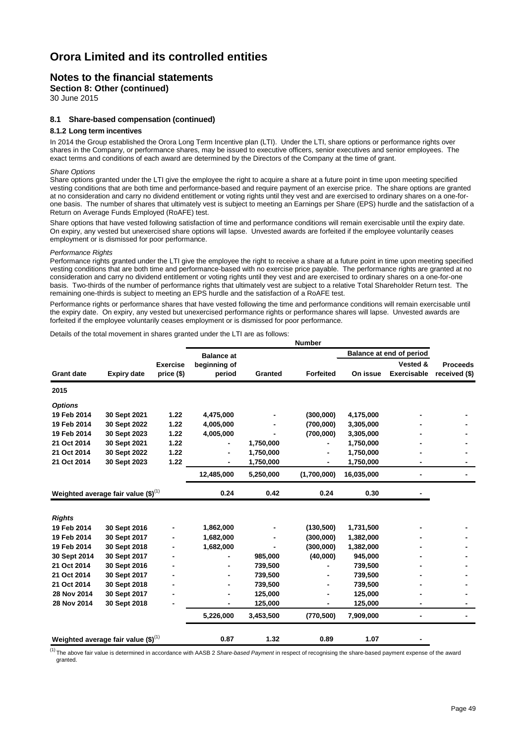# Orora Limited and its controlled entities

## Notes to the financial statements

**Section 8: Other (continued)**

30 June 2015

### 8.1 Share-based compensation (continued)

#### 8.1.2 Long term incentives

In 2014 the Group established the Orora Long Term Incentive plan (LTI). Under the LTI, share options or performance rights over shares in the Company, or performance shares, may be issued to executive officers, senior executives and senior employees. The exact terms and conditions of each award are determined by the Directors of the Company at the time of grant.

*Share Options*

Share options granted under the LTI give the employee the right to acquire a share at a future point in time upon meeting specified vesting conditions that are both time and performance-based and require payment of an exercise price. The share options are granted at no consideration and carry no dividend entitlement or voting rights until they vest and are exercised to ordinary shares on a one-for-one basis. The number of shares that ultimately vest is subject to meeting an Earnings per Share (EPS) hurdle and the satisfaction of a Return on Average Funds Employed (RoAFE) test.

Share options that have vested following satisfaction of time and performance conditions will remain exercisable until the expiry date. On expiry, any vested but unexercised share options will lapse. Unvested awards are forfeited if the employee voluntarily ceases employment or is dismissed for poor performance.

*Performance Rights*

Performance rights granted under the LTI give the employee the right to receive a share at a future point in time upon meeting specified vesting conditions that are both time and performance-based with no exercise price payable. The performance rights are granted at no consideration and carry no dividend entitlement or voting rights until they vest and are exercised to ordinary shares on a one-for-one basis. Two-thirds of the number of performance rights that ultimately vest are subject to a relative Total Shareholder Return test. The remaining one-thirds is subject to meeting an EPS hurdle and the satisfaction of a RoAFE test.

Performance rights or performance shares that have vested following the time and performance conditions will remain exercisable until the expiry date. On expiry, any vested but unexercised performance rights or performance shares will lapse. Unvested awards are forfeited if the employee voluntarily ceases employment or is dismissed for poor performance.

Details of the total movement in shares granted under the LTI are as follows:

| | | | Number | | | | | |
|---|---|---|---|---|---|---|---|---|
| | | | Balance at | | | Balance at end of period | | |
| **Grant date** | **Expiry date** | **Exercise price ($)** | **beginning of period** | **Granted** | **Forfeited** | **On issue** | **Vested & Exercisable** | **Proceeds received ($)** |
| **2015** | | | | | | | | |
| ***Options*** | | | | | | | | |
| 19 Feb 2014 | 30 Sept 2021 | 1.22 | 4,475,000 | - | (300,000) | 4,175,000 | - | - |
| 19 Feb 2014 | 30 Sept 2022 | 1.22 | 4,005,000 | - | (700,000) | 3,305,000 | - | - |
| 19 Feb 2014 | 30 Sept 2023 | 1.22 | 4,005,000 | - | (700,000) | 3,305,000 | - | - |
| 21 Oct 2014 | 30 Sept 2021 | 1.22 | - | 1,750,000 | - | 1,750,000 | - | - |
| 21 Oct 2014 | 30 Sept 2022 | 1.22 | - | 1,750,000 | - | 1,750,000 | - | - |
| 21 Oct 2014 | 30 Sept 2023 | 1.22 | - | 1,750,000 | - | 1,750,000 | - | - |
| | | | 12,485,000 | 5,250,000 | (1,700,000) | 16,035,000 | - | - |
| **Weighted average fair value ($)[(1)]** | | | 0.24 | 0.42 | 0.24 | 0.30 | - | |
| ***Rights*** | | | | | | | | |
| 19 Feb 2014 | 30 Sept 2016 | - | 1,862,000 | - | (130,500) | 1,731,500 | - | - |
| 19 Feb 2014 | 30 Sept 2017 | - | 1,682,000 | - | (300,000) | 1,382,000 | - | - |
| 19 Feb 2014 | 30 Sept 2018 | - | 1,682,000 | - | (300,000) | 1,382,000 | - | - |
| 30 Sept 2014 | 30 Sept 2017 | - | - | 985,000 | (40,000) | 945,000 | - | - |
| 21 Oct 2014 | 30 Sept 2016 | - | - | 739,500 | - | 739,500 | - | - |
| 21 Oct 2014 | 30 Sept 2017 | - | - | 739,500 | - | 739,500 | - | - |
| 21 Oct 2014 | 30 Sept 2018 | - | - | 739,500 | - | 739,500 | - | - |
| 28 Nov 2014 | 30 Sept 2017 | - | - | 125,000 | - | 125,000 | - | - |
| 28 Nov 2014 | 30 Sept 2018 | - | - | 125,000 | - | 125,000 | - | - |
| | | | 5,226,000 | 3,453,500 | (770,500) | 7,909,000 | - | - |
| **Weighted average fair value ($)[(1)]** | | | 0.87 | 1.32 | 0.89 | 1.07 | - | |

[(1)] The above fair value is determined in accordance with AASB 2 *Share-based Payment* in respect of recognising the share-based payment expense of the award granted.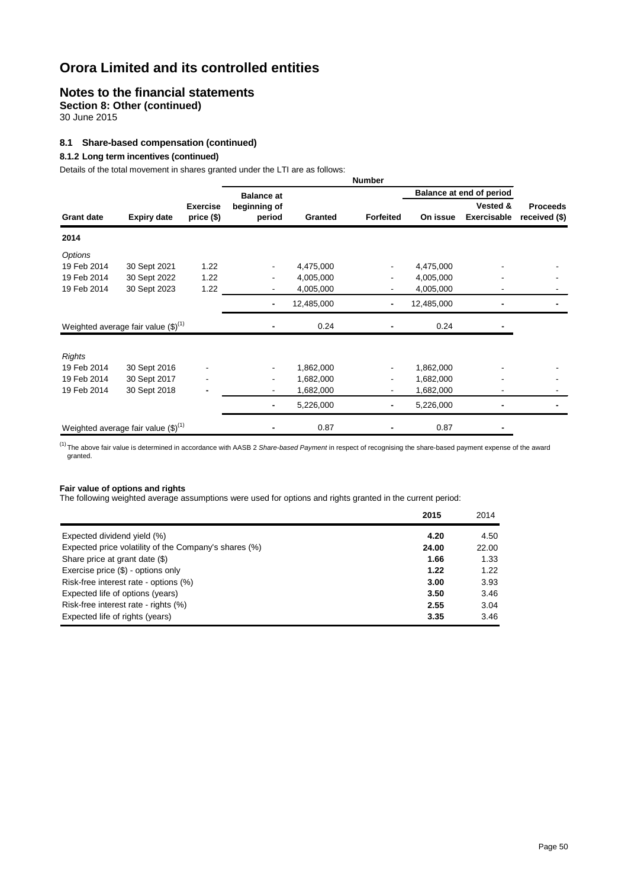# Orora Limited and its controlled entities

## Notes to the financial statements

**Section 8: Other (continued)**

30 June 2015

### 8.1 Share-based compensation (continued)

#### 8.1.2 Long term incentives (continued)

Details of the total movement in shares granted under the LTI are as follows:

| | | | Number | | | | | |
|---|---|---|---|---|---|---|---|---|
| | | | Balance at | | | Balance at end of period | | |
| **Grant date** | **Expiry date** | **Exercise price ($)** | **beginning of period** | **Granted** | **Forfeited** | **On issue** | **Vested & Exercisable** | **Proceeds received ($)** |
| **2014** | | | | | | | | |
| *Options* | | | | | | | | |
| 19 Feb 2014 | 30 Sept 2021 | 1.22 | - | 4,475,000 | - | 4,475,000 | - | - |
| 19 Feb 2014 | 30 Sept 2022 | 1.22 | - | 4,005,000 | - | 4,005,000 | - | - |
| 19 Feb 2014 | 30 Sept 2023 | 1.22 | - | 4,005,000 | - | 4,005,000 | - | - |
| | | | - | 12,485,000 | - | 12,485,000 | - | - |
| Weighted average fair value ($)[(1)] | | | - | 0.24 | - | 0.24 | - | |
| *Rights* | | | | | | | | |
| 19 Feb 2014 | 30 Sept 2016 | - | - | 1,862,000 | - | 1,862,000 | - | - |
| 19 Feb 2014 | 30 Sept 2017 | - | - | 1,682,000 | - | 1,682,000 | - | - |
| 19 Feb 2014 | 30 Sept 2018 | - | - | 1,682,000 | - | 1,682,000 | - | - |
| | | | - | 5,226,000 | - | 5,226,000 | - | - |
| Weighted average fair value ($)[(1)] | | | - | 0.87 | - | 0.87 | - | |

[(1)] The above fair value is determined in accordance with AASB 2 *Share-based Payment* in respect of recognising the share-based payment expense of the award granted.

**Fair value of options and rights**

The following weighted average assumptions were used for options and rights granted in the current period:

| | **2015** | 2014 |
|---|---|---|
| Expected dividend yield (%) | **4.20** | 4.50 |
| Expected price volatility of the Company's shares (%) | **24.00** | 22.00 |
| Share price at grant date ($) | **1.66** | 1.33 |
| Exercise price ($) - options only | **1.22** | 1.22 |
| Risk-free interest rate - options (%) | **3.00** | 3.93 |
| Expected life of options (years) | **3.50** | 3.46 |
| Risk-free interest rate - rights (%) | **2.55** | 3.04 |
| Expected life of rights (years) | **3.35** | 3.46 |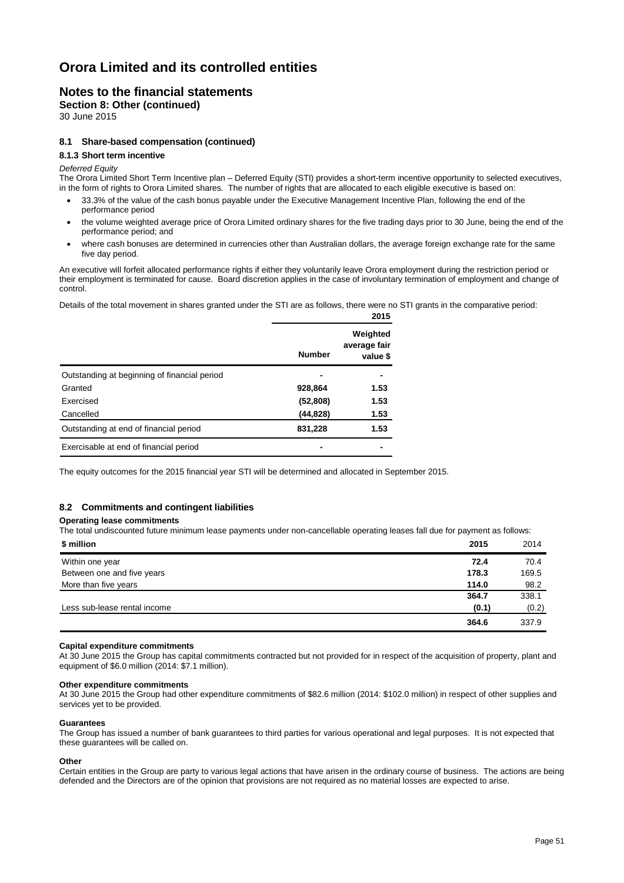# Orora Limited and its controlled entities

## Notes to the financial statements

**Section 8: Other (continued)**

30 June 2015

### 8.1 Share-based compensation (continued)

#### 8.1.3 Short term incentive

*Deferred Equity*

The Orora Limited Short Term Incentive plan – Deferred Equity (STI) provides a short-term incentive opportunity to selected executives, in the form of rights to Orora Limited shares. The number of rights that are allocated to each eligible executive is based on:

- 33.3% of the value of the cash bonus payable under the Executive Management Incentive Plan, following the end of the performance period
- the volume weighted average price of Orora Limited ordinary shares for the five trading days prior to 30 June, being the end of the performance period; and
- where cash bonuses are determined in currencies other than Australian dollars, the average foreign exchange rate for the same five day period.

An executive will forfeit allocated performance rights if either they voluntarily leave Orora employment during the restriction period or their employment is terminated for cause. Board discretion applies in the case of involuntary termination of employment and change of control.

Details of the total movement in shares granted under the STI are as follows, there were no STI grants in the comparative period:

| | 2015 | |
|---|---|---|
| | **Number** | **Weighted average fair value $** |
| Outstanding at beginning of financial period | - | - |
| Granted | 928,864 | 1.53 |
| Exercised | (52,808) | 1.53 |
| Cancelled | (44,828) | 1.53 |
| Outstanding at end of financial period | 831,228 | 1.53 |
| Exercisable at end of financial period | - | - |

The equity outcomes for the 2015 financial year STI will be determined and allocated in September 2015.

### 8.2 Commitments and contingent liabilities

**Operating lease commitments**

The total undiscounted future minimum lease payments under non-cancellable operating leases fall due for payment as follows:

| $ million | 2015 | 2014 |
|---|---|---|
| Within one year | **72.4** | 70.4 |
| Between one and five years | **178.3** | 169.5 |
| More than five years | **114.0** | 98.2 |
| | **364.7** | 338.1 |
| Less sub-lease rental income | **(0.1)** | (0.2) |
| | **364.6** | 337.9 |

**Capital expenditure commitments**

At 30 June 2015 the Group has capital commitments contracted but not provided for in respect of the acquisition of property, plant and equipment of $6.0 million (2014: $7.1 million).

**Other expenditure commitments**

At 30 June 2015 the Group had other expenditure commitments of $82.6 million (2014: $102.0 million) in respect of other supplies and services yet to be provided.

**Guarantees**

The Group has issued a number of bank guarantees to third parties for various operational and legal purposes. It is not expected that these guarantees will be called on.

**Other**

Certain entities in the Group are party to various legal actions that have arisen in the ordinary course of business. The actions are being defended and the Directors are of the opinion that provisions are not required as no material losses are expected to arise.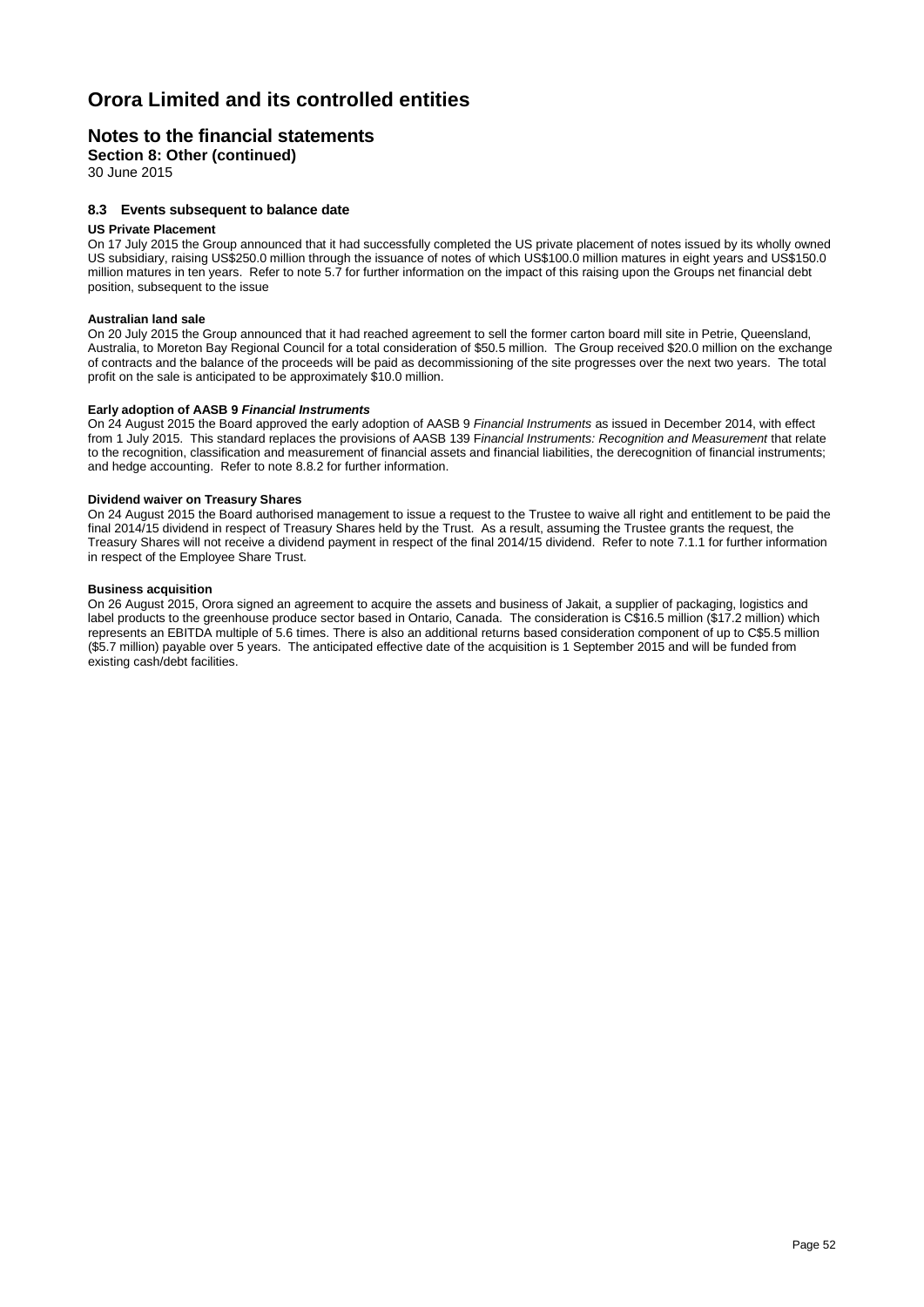# Orora Limited and its controlled entities

## Notes to the financial statements

**Section 8: Other (continued)**

30 June 2015

### 8.3 Events subsequent to balance date

**US Private Placement**

On 17 July 2015 the Group announced that it had successfully completed the US private placement of notes issued by its wholly owned US subsidiary, raising US$250.0 million through the issuance of notes of which US$100.0 million matures in eight years and US$150.0 million matures in ten years. Refer to note 5.7 for further information on the impact of this raising upon the Groups net financial debt position, subsequent to the issue

**Australian land sale**

On 20 July 2015 the Group announced that it had reached agreement to sell the former carton board mill site in Petrie, Queensland, Australia, to Moreton Bay Regional Council for a total consideration of $50.5 million. The Group received $20.0 million on the exchange of contracts and the balance of the proceeds will be paid as decommissioning of the site progresses over the next two years. The total profit on the sale is anticipated to be approximately $10.0 million.

**Early adoption of AASB 9 *Financial Instruments***

On 24 August 2015 the Board approved the early adoption of AASB 9 *Financial Instruments* as issued in December 2014, with effect from 1 July 2015. This standard replaces the provisions of AASB 139 F*inancial Instruments: Recognition and Measurement* that relate to the recognition, classification and measurement of financial assets and financial liabilities, the derecognition of financial instruments; and hedge accounting. Refer to note 8.8.2 for further information.

**Dividend waiver on Treasury Shares**

On 24 August 2015 the Board authorised management to issue a request to the Trustee to waive all right and entitlement to be paid the final 2014/15 dividend in respect of Treasury Shares held by the Trust. As a result, assuming the Trustee grants the request, the Treasury Shares will not receive a dividend payment in respect of the final 2014/15 dividend. Refer to note 7.1.1 for further information in respect of the Employee Share Trust.

**Business acquisition**

On 26 August 2015, Orora signed an agreement to acquire the assets and business of Jakait, a supplier of packaging, logistics and label products to the greenhouse produce sector based in Ontario, Canada. The consideration is C$16.5 million ($17.2 million) which represents an EBITDA multiple of 5.6 times. There is also an additional returns based consideration component of up to C$5.5 million ($5.7 million) payable over 5 years. The anticipated effective date of the acquisition is 1 September 2015 and will be funded from existing cash/debt facilities.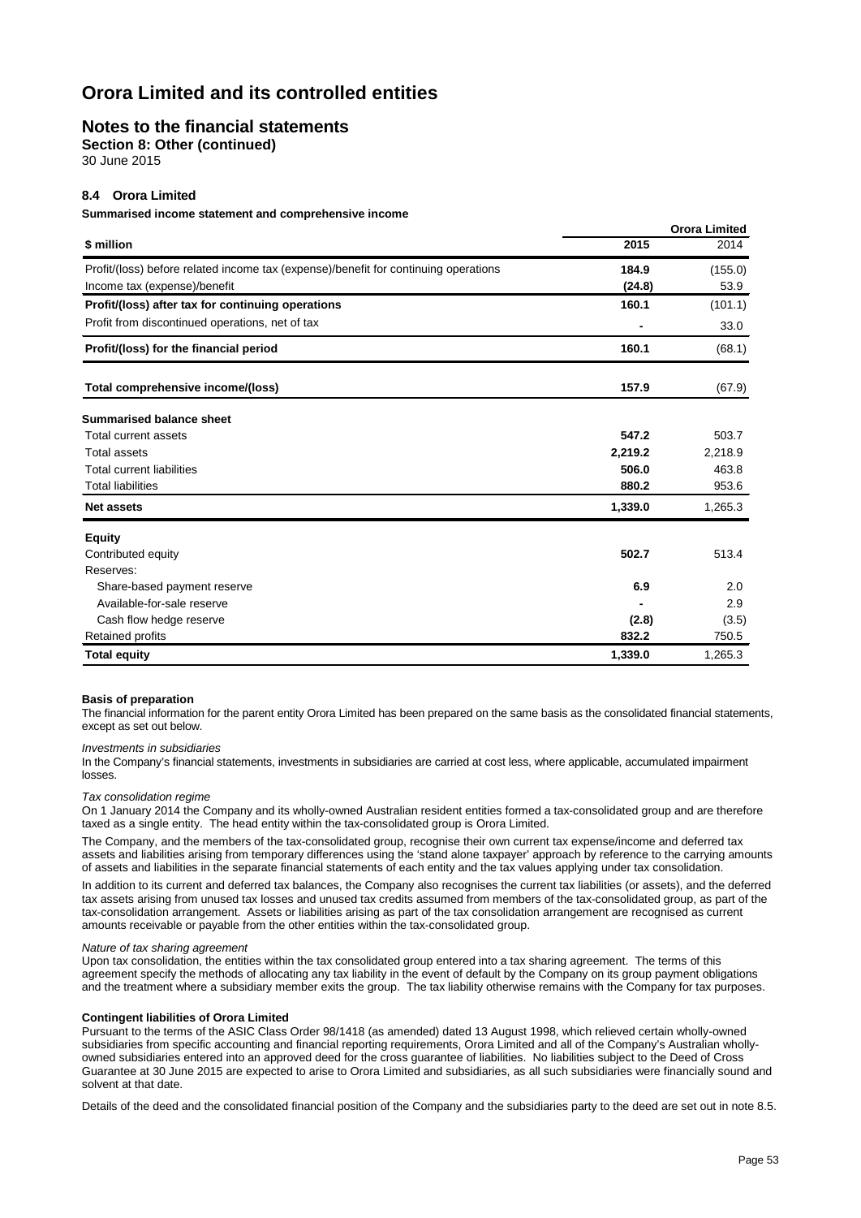# Orora Limited and its controlled entities

## Notes to the financial statements

**Section 8: Other (continued)**

30 June 2015

### 8.4 Orora Limited

**Summarised income statement and comprehensive income**

| \$ million | Orora Limited 2015 | 2014 |
|---|---|---|
| Profit/(loss) before related income tax (expense)/benefit for continuing operations | **184.9** | (155.0) |
| Income tax (expense)/benefit | **(24.8)** | 53.9 |
| **Profit/(loss) after tax for continuing operations** | **160.1** | (101.1) |
| Profit from discontinued operations, net of tax | **-** | 33.0 |
| **Profit/(loss) for the financial period** | **160.1** | (68.1) |
| | | |
| **Total comprehensive income/(loss)** | **157.9** | (67.9) |
| | | |
| **Summarised balance sheet** | | |
| Total current assets | **547.2** | 503.7 |
| Total assets | **2,219.2** | 2,218.9 |
| Total current liabilities | **506.0** | 463.8 |
| Total liabilities | **880.2** | 953.6 |
| **Net assets** | **1,339.0** | 1,265.3 |
| | | |
| **Equity** | | |
| Contributed equity | **502.7** | 513.4 |
| Reserves: | | |
| Share-based payment reserve | **6.9** | 2.0 |
| Available-for-sale reserve | **-** | 2.9 |
| Cash flow hedge reserve | **(2.8)** | (3.5) |
| Retained profits | **832.2** | 750.5 |
| **Total equity** | **1,339.0** | 1,265.3 |

**Basis of preparation**

The financial information for the parent entity Orora Limited has been prepared on the same basis as the consolidated financial statements, except as set out below.

*Investments in subsidiaries*

In the Company's financial statements, investments in subsidiaries are carried at cost less, where applicable, accumulated impairment losses.

*Tax consolidation regime*

On 1 January 2014 the Company and its wholly-owned Australian resident entities formed a tax-consolidated group and are therefore taxed as a single entity. The head entity within the tax-consolidated group is Orora Limited.

The Company, and the members of the tax-consolidated group, recognise their own current tax expense/income and deferred tax assets and liabilities arising from temporary differences using the 'stand alone taxpayer' approach by reference to the carrying amounts of assets and liabilities in the separate financial statements of each entity and the tax values applying under tax consolidation.

In addition to its current and deferred tax balances, the Company also recognises the current tax liabilities (or assets), and the deferred tax assets arising from unused tax losses and unused tax credits assumed from members of the tax-consolidated group, as part of the tax-consolidation arrangement. Assets or liabilities arising as part of the tax consolidation arrangement are recognised as current amounts receivable or payable from the other entities within the tax-consolidated group.

*Nature of tax sharing agreement*

Upon tax consolidation, the entities within the tax consolidated group entered into a tax sharing agreement. The terms of this agreement specify the methods of allocating any tax liability in the event of default by the Company on its group payment obligations and the treatment where a subsidiary member exits the group. The tax liability otherwise remains with the Company for tax purposes.

**Contingent liabilities of Orora Limited**

Pursuant to the terms of the ASIC Class Order 98/1418 (as amended) dated 13 August 1998, which relieved certain wholly-owned subsidiaries from specific accounting and financial reporting requirements, Orora Limited and all of the Company's Australian wholly-owned subsidiaries entered into an approved deed for the cross guarantee of liabilities. No liabilities subject to the Deed of Cross Guarantee at 30 June 2015 are expected to arise to Orora Limited and subsidiaries, as all such subsidiaries were financially sound and solvent at that date.

Details of the deed and the consolidated financial position of the Company and the subsidiaries party to the deed are set out in note 8.5.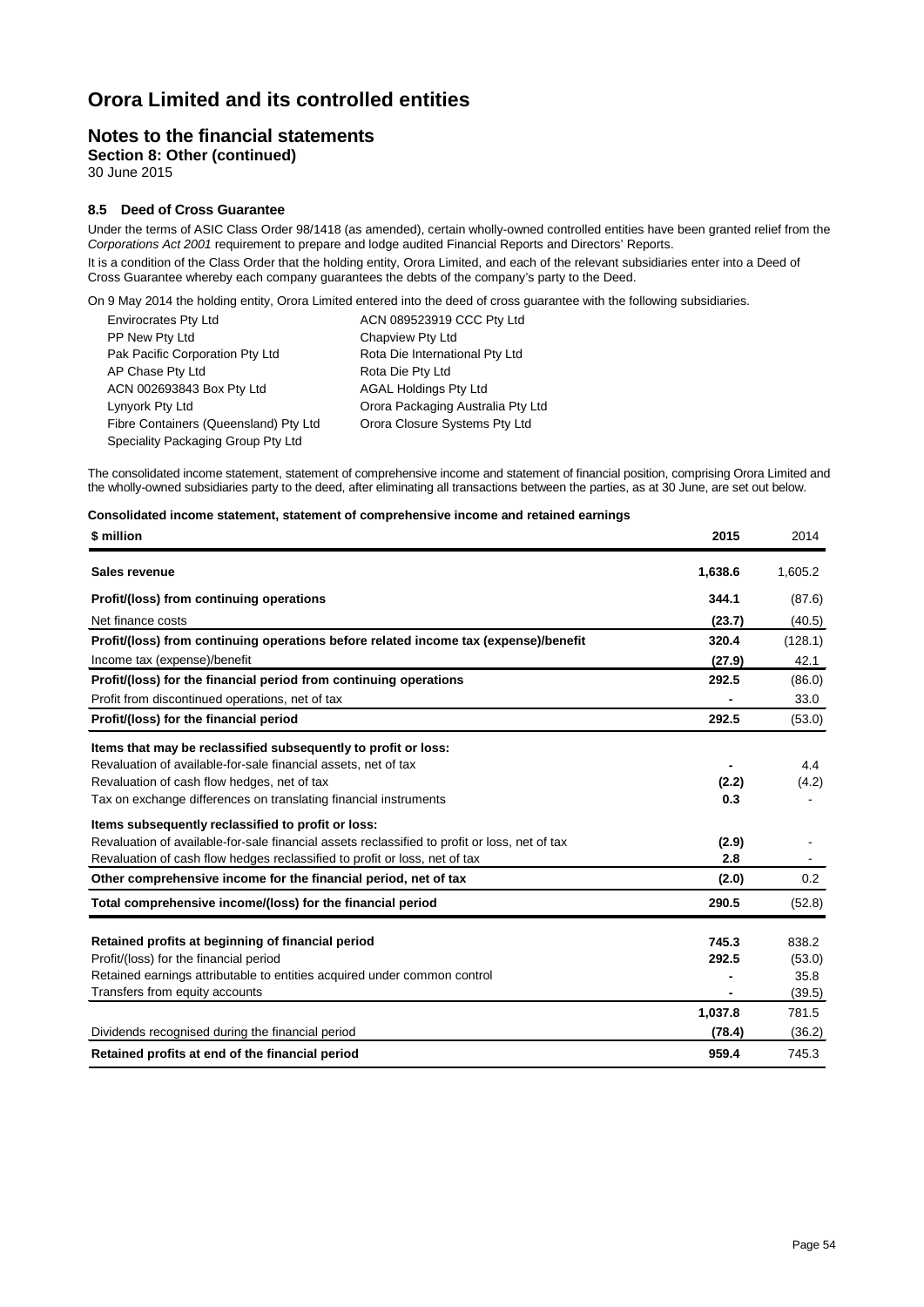# Orora Limited and its controlled entities

## Notes to the financial statements

### Section 8: Other (continued)

30 June 2015

#### 8.5 Deed of Cross Guarantee

Under the terms of ASIC Class Order 98/1418 (as amended), certain wholly-owned controlled entities have been granted relief from the *Corporations Act 2001* requirement to prepare and lodge audited Financial Reports and Directors' Reports.

It is a condition of the Class Order that the holding entity, Orora Limited, and each of the relevant subsidiaries enter into a Deed of Cross Guarantee whereby each company guarantees the debts of the company's party to the Deed.

On 9 May 2014 the holding entity, Orora Limited entered into the deed of cross guarantee with the following subsidiaries.

- Envirocrates Pty Ltd
- PP New Pty Ltd
- Pak Pacific Corporation Pty Ltd
- AP Chase Pty Ltd
- ACN 002693843 Box Pty Ltd
- Lynyork Pty Ltd
- Fibre Containers (Queensland) Pty Ltd
- Speciality Packaging Group Pty Ltd
- ACN 089523919 CCC Pty Ltd
- Chapview Pty Ltd
- Rota Die International Pty Ltd
- Rota Die Pty Ltd
- AGAL Holdings Pty Ltd
- Orora Packaging Australia Pty Ltd
- Orora Closure Systems Pty Ltd

The consolidated income statement, statement of comprehensive income and statement of financial position, comprising Orora Limited and the wholly-owned subsidiaries party to the deed, after eliminating all transactions between the parties, as at 30 June, are set out below.

**Consolidated income statement, statement of comprehensive income and retained earnings**

| $ million | 2015 | 2014 |
|---|---|---|
| **Sales revenue** | **1,638.6** | 1,605.2 |
| **Profit/(loss) from continuing operations** | **344.1** | (87.6) |
| Net finance costs | **(23.7)** | (40.5) |
| **Profit/(loss) from continuing operations before related income tax (expense)/benefit** | **320.4** | (128.1) |
| Income tax (expense)/benefit | **(27.9)** | 42.1 |
| **Profit/(loss) for the financial period from continuing operations** | **292.5** | (86.0) |
| Profit from discontinued operations, net of tax | **-** | 33.0 |
| **Profit/(loss) for the financial period** | **292.5** | (53.0) |
| **Items that may be reclassified subsequently to profit or loss:** | | |
| Revaluation of available-for-sale financial assets, net of tax | **-** | 4.4 |
| Revaluation of cash flow hedges, net of tax | **(2.2)** | (4.2) |
| Tax on exchange differences on translating financial instruments | **0.3** | - |
| **Items subsequently reclassified to profit or loss:** | | |
| Revaluation of available-for-sale financial assets reclassified to profit or loss, net of tax | **(2.9)** | - |
| Revaluation of cash flow hedges reclassified to profit or loss, net of tax | **2.8** | - |
| **Other comprehensive income for the financial period, net of tax** | **(2.0)** | 0.2 |
| **Total comprehensive income/(loss) for the financial period** | **290.5** | (52.8) |
| **Retained profits at beginning of financial period** | **745.3** | 838.2 |
| Profit/(loss) for the financial period | **292.5** | (53.0) |
| Retained earnings attributable to entities acquired under common control | **-** | 35.8 |
| Transfers from equity accounts | **-** | (39.5) |
| | **1,037.8** | 781.5 |
| Dividends recognised during the financial period | **(78.4)** | (36.2) |
| **Retained profits at end of the financial period** | **959.4** | 745.3 |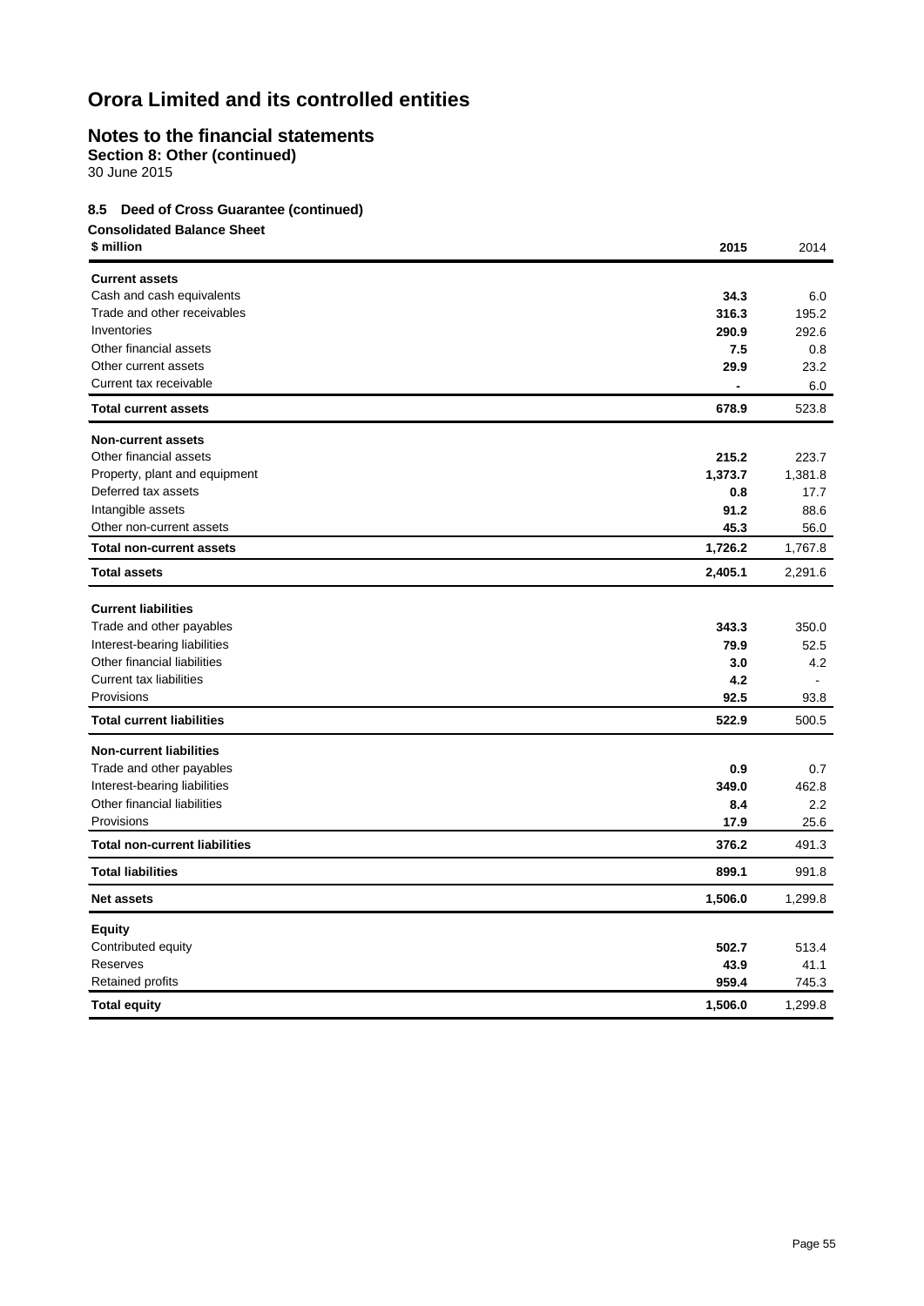# Orora Limited and its controlled entities

## Notes to the financial statements

**Section 8: Other (continued)**

30 June 2015

### 8.5 Deed of Cross Guarantee (continued)

**Consolidated Balance Sheet**

| $ million | 2015 | 2014 |
|---|---|---|
| **Current assets** | | |
| Cash and cash equivalents | **34.3** | 6.0 |
| Trade and other receivables | **316.3** | 195.2 |
| Inventories | **290.9** | 292.6 |
| Other financial assets | **7.5** | 0.8 |
| Other current assets | **29.9** | 23.2 |
| Current tax receivable | **-** | 6.0 |
| **Total current assets** | **678.9** | 523.8 |
| **Non-current assets** | | |
| Other financial assets | **215.2** | 223.7 |
| Property, plant and equipment | **1,373.7** | 1,381.8 |
| Deferred tax assets | **0.8** | 17.7 |
| Intangible assets | **91.2** | 88.6 |
| Other non-current assets | **45.3** | 56.0 |
| **Total non-current assets** | **1,726.2** | 1,767.8 |
| **Total assets** | **2,405.1** | 2,291.6 |
| **Current liabilities** | | |
| Trade and other payables | **343.3** | 350.0 |
| Interest-bearing liabilities | **79.9** | 52.5 |
| Other financial liabilities | **3.0** | 4.2 |
| Current tax liabilities | **4.2** | - |
| Provisions | **92.5** | 93.8 |
| **Total current liabilities** | **522.9** | 500.5 |
| **Non-current liabilities** | | |
| Trade and other payables | **0.9** | 0.7 |
| Interest-bearing liabilities | **349.0** | 462.8 |
| Other financial liabilities | **8.4** | 2.2 |
| Provisions | **17.9** | 25.6 |
| **Total non-current liabilities** | **376.2** | 491.3 |
| **Total liabilities** | **899.1** | 991.8 |
| **Net assets** | **1,506.0** | 1,299.8 |
| **Equity** | | |
| Contributed equity | **502.7** | 513.4 |
| Reserves | **43.9** | 41.1 |
| Retained profits | **959.4** | 745.3 |
| **Total equity** | **1,506.0** | 1,299.8 |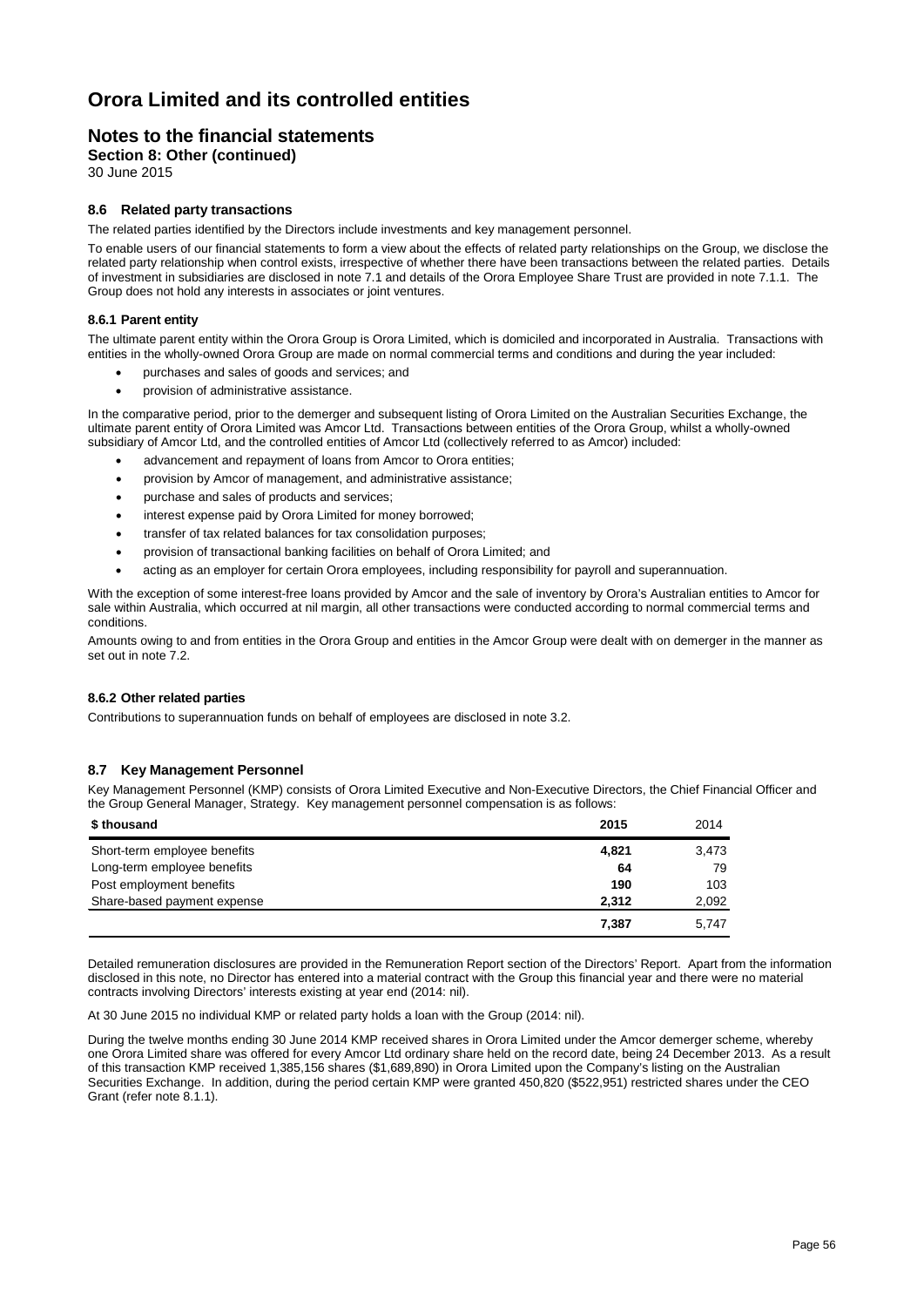# Orora Limited and its controlled entities

## Notes to the financial statements

**Section 8: Other (continued)**

30 June 2015

### 8.6 Related party transactions

The related parties identified by the Directors include investments and key management personnel.

To enable users of our financial statements to form a view about the effects of related party relationships on the Group, we disclose the related party relationship when control exists, irrespective of whether there have been transactions between the related parties. Details of investment in subsidiaries are disclosed in note 7.1 and details of the Orora Employee Share Trust are provided in note 7.1.1. The Group does not hold any interests in associates or joint ventures.

#### 8.6.1 Parent entity

The ultimate parent entity within the Orora Group is Orora Limited, which is domiciled and incorporated in Australia. Transactions with entities in the wholly-owned Orora Group are made on normal commercial terms and conditions and during the year included:

- purchases and sales of goods and services; and
- provision of administrative assistance.

In the comparative period, prior to the demerger and subsequent listing of Orora Limited on the Australian Securities Exchange, the ultimate parent entity of Orora Limited was Amcor Ltd. Transactions between entities of the Orora Group, whilst a wholly-owned subsidiary of Amcor Ltd, and the controlled entities of Amcor Ltd (collectively referred to as Amcor) included:

- advancement and repayment of loans from Amcor to Orora entities;
- provision by Amcor of management, and administrative assistance;
- purchase and sales of products and services;
- interest expense paid by Orora Limited for money borrowed;
- transfer of tax related balances for tax consolidation purposes;
- provision of transactional banking facilities on behalf of Orora Limited; and
- acting as an employer for certain Orora employees, including responsibility for payroll and superannuation.

With the exception of some interest-free loans provided by Amcor and the sale of inventory by Orora's Australian entities to Amcor for sale within Australia, which occurred at nil margin, all other transactions were conducted according to normal commercial terms and conditions.

Amounts owing to and from entities in the Orora Group and entities in the Amcor Group were dealt with on demerger in the manner as set out in note 7.2.

#### 8.6.2 Other related parties

Contributions to superannuation funds on behalf of employees are disclosed in note 3.2.

### 8.7 Key Management Personnel

Key Management Personnel (KMP) consists of Orora Limited Executive and Non-Executive Directors, the Chief Financial Officer and the Group General Manager, Strategy. Key management personnel compensation is as follows:

| $ thousand | 2015 | 2014 |
|---|---|---|
| Short-term employee benefits | **4,821** | 3,473 |
| Long-term employee benefits | **64** | 79 |
| Post employment benefits | **190** | 103 |
| Share-based payment expense | **2,312** | 2,092 |
| | **7,387** | 5,747 |

Detailed remuneration disclosures are provided in the Remuneration Report section of the Directors' Report. Apart from the information disclosed in this note, no Director has entered into a material contract with the Group this financial year and there were no material contracts involving Directors' interests existing at year end (2014: nil).

At 30 June 2015 no individual KMP or related party holds a loan with the Group (2014: nil).

During the twelve months ending 30 June 2014 KMP received shares in Orora Limited under the Amcor demerger scheme, whereby one Orora Limited share was offered for every Amcor Ltd ordinary share held on the record date, being 24 December 2013. As a result of this transaction KMP received 1,385,156 shares ($1,689,890) in Orora Limited upon the Company's listing on the Australian Securities Exchange. In addition, during the period certain KMP were granted 450,820 ($522,951) restricted shares under the CEO Grant (refer note 8.1.1).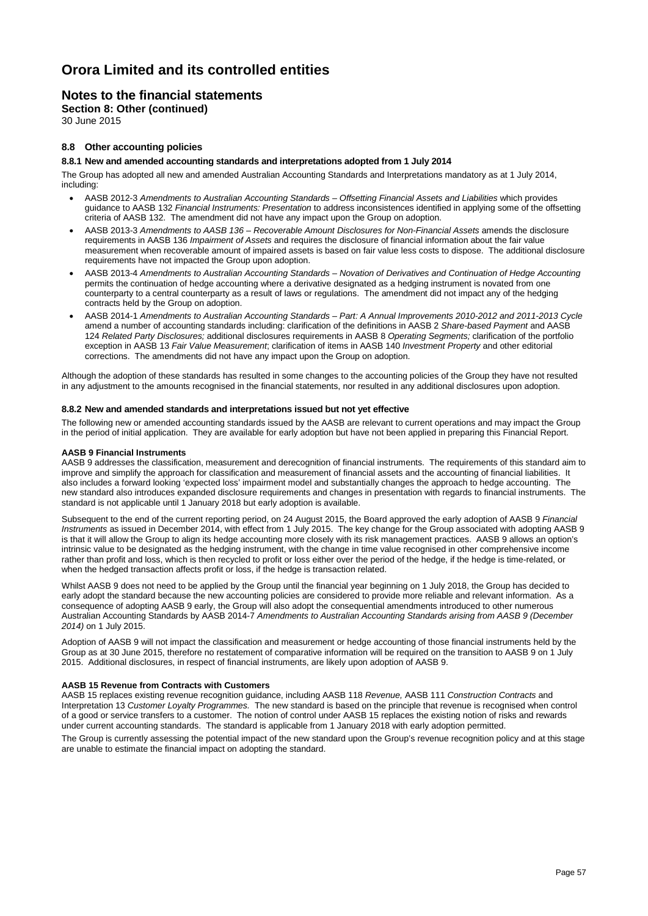# Orora Limited and its controlled entities

## Notes to the financial statements

**Section 8: Other (continued)**

30 June 2015

### 8.8 Other accounting policies

#### 8.8.1 New and amended accounting standards and interpretations adopted from 1 July 2014

The Group has adopted all new and amended Australian Accounting Standards and Interpretations mandatory as at 1 July 2014, including:

- AASB 2012-3 *Amendments to Australian Accounting Standards – Offsetting Financial Assets and Liabilities* which provides guidance to AASB 132 *Financial Instruments: Presentation* to address inconsistences identified in applying some of the offsetting criteria of AASB 132. The amendment did not have any impact upon the Group on adoption.
- AASB 2013-3 *Amendments to AASB 136 – Recoverable Amount Disclosures for Non-Financial Assets* amends the disclosure requirements in AASB 136 *Impairment of Assets* and requires the disclosure of financial information about the fair value measurement when recoverable amount of impaired assets is based on fair value less costs to dispose. The additional disclosure requirements have not impacted the Group upon adoption.
- AASB 2013-4 *Amendments to Australian Accounting Standards – Novation of Derivatives and Continuation of Hedge Accounting* permits the continuation of hedge accounting where a derivative designated as a hedging instrument is novated from one counterparty to a central counterparty as a result of laws or regulations. The amendment did not impact any of the hedging contracts held by the Group on adoption.
- AASB 2014-1 *Amendments to Australian Accounting Standards – Part: A Annual Improvements 2010-2012 and 2011-2013 Cycle* amend a number of accounting standards including: clarification of the definitions in AASB 2 *Share-based Payment* and AASB 124 *Related Party Disclosures;* additional disclosures requirements in AASB 8 *Operating Segments;* clarification of the portfolio exception in AASB 13 *Fair Value Measurement*; clarification of items in AASB 140 *Investment Property* and other editorial corrections. The amendments did not have any impact upon the Group on adoption.

Although the adoption of these standards has resulted in some changes to the accounting policies of the Group they have not resulted in any adjustment to the amounts recognised in the financial statements, nor resulted in any additional disclosures upon adoption.

#### 8.8.2 New and amended standards and interpretations issued but not yet effective

The following new or amended accounting standards issued by the AASB are relevant to current operations and may impact the Group in the period of initial application. They are available for early adoption but have not been applied in preparing this Financial Report.

**AASB 9 Financial Instruments**

AASB 9 addresses the classification, measurement and derecognition of financial instruments. The requirements of this standard aim to improve and simplify the approach for classification and measurement of financial assets and the accounting of financial liabilities. It also includes a forward looking 'expected loss' impairment model and substantially changes the approach to hedge accounting. The new standard also introduces expanded disclosure requirements and changes in presentation with regards to financial instruments. The standard is not applicable until 1 January 2018 but early adoption is available.

Subsequent to the end of the current reporting period, on 24 August 2015, the Board approved the early adoption of AASB 9 *Financial Instruments* as issued in December 2014, with effect from 1 July 2015. The key change for the Group associated with adopting AASB 9 is that it will allow the Group to align its hedge accounting more closely with its risk management practices. AASB 9 allows an option's intrinsic value to be designated as the hedging instrument, with the change in time value recognised in other comprehensive income rather than profit and loss, which is then recycled to profit or loss either over the period of the hedge, if the hedge is time-related, or when the hedged transaction affects profit or loss, if the hedge is transaction related.

Whilst AASB 9 does not need to be applied by the Group until the financial year beginning on 1 July 2018, the Group has decided to early adopt the standard because the new accounting policies are considered to provide more reliable and relevant information. As a consequence of adopting AASB 9 early, the Group will also adopt the consequential amendments introduced to other numerous Australian Accounting Standards by AASB 2014-7 *Amendments to Australian Accounting Standards arising from AASB 9 (December 2014)* on 1 July 2015.

Adoption of AASB 9 will not impact the classification and measurement or hedge accounting of those financial instruments held by the Group as at 30 June 2015, therefore no restatement of comparative information will be required on the transition to AASB 9 on 1 July 2015. Additional disclosures, in respect of financial instruments, are likely upon adoption of AASB 9.

**AASB 15 Revenue from Contracts with Customers**

AASB 15 replaces existing revenue recognition guidance, including AASB 118 *Revenue,* AASB 111 *Construction Contracts* and Interpretation 13 *Customer Loyalty Programmes.* The new standard is based on the principle that revenue is recognised when control of a good or service transfers to a customer. The notion of control under AASB 15 replaces the existing notion of risks and rewards under current accounting standards. The standard is applicable from 1 January 2018 with early adoption permitted.

The Group is currently assessing the potential impact of the new standard upon the Group's revenue recognition policy and at this stage are unable to estimate the financial impact on adopting the standard.